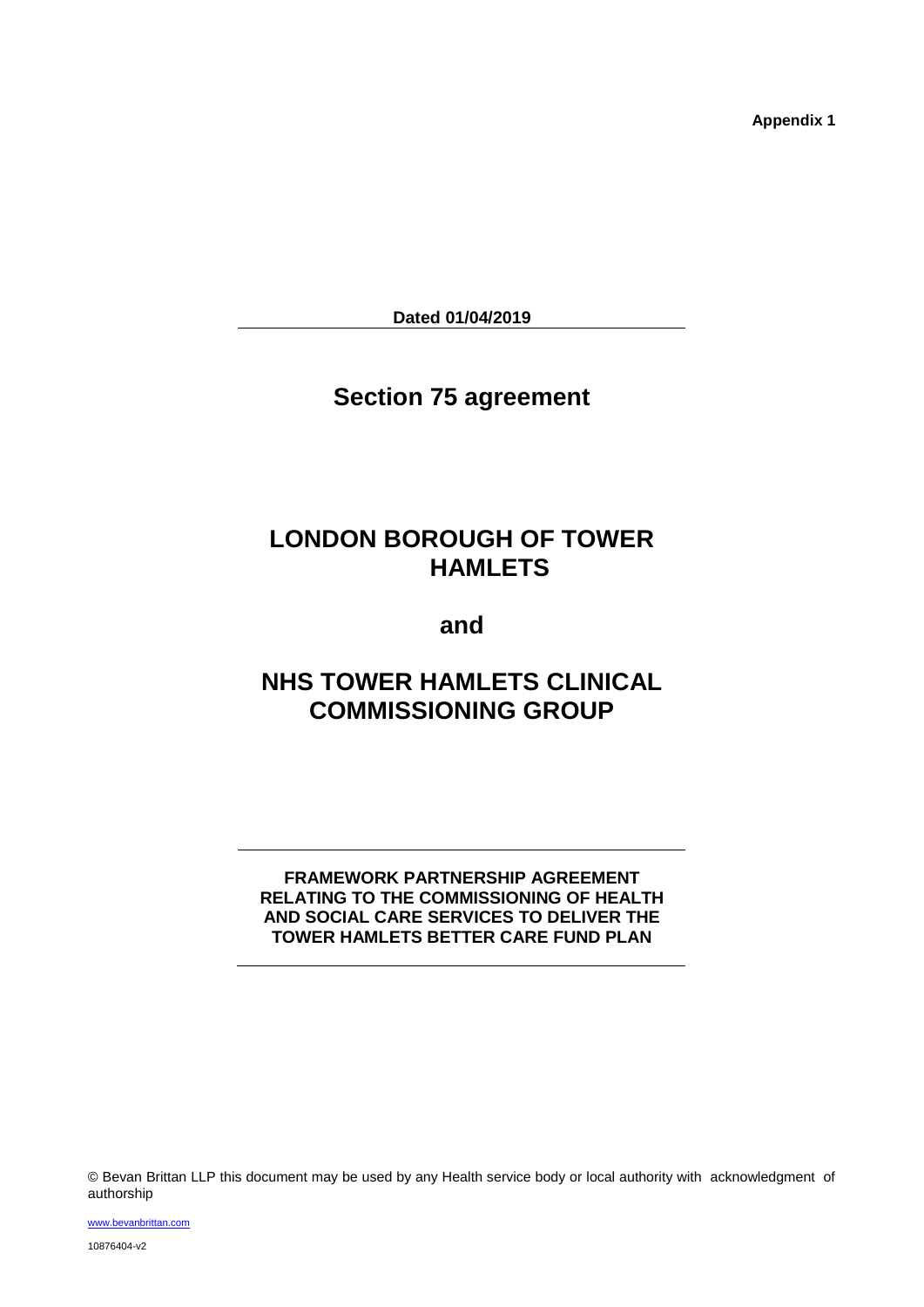**Appendix 1**

**Dated 01/04/2019**

# Section 75 agreement

# LONDON BOROUGH OF TOWER HAMLETS

# and

# NHS TOWER HAMLETS CLINICAL COMMISSIONING GROUP

**FRAMEWORK PARTNERSHIP AGREEMENT RELATING TO THE COMMISSIONING OF HEALTH AND SOCIAL CARE SERVICES TO DELIVER THE TOWER HAMLETS BETTER CARE FUND PLAN**

© Bevan Brittan LLP this document may be used by any Health service body or local authority with acknowledgment of authorship

www.bevanbrittan.com

10876404-v2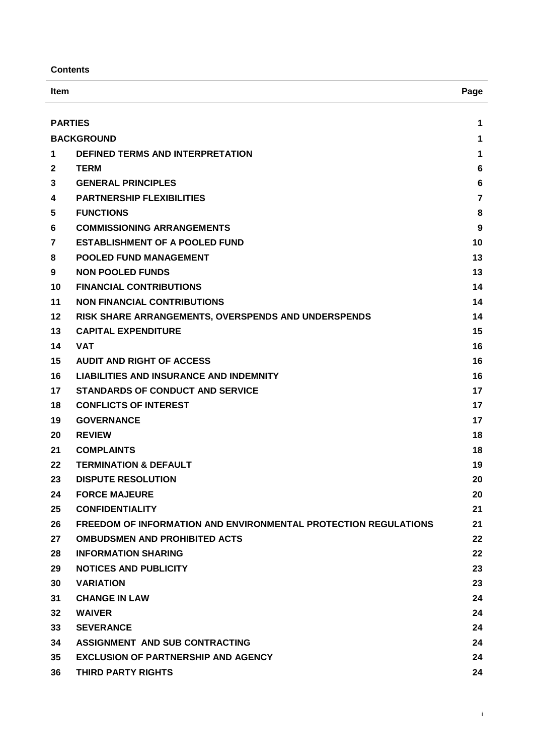**Contents**

| Item | | Page |
|---|---|---|
| **PARTIES** | | **1** |
| **BACKGROUND** | | **1** |
| **1** | **DEFINED TERMS AND INTERPRETATION** | **1** |
| **2** | **TERM** | **6** |
| **3** | **GENERAL PRINCIPLES** | **6** |
| **4** | **PARTNERSHIP FLEXIBILITIES** | **7** |
| **5** | **FUNCTIONS** | **8** |
| **6** | **COMMISSIONING ARRANGEMENTS** | **9** |
| **7** | **ESTABLISHMENT OF A POOLED FUND** | **10** |
| **8** | **POOLED FUND MANAGEMENT** | **13** |
| **9** | **NON POOLED FUNDS** | **13** |
| **10** | **FINANCIAL CONTRIBUTIONS** | **14** |
| **11** | **NON FINANCIAL CONTRIBUTIONS** | **14** |
| **12** | **RISK SHARE ARRANGEMENTS, OVERSPENDS AND UNDERSPENDS** | **14** |
| **13** | **CAPITAL EXPENDITURE** | **15** |
| **14** | **VAT** | **16** |
| **15** | **AUDIT AND RIGHT OF ACCESS** | **16** |
| **16** | **LIABILITIES AND INSURANCE AND INDEMNITY** | **16** |
| **17** | **STANDARDS OF CONDUCT AND SERVICE** | **17** |
| **18** | **CONFLICTS OF INTEREST** | **17** |
| **19** | **GOVERNANCE** | **17** |
| **20** | **REVIEW** | **18** |
| **21** | **COMPLAINTS** | **18** |
| **22** | **TERMINATION & DEFAULT** | **19** |
| **23** | **DISPUTE RESOLUTION** | **20** |
| **24** | **FORCE MAJEURE** | **20** |
| **25** | **CONFIDENTIALITY** | **21** |
| **26** | **FREEDOM OF INFORMATION AND ENVIRONMENTAL PROTECTION REGULATIONS** | **21** |
| **27** | **OMBUDSMEN AND PROHIBITED ACTS** | **22** |
| **28** | **INFORMATION SHARING** | **22** |
| **29** | **NOTICES AND PUBLICITY** | **23** |
| **30** | **VARIATION** | **23** |
| **31** | **CHANGE IN LAW** | **24** |
| **32** | **WAIVER** | **24** |
| **33** | **SEVERANCE** | **24** |
| **34** | **ASSIGNMENT AND SUB CONTRACTING** | **24** |
| **35** | **EXCLUSION OF PARTNERSHIP AND AGENCY** | **24** |
| **36** | **THIRD PARTY RIGHTS** | **24** |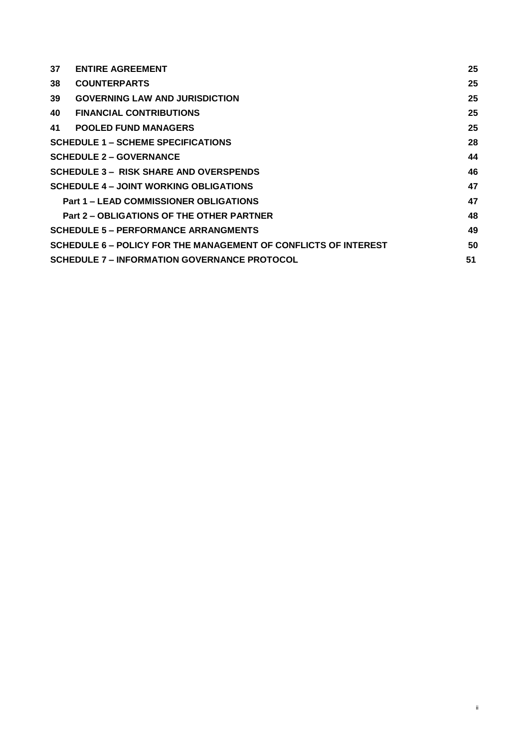| | | |
|---|---|---|
| **37** | **ENTIRE AGREEMENT** | **25** |
| **38** | **COUNTERPARTS** | **25** |
| **39** | **GOVERNING LAW AND JURISDICTION** | **25** |
| **40** | **FINANCIAL CONTRIBUTIONS** | **25** |
| **41** | **POOLED FUND MANAGERS** | **25** |
| | **SCHEDULE 1 – SCHEME SPECIFICATIONS** | **28** |
| | **SCHEDULE 2 – GOVERNANCE** | **44** |
| | **SCHEDULE 3 – RISK SHARE AND OVERSPENDS** | **46** |
| | **SCHEDULE 4 – JOINT WORKING OBLIGATIONS** | **47** |
| | **Part 1 – LEAD COMMISSIONER OBLIGATIONS** | **47** |
| | **Part 2 – OBLIGATIONS OF THE OTHER PARTNER** | **48** |
| | **SCHEDULE 5 – PERFORMANCE ARRANGMENTS** | **49** |
| | **SCHEDULE 6 – POLICY FOR THE MANAGEMENT OF CONFLICTS OF INTEREST** | **50** |
| | **SCHEDULE 7 – INFORMATION GOVERNANCE PROTOCOL** | **51** |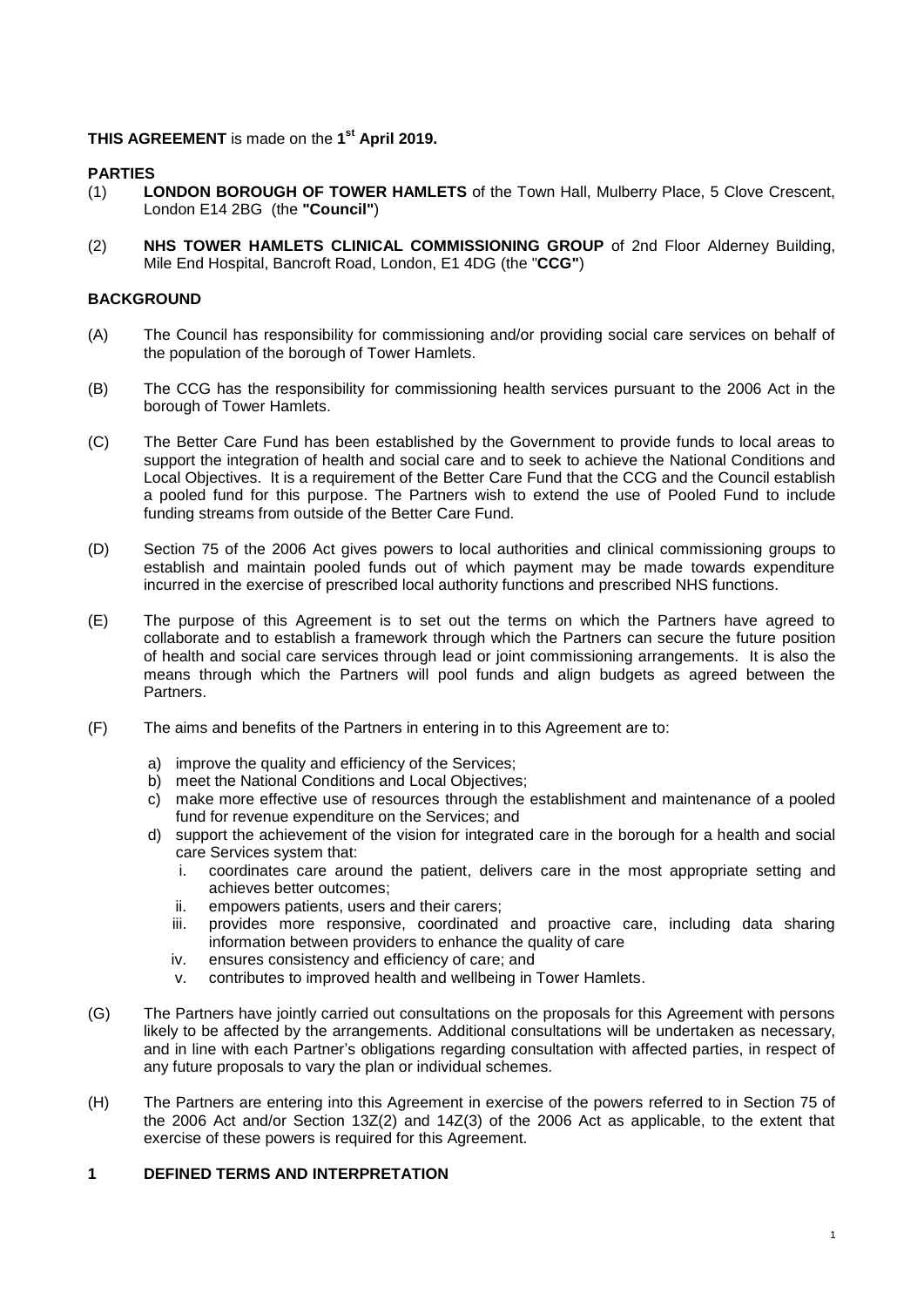**THIS AGREEMENT** is made on the **1st April 2019.**

**PARTIES**

(1) **LONDON BOROUGH OF TOWER HAMLETS** of the Town Hall, Mulberry Place, 5 Clove Crescent, London E14 2BG (the **"Council"**)

(2) **NHS TOWER HAMLETS CLINICAL COMMISSIONING GROUP** of 2nd Floor Alderney Building, Mile End Hospital, Bancroft Road, London, E1 4DG (the "**CCG"**)

**BACKGROUND**

(A) The Council has responsibility for commissioning and/or providing social care services on behalf of the population of the borough of Tower Hamlets.

(B) The CCG has the responsibility for commissioning health services pursuant to the 2006 Act in the borough of Tower Hamlets.

(C) The Better Care Fund has been established by the Government to provide funds to local areas to support the integration of health and social care and to seek to achieve the National Conditions and Local Objectives. It is a requirement of the Better Care Fund that the CCG and the Council establish a pooled fund for this purpose. The Partners wish to extend the use of Pooled Fund to include funding streams from outside of the Better Care Fund.

(D) Section 75 of the 2006 Act gives powers to local authorities and clinical commissioning groups to establish and maintain pooled funds out of which payment may be made towards expenditure incurred in the exercise of prescribed local authority functions and prescribed NHS functions.

(E) The purpose of this Agreement is to set out the terms on which the Partners have agreed to collaborate and to establish a framework through which the Partners can secure the future position of health and social care services through lead or joint commissioning arrangements. It is also the means through which the Partners will pool funds and align budgets as agreed between the Partners.

(F) The aims and benefits of the Partners in entering in to this Agreement are to:

a) improve the quality and efficiency of the Services;
b) meet the National Conditions and Local Objectives;
c) make more effective use of resources through the establishment and maintenance of a pooled fund for revenue expenditure on the Services; and
d) support the achievement of the vision for integrated care in the borough for a health and social care Services system that:
    i. coordinates care around the patient, delivers care in the most appropriate setting and achieves better outcomes;
    ii. empowers patients, users and their carers;
    iii. provides more responsive, coordinated and proactive care, including data sharing information between providers to enhance the quality of care
    iv. ensures consistency and efficiency of care; and
    v. contributes to improved health and wellbeing in Tower Hamlets.

(G) The Partners have jointly carried out consultations on the proposals for this Agreement with persons likely to be affected by the arrangements. Additional consultations will be undertaken as necessary, and in line with each Partner's obligations regarding consultation with affected parties, in respect of any future proposals to vary the plan or individual schemes.

(H) The Partners are entering into this Agreement in exercise of the powers referred to in Section 75 of the 2006 Act and/or Section 13Z(2) and 14Z(3) of the 2006 Act as applicable, to the extent that exercise of these powers is required for this Agreement.

## 1 DEFINED TERMS AND INTERPRETATION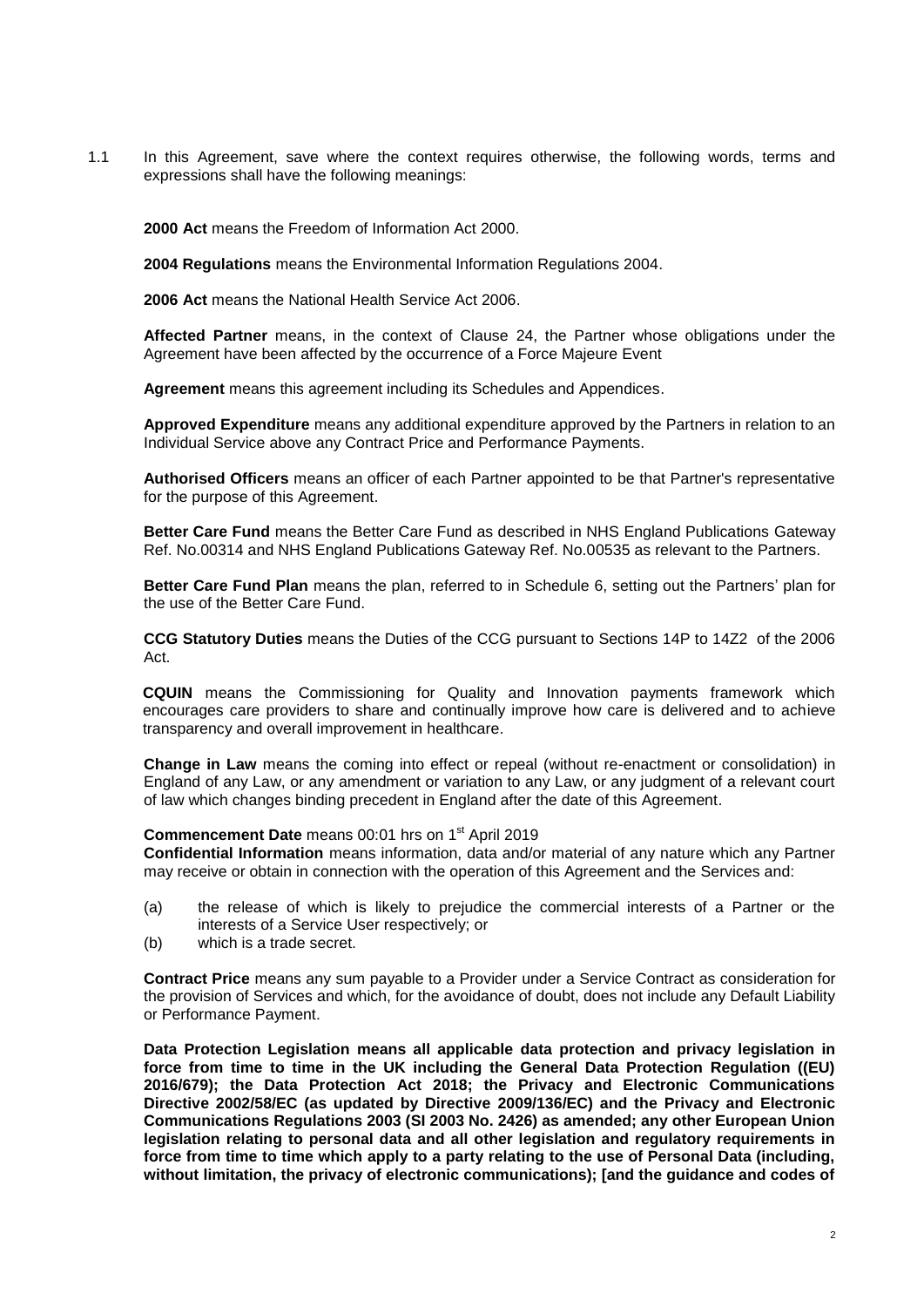1.1 In this Agreement, save where the context requires otherwise, the following words, terms and expressions shall have the following meanings:

**2000 Act** means the Freedom of Information Act 2000.

**2004 Regulations** means the Environmental Information Regulations 2004.

**2006 Act** means the National Health Service Act 2006.

**Affected Partner** means, in the context of Clause 24, the Partner whose obligations under the Agreement have been affected by the occurrence of a Force Majeure Event

**Agreement** means this agreement including its Schedules and Appendices.

**Approved Expenditure** means any additional expenditure approved by the Partners in relation to an Individual Service above any Contract Price and Performance Payments.

**Authorised Officers** means an officer of each Partner appointed to be that Partner's representative for the purpose of this Agreement.

**Better Care Fund** means the Better Care Fund as described in NHS England Publications Gateway Ref. No.00314 and NHS England Publications Gateway Ref. No.00535 as relevant to the Partners.

**Better Care Fund Plan** means the plan, referred to in Schedule 6, setting out the Partners' plan for the use of the Better Care Fund.

**CCG Statutory Duties** means the Duties of the CCG pursuant to Sections 14P to 14Z2 of the 2006 Act.

**CQUIN** means the Commissioning for Quality and Innovation payments framework which encourages care providers to share and continually improve how care is delivered and to achieve transparency and overall improvement in healthcare.

**Change in Law** means the coming into effect or repeal (without re-enactment or consolidation) in England of any Law, or any amendment or variation to any Law, or any judgment of a relevant court of law which changes binding precedent in England after the date of this Agreement.

**Commencement Date** means 00:01 hrs on 1st April 2019

**Confidential Information** means information, data and/or material of any nature which any Partner may receive or obtain in connection with the operation of this Agreement and the Services and:

(a) the release of which is likely to prejudice the commercial interests of a Partner or the interests of a Service User respectively; or

(b) which is a trade secret.

**Contract Price** means any sum payable to a Provider under a Service Contract as consideration for the provision of Services and which, for the avoidance of doubt, does not include any Default Liability or Performance Payment.

**Data Protection Legislation means all applicable data protection and privacy legislation in force from time to time in the UK including the General Data Protection Regulation ((EU) 2016/679); the Data Protection Act 2018; the Privacy and Electronic Communications Directive 2002/58/EC (as updated by Directive 2009/136/EC) and the Privacy and Electronic Communications Regulations 2003 (SI 2003 No. 2426) as amended; any other European Union legislation relating to personal data and all other legislation and regulatory requirements in force from time to time which apply to a party relating to the use of Personal Data (including, without limitation, the privacy of electronic communications); [and the guidance and codes of**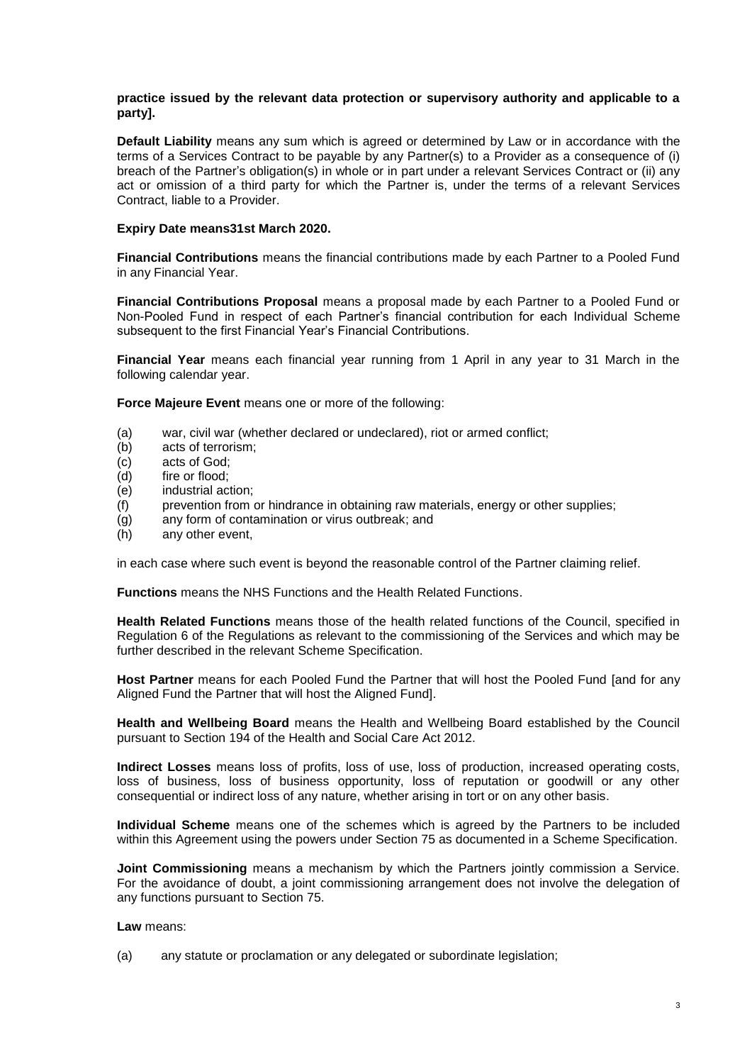**practice issued by the relevant data protection or supervisory authority and applicable to a party].**

**Default Liability** means any sum which is agreed or determined by Law or in accordance with the terms of a Services Contract to be payable by any Partner(s) to a Provider as a consequence of (i) breach of the Partner's obligation(s) in whole or in part under a relevant Services Contract or (ii) any act or omission of a third party for which the Partner is, under the terms of a relevant Services Contract, liable to a Provider.

**Expiry Date means31st March 2020.**

**Financial Contributions** means the financial contributions made by each Partner to a Pooled Fund in any Financial Year.

**Financial Contributions Proposal** means a proposal made by each Partner to a Pooled Fund or Non-Pooled Fund in respect of each Partner's financial contribution for each Individual Scheme subsequent to the first Financial Year's Financial Contributions.

**Financial Year** means each financial year running from 1 April in any year to 31 March in the following calendar year.

**Force Majeure Event** means one or more of the following:

(a) war, civil war (whether declared or undeclared), riot or armed conflict;
(b) acts of terrorism;
(c) acts of God;
(d) fire or flood;
(e) industrial action;
(f) prevention from or hindrance in obtaining raw materials, energy or other supplies;
(g) any form of contamination or virus outbreak; and
(h) any other event,

in each case where such event is beyond the reasonable control of the Partner claiming relief.

**Functions** means the NHS Functions and the Health Related Functions.

**Health Related Functions** means those of the health related functions of the Council, specified in Regulation 6 of the Regulations as relevant to the commissioning of the Services and which may be further described in the relevant Scheme Specification.

**Host Partner** means for each Pooled Fund the Partner that will host the Pooled Fund [and for any Aligned Fund the Partner that will host the Aligned Fund].

**Health and Wellbeing Board** means the Health and Wellbeing Board established by the Council pursuant to Section 194 of the Health and Social Care Act 2012.

**Indirect Losses** means loss of profits, loss of use, loss of production, increased operating costs, loss of business, loss of business opportunity, loss of reputation or goodwill or any other consequential or indirect loss of any nature, whether arising in tort or on any other basis.

**Individual Scheme** means one of the schemes which is agreed by the Partners to be included within this Agreement using the powers under Section 75 as documented in a Scheme Specification.

**Joint Commissioning** means a mechanism by which the Partners jointly commission a Service. For the avoidance of doubt, a joint commissioning arrangement does not involve the delegation of any functions pursuant to Section 75.

**Law** means:

(a) any statute or proclamation or any delegated or subordinate legislation;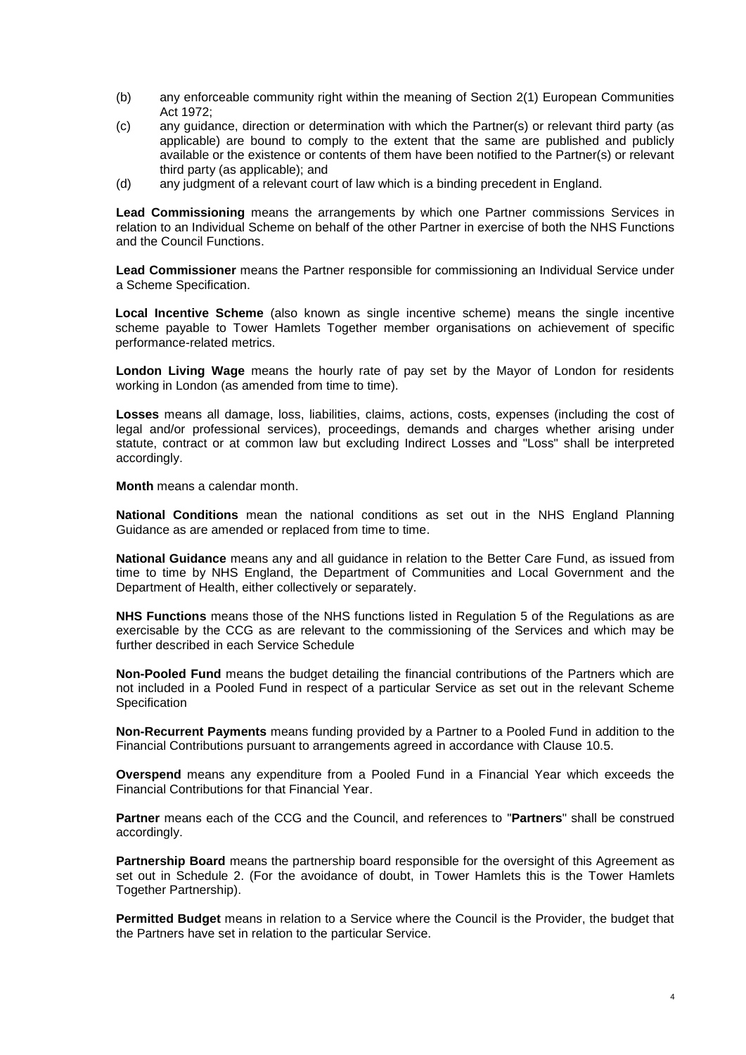(b) any enforceable community right within the meaning of Section 2(1) European Communities Act 1972;

(c) any guidance, direction or determination with which the Partner(s) or relevant third party (as applicable) are bound to comply to the extent that the same are published and publicly available or the existence or contents of them have been notified to the Partner(s) or relevant third party (as applicable); and

(d) any judgment of a relevant court of law which is a binding precedent in England.

**Lead Commissioning** means the arrangements by which one Partner commissions Services in relation to an Individual Scheme on behalf of the other Partner in exercise of both the NHS Functions and the Council Functions.

**Lead Commissioner** means the Partner responsible for commissioning an Individual Service under a Scheme Specification.

**Local Incentive Scheme** (also known as single incentive scheme) means the single incentive scheme payable to Tower Hamlets Together member organisations on achievement of specific performance-related metrics.

**London Living Wage** means the hourly rate of pay set by the Mayor of London for residents working in London (as amended from time to time).

**Losses** means all damage, loss, liabilities, claims, actions, costs, expenses (including the cost of legal and/or professional services), proceedings, demands and charges whether arising under statute, contract or at common law but excluding Indirect Losses and "Loss" shall be interpreted accordingly.

**Month** means a calendar month.

**National Conditions** mean the national conditions as set out in the NHS England Planning Guidance as are amended or replaced from time to time.

**National Guidance** means any and all guidance in relation to the Better Care Fund, as issued from time to time by NHS England, the Department of Communities and Local Government and the Department of Health, either collectively or separately.

**NHS Functions** means those of the NHS functions listed in Regulation 5 of the Regulations as are exercisable by the CCG as are relevant to the commissioning of the Services and which may be further described in each Service Schedule

**Non-Pooled Fund** means the budget detailing the financial contributions of the Partners which are not included in a Pooled Fund in respect of a particular Service as set out in the relevant Scheme Specification

**Non-Recurrent Payments** means funding provided by a Partner to a Pooled Fund in addition to the Financial Contributions pursuant to arrangements agreed in accordance with Clause 10.5.

**Overspend** means any expenditure from a Pooled Fund in a Financial Year which exceeds the Financial Contributions for that Financial Year.

**Partner** means each of the CCG and the Council, and references to "**Partners**" shall be construed accordingly.

**Partnership Board** means the partnership board responsible for the oversight of this Agreement as set out in Schedule 2. (For the avoidance of doubt, in Tower Hamlets this is the Tower Hamlets Together Partnership).

**Permitted Budget** means in relation to a Service where the Council is the Provider, the budget that the Partners have set in relation to the particular Service.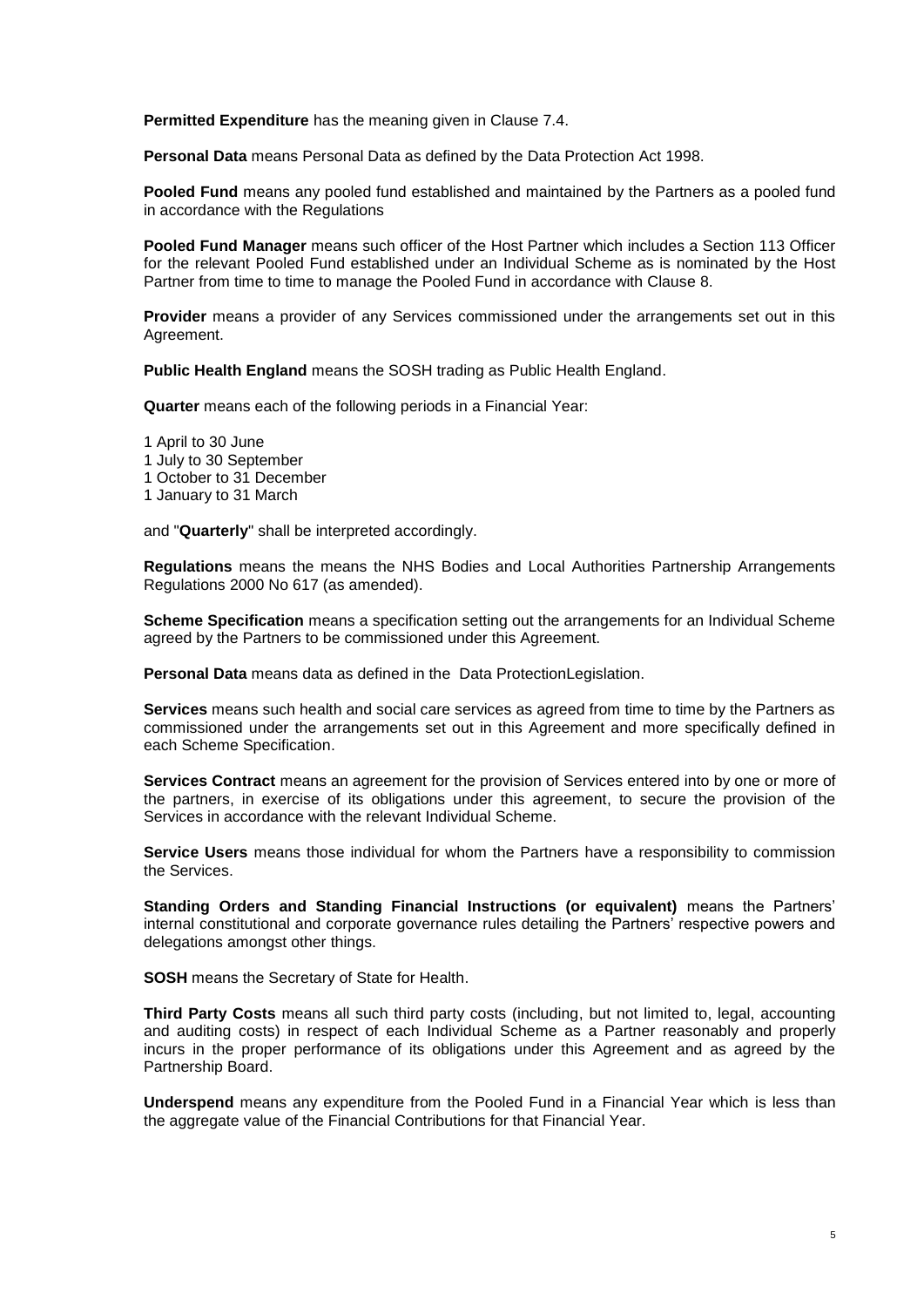**Permitted Expenditure** has the meaning given in Clause 7.4.

**Personal Data** means Personal Data as defined by the Data Protection Act 1998.

**Pooled Fund** means any pooled fund established and maintained by the Partners as a pooled fund in accordance with the Regulations

**Pooled Fund Manager** means such officer of the Host Partner which includes a Section 113 Officer for the relevant Pooled Fund established under an Individual Scheme as is nominated by the Host Partner from time to time to manage the Pooled Fund in accordance with Clause 8.

**Provider** means a provider of any Services commissioned under the arrangements set out in this Agreement.

**Public Health England** means the SOSH trading as Public Health England.

**Quarter** means each of the following periods in a Financial Year:

1 April to 30 June
1 July to 30 September
1 October to 31 December
1 January to 31 March

and "**Quarterly**" shall be interpreted accordingly.

**Regulations** means the means the NHS Bodies and Local Authorities Partnership Arrangements Regulations 2000 No 617 (as amended).

**Scheme Specification** means a specification setting out the arrangements for an Individual Scheme agreed by the Partners to be commissioned under this Agreement.

**Personal Data** means data as defined in the Data ProtectionLegislation.

**Services** means such health and social care services as agreed from time to time by the Partners as commissioned under the arrangements set out in this Agreement and more specifically defined in each Scheme Specification.

**Services Contract** means an agreement for the provision of Services entered into by one or more of the partners, in exercise of its obligations under this agreement, to secure the provision of the Services in accordance with the relevant Individual Scheme.

**Service Users** means those individual for whom the Partners have a responsibility to commission the Services.

**Standing Orders and Standing Financial Instructions (or equivalent)** means the Partners' internal constitutional and corporate governance rules detailing the Partners' respective powers and delegations amongst other things.

**SOSH** means the Secretary of State for Health.

**Third Party Costs** means all such third party costs (including, but not limited to, legal, accounting and auditing costs) in respect of each Individual Scheme as a Partner reasonably and properly incurs in the proper performance of its obligations under this Agreement and as agreed by the Partnership Board.

**Underspend** means any expenditure from the Pooled Fund in a Financial Year which is less than the aggregate value of the Financial Contributions for that Financial Year.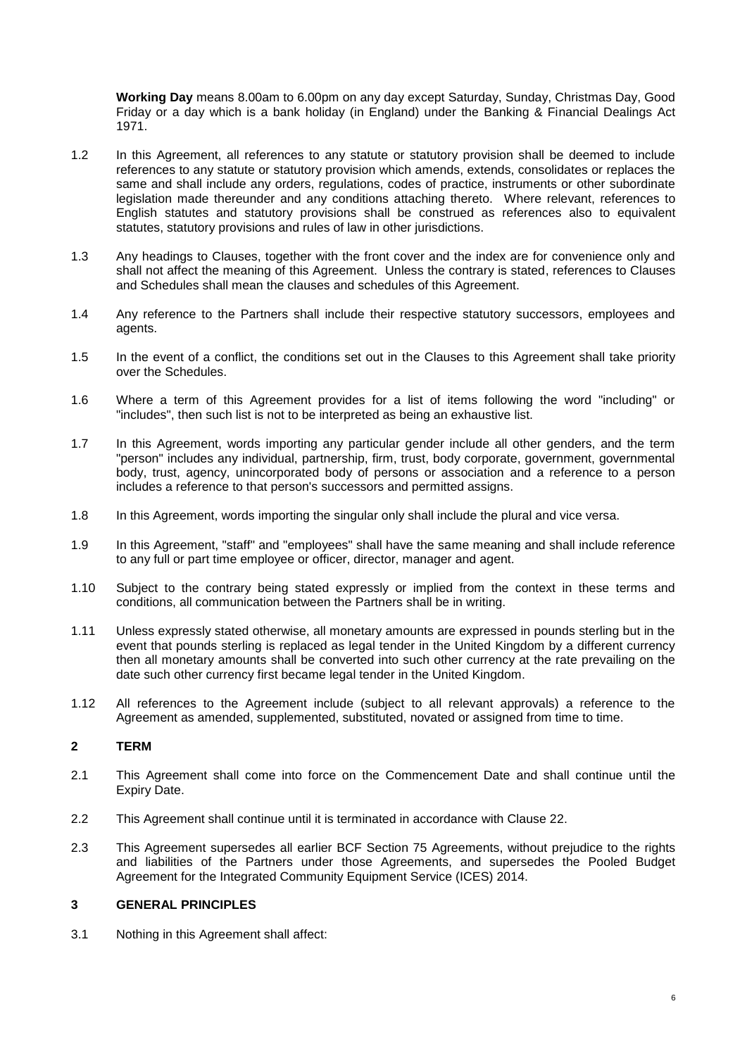**Working Day** means 8.00am to 6.00pm on any day except Saturday, Sunday, Christmas Day, Good Friday or a day which is a bank holiday (in England) under the Banking & Financial Dealings Act 1971.

1.2 In this Agreement, all references to any statute or statutory provision shall be deemed to include references to any statute or statutory provision which amends, extends, consolidates or replaces the same and shall include any orders, regulations, codes of practice, instruments or other subordinate legislation made thereunder and any conditions attaching thereto. Where relevant, references to English statutes and statutory provisions shall be construed as references also to equivalent statutes, statutory provisions and rules of law in other jurisdictions.

1.3 Any headings to Clauses, together with the front cover and the index are for convenience only and shall not affect the meaning of this Agreement. Unless the contrary is stated, references to Clauses and Schedules shall mean the clauses and schedules of this Agreement.

1.4 Any reference to the Partners shall include their respective statutory successors, employees and agents.

1.5 In the event of a conflict, the conditions set out in the Clauses to this Agreement shall take priority over the Schedules.

1.6 Where a term of this Agreement provides for a list of items following the word "including" or "includes", then such list is not to be interpreted as being an exhaustive list.

1.7 In this Agreement, words importing any particular gender include all other genders, and the term "person" includes any individual, partnership, firm, trust, body corporate, government, governmental body, trust, agency, unincorporated body of persons or association and a reference to a person includes a reference to that person's successors and permitted assigns.

1.8 In this Agreement, words importing the singular only shall include the plural and vice versa.

1.9 In this Agreement, "staff" and "employees" shall have the same meaning and shall include reference to any full or part time employee or officer, director, manager and agent.

1.10 Subject to the contrary being stated expressly or implied from the context in these terms and conditions, all communication between the Partners shall be in writing.

1.11 Unless expressly stated otherwise, all monetary amounts are expressed in pounds sterling but in the event that pounds sterling is replaced as legal tender in the United Kingdom by a different currency then all monetary amounts shall be converted into such other currency at the rate prevailing on the date such other currency first became legal tender in the United Kingdom.

1.12 All references to the Agreement include (subject to all relevant approvals) a reference to the Agreement as amended, supplemented, substituted, novated or assigned from time to time.

## 2 TERM

2.1 This Agreement shall come into force on the Commencement Date and shall continue until the Expiry Date.

2.2 This Agreement shall continue until it is terminated in accordance with Clause 22.

2.3 This Agreement supersedes all earlier BCF Section 75 Agreements, without prejudice to the rights and liabilities of the Partners under those Agreements, and supersedes the Pooled Budget Agreement for the Integrated Community Equipment Service (ICES) 2014.

## 3 GENERAL PRINCIPLES

3.1 Nothing in this Agreement shall affect: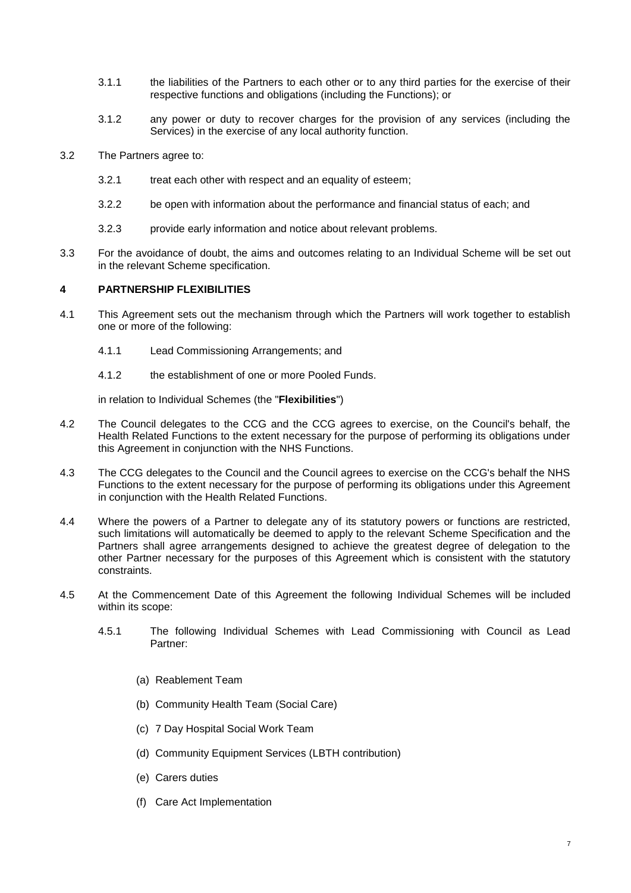3.1.1 the liabilities of the Partners to each other or to any third parties for the exercise of their respective functions and obligations (including the Functions); or

3.1.2 any power or duty to recover charges for the provision of any services (including the Services) in the exercise of any local authority function.

3.2 The Partners agree to:

3.2.1 treat each other with respect and an equality of esteem;

3.2.2 be open with information about the performance and financial status of each; and

3.2.3 provide early information and notice about relevant problems.

3.3 For the avoidance of doubt, the aims and outcomes relating to an Individual Scheme will be set out in the relevant Scheme specification.

## 4 PARTNERSHIP FLEXIBILITIES

4.1 This Agreement sets out the mechanism through which the Partners will work together to establish one or more of the following:

4.1.1 Lead Commissioning Arrangements; and

4.1.2 the establishment of one or more Pooled Funds.

in relation to Individual Schemes (the "**Flexibilities**")

4.2 The Council delegates to the CCG and the CCG agrees to exercise, on the Council's behalf, the Health Related Functions to the extent necessary for the purpose of performing its obligations under this Agreement in conjunction with the NHS Functions.

4.3 The CCG delegates to the Council and the Council agrees to exercise on the CCG's behalf the NHS Functions to the extent necessary for the purpose of performing its obligations under this Agreement in conjunction with the Health Related Functions.

4.4 Where the powers of a Partner to delegate any of its statutory powers or functions are restricted, such limitations will automatically be deemed to apply to the relevant Scheme Specification and the Partners shall agree arrangements designed to achieve the greatest degree of delegation to the other Partner necessary for the purposes of this Agreement which is consistent with the statutory constraints.

4.5 At the Commencement Date of this Agreement the following Individual Schemes will be included within its scope:

4.5.1 The following Individual Schemes with Lead Commissioning with Council as Lead Partner:

(a) Reablement Team

(b) Community Health Team (Social Care)

(c) 7 Day Hospital Social Work Team

(d) Community Equipment Services (LBTH contribution)

(e) Carers duties

(f) Care Act Implementation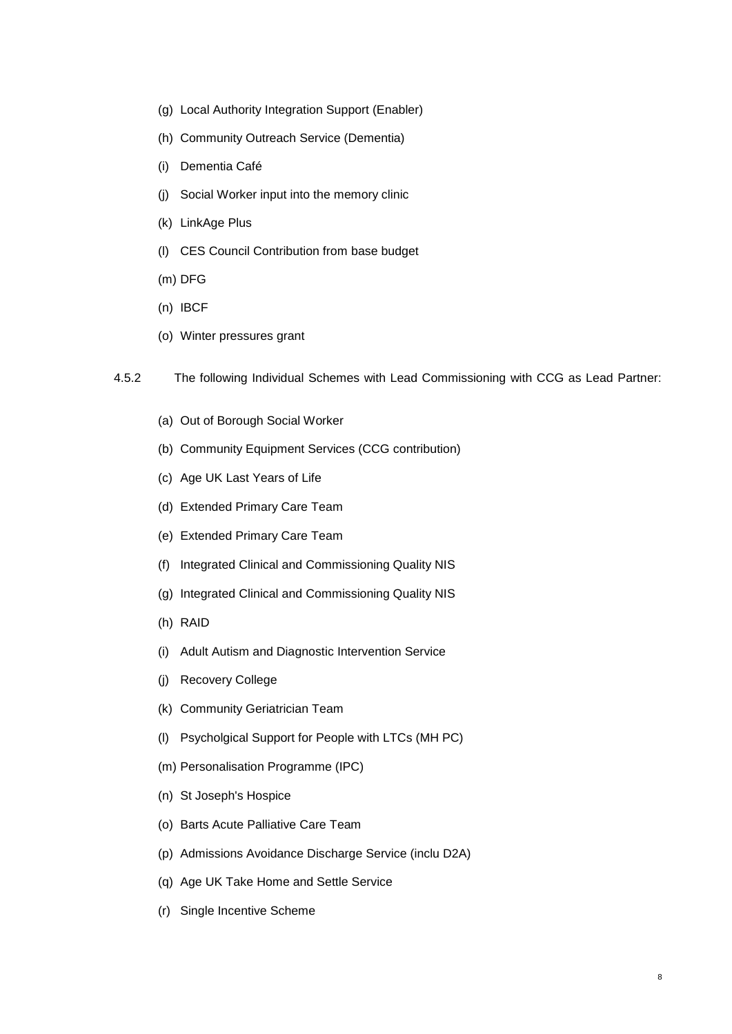(g) Local Authority Integration Support (Enabler)

(h) Community Outreach Service (Dementia)

(i) Dementia Café

(j) Social Worker input into the memory clinic

(k) LinkAge Plus

(l) CES Council Contribution from base budget

(m) DFG

(n) IBCF

(o) Winter pressures grant

4.5.2 The following Individual Schemes with Lead Commissioning with CCG as Lead Partner:

(a) Out of Borough Social Worker

(b) Community Equipment Services (CCG contribution)

(c) Age UK Last Years of Life

(d) Extended Primary Care Team

(e) Extended Primary Care Team

(f) Integrated Clinical and Commissioning Quality NIS

(g) Integrated Clinical and Commissioning Quality NIS

(h) RAID

(i) Adult Autism and Diagnostic Intervention Service

(j) Recovery College

(k) Community Geriatrician Team

(l) Psycholgical Support for People with LTCs (MH PC)

(m) Personalisation Programme (IPC)

(n) St Joseph's Hospice

(o) Barts Acute Palliative Care Team

(p) Admissions Avoidance Discharge Service (inclu D2A)

(q) Age UK Take Home and Settle Service

(r) Single Incentive Scheme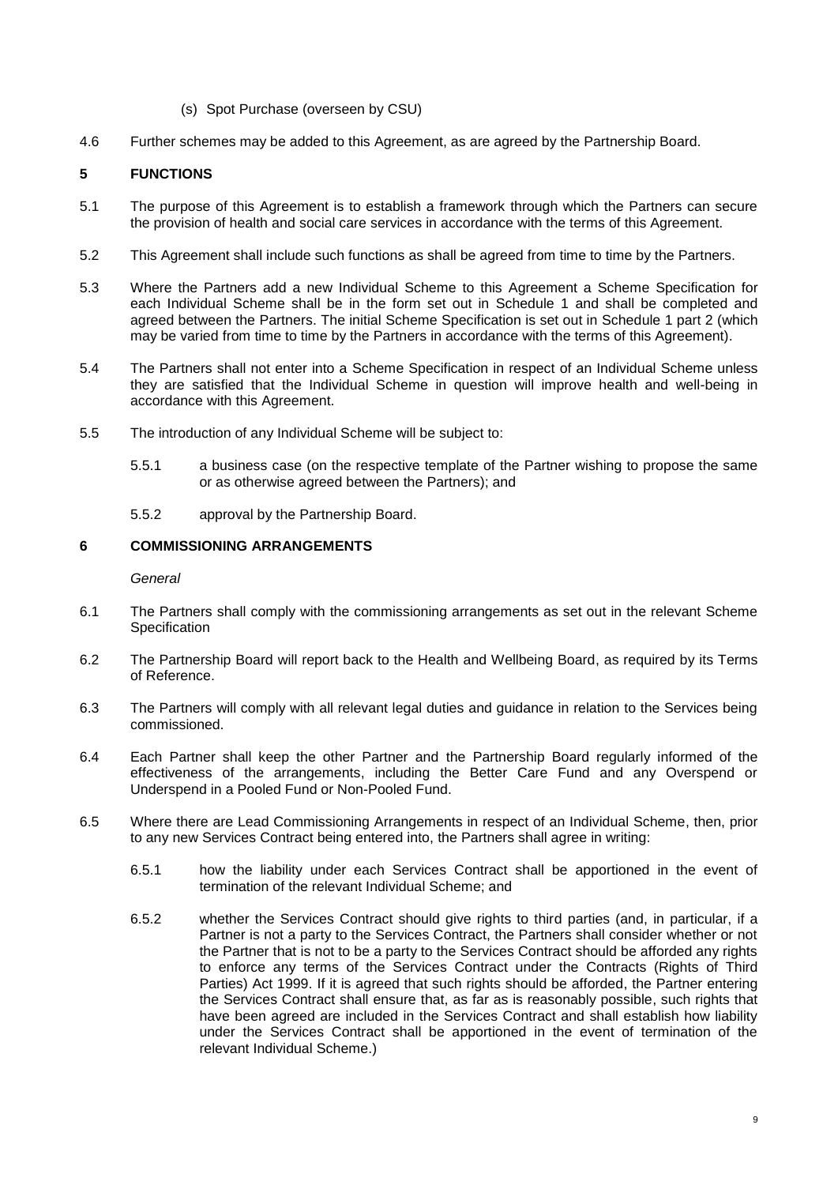(s) Spot Purchase (overseen by CSU)

4.6 Further schemes may be added to this Agreement, as are agreed by the Partnership Board.

## 5 FUNCTIONS

5.1 The purpose of this Agreement is to establish a framework through which the Partners can secure the provision of health and social care services in accordance with the terms of this Agreement.

5.2 This Agreement shall include such functions as shall be agreed from time to time by the Partners.

5.3 Where the Partners add a new Individual Scheme to this Agreement a Scheme Specification for each Individual Scheme shall be in the form set out in Schedule 1 and shall be completed and agreed between the Partners. The initial Scheme Specification is set out in Schedule 1 part 2 (which may be varied from time to time by the Partners in accordance with the terms of this Agreement).

5.4 The Partners shall not enter into a Scheme Specification in respect of an Individual Scheme unless they are satisfied that the Individual Scheme in question will improve health and well-being in accordance with this Agreement.

5.5 The introduction of any Individual Scheme will be subject to:

5.5.1 a business case (on the respective template of the Partner wishing to propose the same or as otherwise agreed between the Partners); and

5.5.2 approval by the Partnership Board.

## 6 COMMISSIONING ARRANGEMENTS

*General*

6.1 The Partners shall comply with the commissioning arrangements as set out in the relevant Scheme Specification

6.2 The Partnership Board will report back to the Health and Wellbeing Board, as required by its Terms of Reference.

6.3 The Partners will comply with all relevant legal duties and guidance in relation to the Services being commissioned.

6.4 Each Partner shall keep the other Partner and the Partnership Board regularly informed of the effectiveness of the arrangements, including the Better Care Fund and any Overspend or Underspend in a Pooled Fund or Non-Pooled Fund.

6.5 Where there are Lead Commissioning Arrangements in respect of an Individual Scheme, then, prior to any new Services Contract being entered into, the Partners shall agree in writing:

6.5.1 how the liability under each Services Contract shall be apportioned in the event of termination of the relevant Individual Scheme; and

6.5.2 whether the Services Contract should give rights to third parties (and, in particular, if a Partner is not a party to the Services Contract, the Partners shall consider whether or not the Partner that is not to be a party to the Services Contract should be afforded any rights to enforce any terms of the Services Contract under the Contracts (Rights of Third Parties) Act 1999. If it is agreed that such rights should be afforded, the Partner entering the Services Contract shall ensure that, as far as is reasonably possible, such rights that have been agreed are included in the Services Contract and shall establish how liability under the Services Contract shall be apportioned in the event of termination of the relevant Individual Scheme.)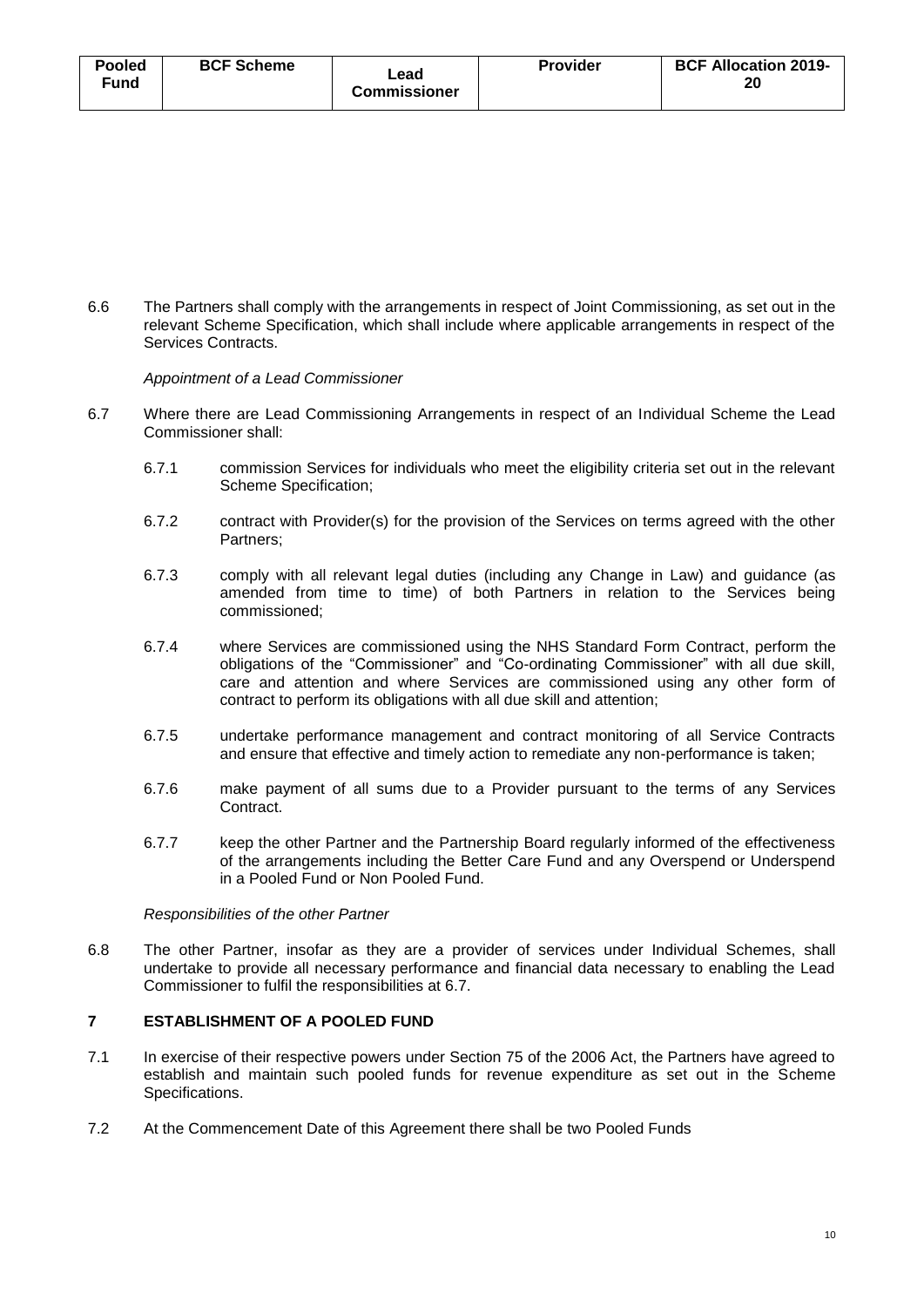| Pooled Fund | BCF Scheme | Lead Commissioner | Provider | BCF Allocation 2019-20 |
|---|---|---|---|---|
| | | | | |

6.6 The Partners shall comply with the arrangements in respect of Joint Commissioning, as set out in the relevant Scheme Specification, which shall include where applicable arrangements in respect of the Services Contracts.

*Appointment of a Lead Commissioner*

6.7 Where there are Lead Commissioning Arrangements in respect of an Individual Scheme the Lead Commissioner shall:

6.7.1 commission Services for individuals who meet the eligibility criteria set out in the relevant Scheme Specification;

6.7.2 contract with Provider(s) for the provision of the Services on terms agreed with the other Partners;

6.7.3 comply with all relevant legal duties (including any Change in Law) and guidance (as amended from time to time) of both Partners in relation to the Services being commissioned;

6.7.4 where Services are commissioned using the NHS Standard Form Contract, perform the obligations of the "Commissioner" and "Co-ordinating Commissioner" with all due skill, care and attention and where Services are commissioned using any other form of contract to perform its obligations with all due skill and attention;

6.7.5 undertake performance management and contract monitoring of all Service Contracts and ensure that effective and timely action to remediate any non-performance is taken;

6.7.6 make payment of all sums due to a Provider pursuant to the terms of any Services Contract.

6.7.7 keep the other Partner and the Partnership Board regularly informed of the effectiveness of the arrangements including the Better Care Fund and any Overspend or Underspend in a Pooled Fund or Non Pooled Fund.

*Responsibilities of the other Partner*

6.8 The other Partner, insofar as they are a provider of services under Individual Schemes, shall undertake to provide all necessary performance and financial data necessary to enabling the Lead Commissioner to fulfil the responsibilities at 6.7.

## 7 ESTABLISHMENT OF A POOLED FUND

7.1 In exercise of their respective powers under Section 75 of the 2006 Act, the Partners have agreed to establish and maintain such pooled funds for revenue expenditure as set out in the Scheme Specifications.

7.2 At the Commencement Date of this Agreement there shall be two Pooled Funds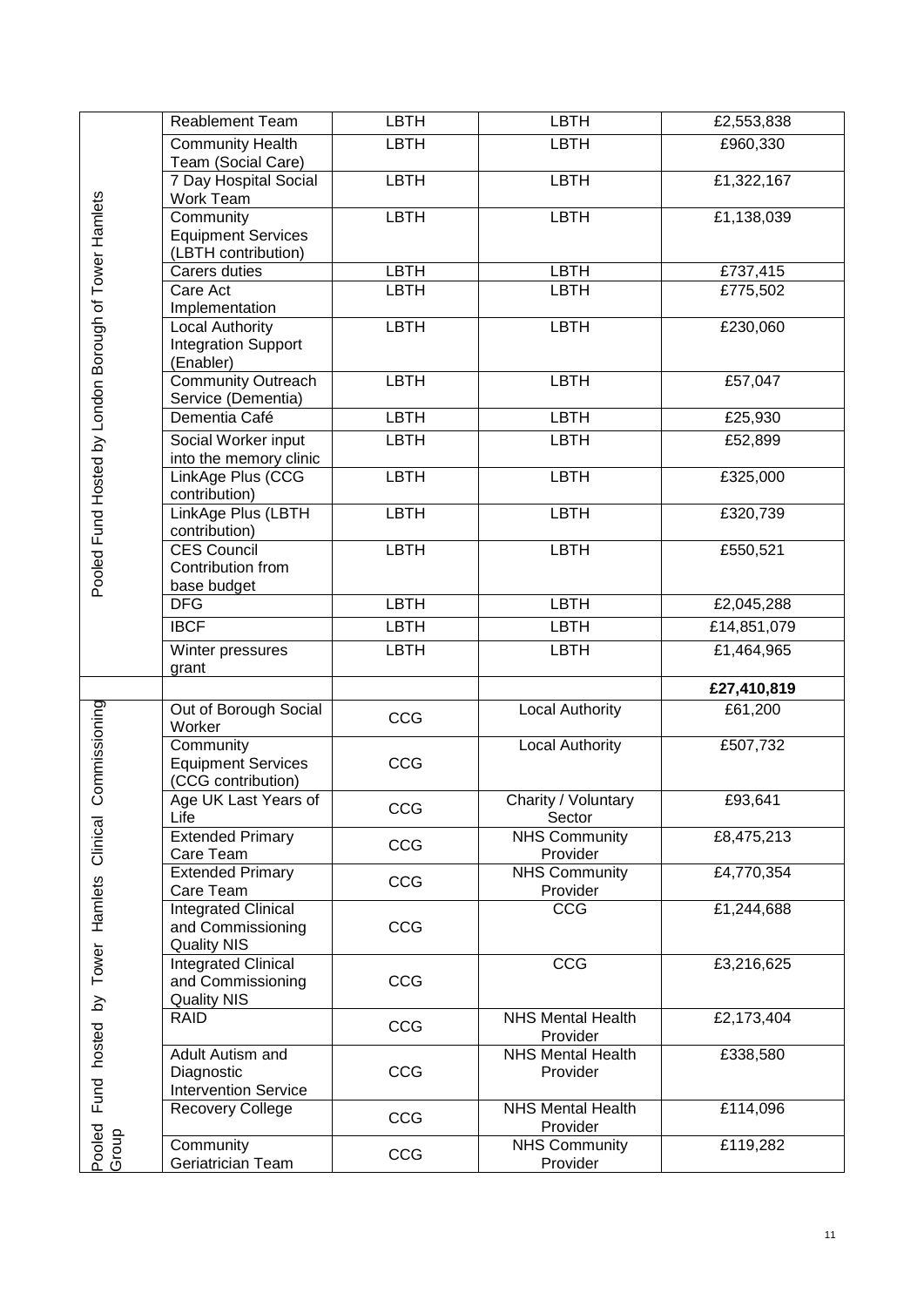| Pooled Fund Hosted by London Borough of Tower Hamlets | Reablement Team | LBTH | LBTH | £2,553,838 |
|---|---|---|---|---|
| | Community Health Team (Social Care) | LBTH | LBTH | £960,330 |
| | 7 Day Hospital Social Work Team | LBTH | LBTH | £1,322,167 |
| | Community Equipment Services (LBTH contribution) | LBTH | LBTH | £1,138,039 |
| | Carers duties | LBTH | LBTH | £737,415 |
| | Care Act Implementation | LBTH | LBTH | £775,502 |
| | Local Authority Integration Support (Enabler) | LBTH | LBTH | £230,060 |
| | Community Outreach Service (Dementia) | LBTH | LBTH | £57,047 |
| | Dementia Café | LBTH | LBTH | £25,930 |
| | Social Worker input into the memory clinic | LBTH | LBTH | £52,899 |
| | LinkAge Plus (CCG contribution) | LBTH | LBTH | £325,000 |
| | LinkAge Plus (LBTH contribution) | LBTH | LBTH | £320,739 |
| | CES Council Contribution from base budget | LBTH | LBTH | £550,521 |
| | DFG | LBTH | LBTH | £2,045,288 |
| | IBCF | LBTH | LBTH | £14,851,079 |
| | Winter pressures grant | LBTH | LBTH | £1,464,965 |
| | | | | **£27,410,819** |
| Pooled Fund hosted by Tower Hamlets Clinical Commissioning Group | Out of Borough Social Worker | CCG | Local Authority | £61,200 |
| | Community Equipment Services (CCG contribution) | CCG | Local Authority | £507,732 |
| | Age UK Last Years of Life | CCG | Charity / Voluntary Sector | £93,641 |
| | Extended Primary Care Team | CCG | NHS Community Provider | £8,475,213 |
| | Extended Primary Care Team | CCG | NHS Community Provider | £4,770,354 |
| | Integrated Clinical and Commissioning Quality NIS | CCG | CCG | £1,244,688 |
| | Integrated Clinical and Commissioning Quality NIS | CCG | CCG | £3,216,625 |
| | RAID | CCG | NHS Mental Health Provider | £2,173,404 |
| | Adult Autism and Diagnostic Intervention Service | CCG | NHS Mental Health Provider | £338,580 |
| | Recovery College | CCG | NHS Mental Health Provider | £114,096 |
| | Community Geriatrician Team | CCG | NHS Community Provider | £119,282 |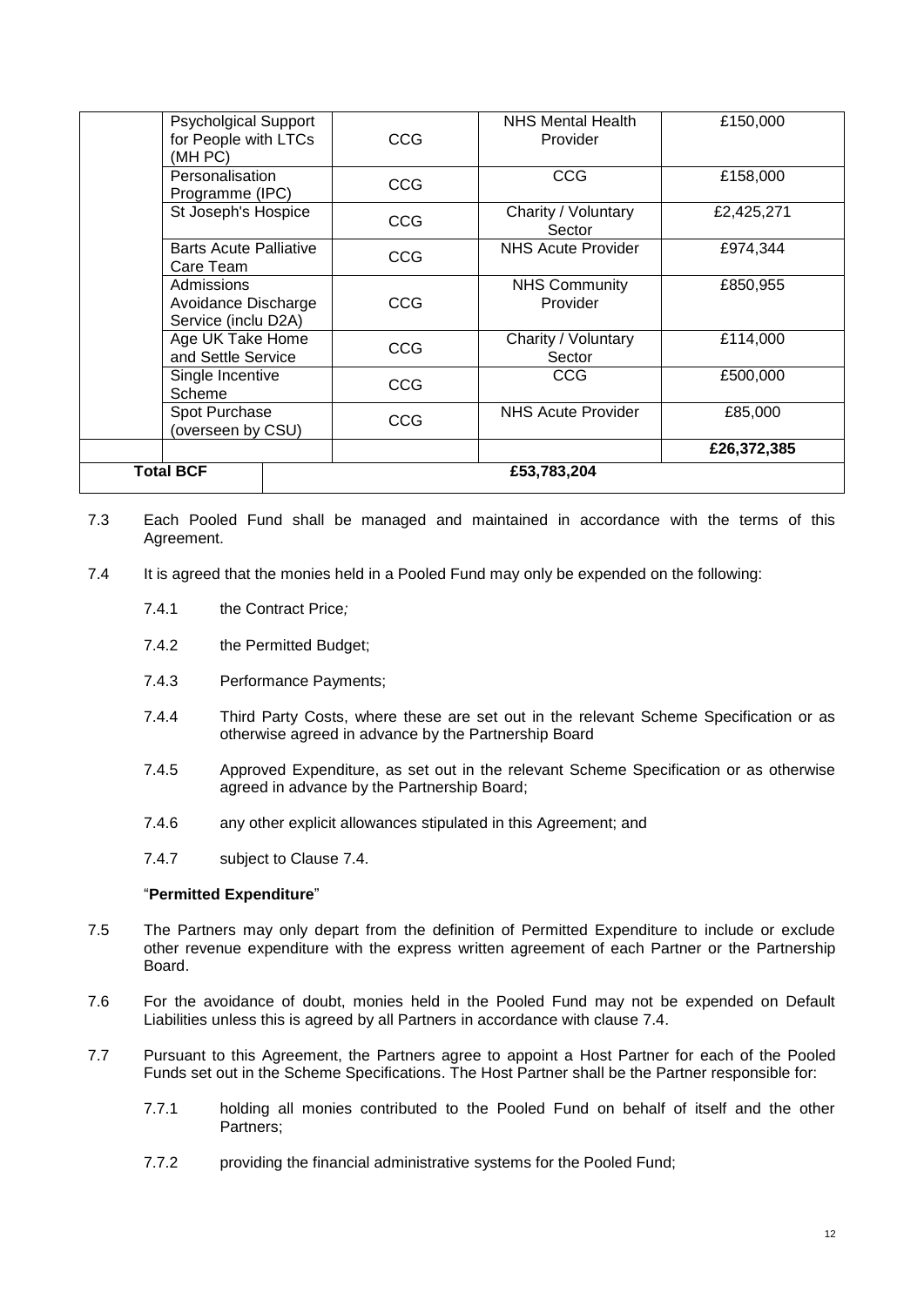| | | | | |
|---|---|---|---|---|
| | Psycholgical Support for People with LTCs (MH PC) | CCG | NHS Mental Health Provider | £150,000 |
| | Personalisation Programme (IPC) | CCG | CCG | £158,000 |
| | St Joseph's Hospice | CCG | Charity / Voluntary Sector | £2,425,271 |
| | Barts Acute Palliative Care Team | CCG | NHS Acute Provider | £974,344 |
| | Admissions Avoidance Discharge Service (inclu D2A) | CCG | NHS Community Provider | £850,955 |
| | Age UK Take Home and Settle Service | CCG | Charity / Voluntary Sector | £114,000 |
| | Single Incentive Scheme | CCG | CCG | £500,000 |
| | Spot Purchase (overseen by CSU) | CCG | NHS Acute Provider | £85,000 |
| | | | | **£26,372,385** |
| **Total BCF** | | **£53,783,204** | | |

7.3 Each Pooled Fund shall be managed and maintained in accordance with the terms of this Agreement.

7.4 It is agreed that the monies held in a Pooled Fund may only be expended on the following:

7.4.1 the Contract Price*;*

7.4.2 the Permitted Budget;

7.4.3 Performance Payments;

7.4.4 Third Party Costs, where these are set out in the relevant Scheme Specification or as otherwise agreed in advance by the Partnership Board

7.4.5 Approved Expenditure, as set out in the relevant Scheme Specification or as otherwise agreed in advance by the Partnership Board;

7.4.6 any other explicit allowances stipulated in this Agreement; and

7.4.7 subject to Clause 7.4.

"**Permitted Expenditure**"

7.5 The Partners may only depart from the definition of Permitted Expenditure to include or exclude other revenue expenditure with the express written agreement of each Partner or the Partnership Board.

7.6 For the avoidance of doubt, monies held in the Pooled Fund may not be expended on Default Liabilities unless this is agreed by all Partners in accordance with clause 7.4.

7.7 Pursuant to this Agreement, the Partners agree to appoint a Host Partner for each of the Pooled Funds set out in the Scheme Specifications. The Host Partner shall be the Partner responsible for:

7.7.1 holding all monies contributed to the Pooled Fund on behalf of itself and the other Partners;

7.7.2 providing the financial administrative systems for the Pooled Fund;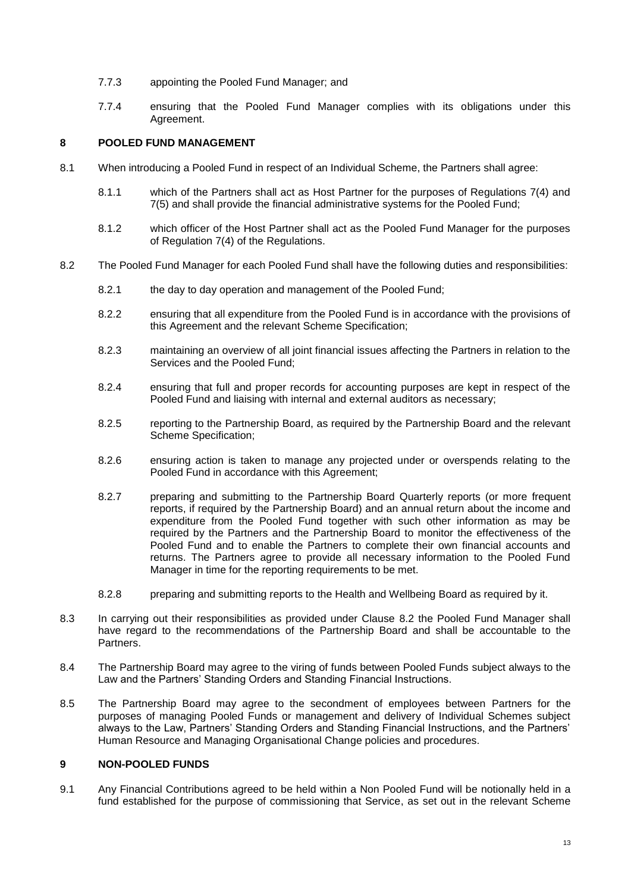7.7.3 appointing the Pooled Fund Manager; and

7.7.4 ensuring that the Pooled Fund Manager complies with its obligations under this Agreement.

## 8 POOLED FUND MANAGEMENT

8.1 When introducing a Pooled Fund in respect of an Individual Scheme, the Partners shall agree:

8.1.1 which of the Partners shall act as Host Partner for the purposes of Regulations 7(4) and 7(5) and shall provide the financial administrative systems for the Pooled Fund;

8.1.2 which officer of the Host Partner shall act as the Pooled Fund Manager for the purposes of Regulation 7(4) of the Regulations.

8.2 The Pooled Fund Manager for each Pooled Fund shall have the following duties and responsibilities:

8.2.1 the day to day operation and management of the Pooled Fund;

8.2.2 ensuring that all expenditure from the Pooled Fund is in accordance with the provisions of this Agreement and the relevant Scheme Specification;

8.2.3 maintaining an overview of all joint financial issues affecting the Partners in relation to the Services and the Pooled Fund;

8.2.4 ensuring that full and proper records for accounting purposes are kept in respect of the Pooled Fund and liaising with internal and external auditors as necessary;

8.2.5 reporting to the Partnership Board, as required by the Partnership Board and the relevant Scheme Specification;

8.2.6 ensuring action is taken to manage any projected under or overspends relating to the Pooled Fund in accordance with this Agreement;

8.2.7 preparing and submitting to the Partnership Board Quarterly reports (or more frequent reports, if required by the Partnership Board) and an annual return about the income and expenditure from the Pooled Fund together with such other information as may be required by the Partners and the Partnership Board to monitor the effectiveness of the Pooled Fund and to enable the Partners to complete their own financial accounts and returns. The Partners agree to provide all necessary information to the Pooled Fund Manager in time for the reporting requirements to be met.

8.2.8 preparing and submitting reports to the Health and Wellbeing Board as required by it.

8.3 In carrying out their responsibilities as provided under Clause 8.2 the Pooled Fund Manager shall have regard to the recommendations of the Partnership Board and shall be accountable to the Partners.

8.4 The Partnership Board may agree to the viring of funds between Pooled Funds subject always to the Law and the Partners' Standing Orders and Standing Financial Instructions.

8.5 The Partnership Board may agree to the secondment of employees between Partners for the purposes of managing Pooled Funds or management and delivery of Individual Schemes subject always to the Law, Partners' Standing Orders and Standing Financial Instructions, and the Partners' Human Resource and Managing Organisational Change policies and procedures.

## 9 NON-POOLED FUNDS

9.1 Any Financial Contributions agreed to be held within a Non Pooled Fund will be notionally held in a fund established for the purpose of commissioning that Service, as set out in the relevant Scheme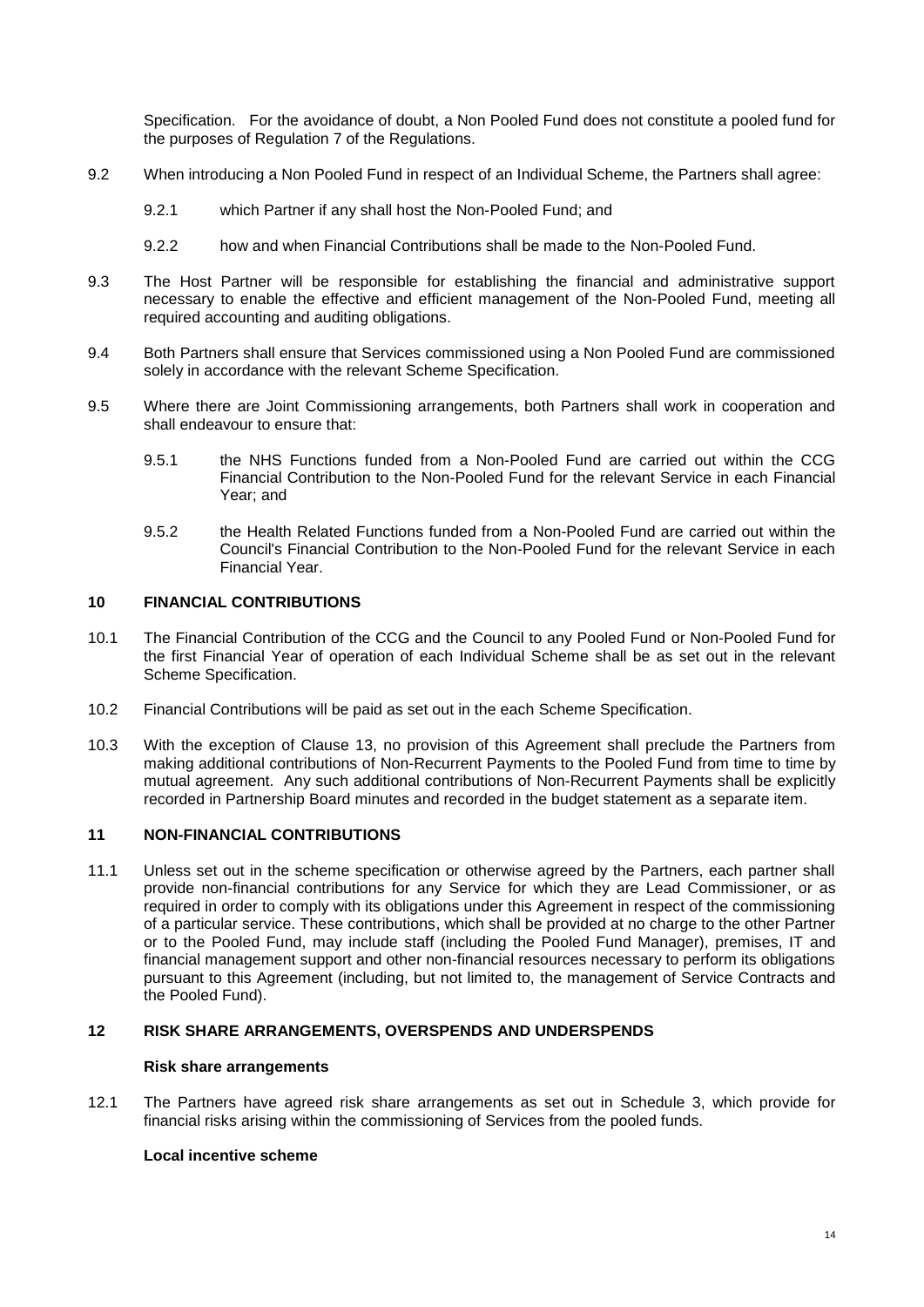Specification. For the avoidance of doubt, a Non Pooled Fund does not constitute a pooled fund for the purposes of Regulation 7 of the Regulations.

9.2 When introducing a Non Pooled Fund in respect of an Individual Scheme, the Partners shall agree:

9.2.1 which Partner if any shall host the Non-Pooled Fund; and

9.2.2 how and when Financial Contributions shall be made to the Non-Pooled Fund.

9.3 The Host Partner will be responsible for establishing the financial and administrative support necessary to enable the effective and efficient management of the Non-Pooled Fund, meeting all required accounting and auditing obligations.

9.4 Both Partners shall ensure that Services commissioned using a Non Pooled Fund are commissioned solely in accordance with the relevant Scheme Specification.

9.5 Where there are Joint Commissioning arrangements, both Partners shall work in cooperation and shall endeavour to ensure that:

9.5.1 the NHS Functions funded from a Non-Pooled Fund are carried out within the CCG Financial Contribution to the Non-Pooled Fund for the relevant Service in each Financial Year; and

9.5.2 the Health Related Functions funded from a Non-Pooled Fund are carried out within the Council's Financial Contribution to the Non-Pooled Fund for the relevant Service in each Financial Year.

## 10 FINANCIAL CONTRIBUTIONS

10.1 The Financial Contribution of the CCG and the Council to any Pooled Fund or Non-Pooled Fund for the first Financial Year of operation of each Individual Scheme shall be as set out in the relevant Scheme Specification.

10.2 Financial Contributions will be paid as set out in the each Scheme Specification.

10.3 With the exception of Clause 13, no provision of this Agreement shall preclude the Partners from making additional contributions of Non-Recurrent Payments to the Pooled Fund from time to time by mutual agreement. Any such additional contributions of Non-Recurrent Payments shall be explicitly recorded in Partnership Board minutes and recorded in the budget statement as a separate item.

## 11 NON-FINANCIAL CONTRIBUTIONS

11.1 Unless set out in the scheme specification or otherwise agreed by the Partners, each partner shall provide non-financial contributions for any Service for which they are Lead Commissioner, or as required in order to comply with its obligations under this Agreement in respect of the commissioning of a particular service. These contributions, which shall be provided at no charge to the other Partner or to the Pooled Fund, may include staff (including the Pooled Fund Manager), premises, IT and financial management support and other non-financial resources necessary to perform its obligations pursuant to this Agreement (including, but not limited to, the management of Service Contracts and the Pooled Fund).

## 12 RISK SHARE ARRANGEMENTS, OVERSPENDS AND UNDERSPENDS

**Risk share arrangements**

12.1 The Partners have agreed risk share arrangements as set out in Schedule 3, which provide for financial risks arising within the commissioning of Services from the pooled funds.

**Local incentive scheme**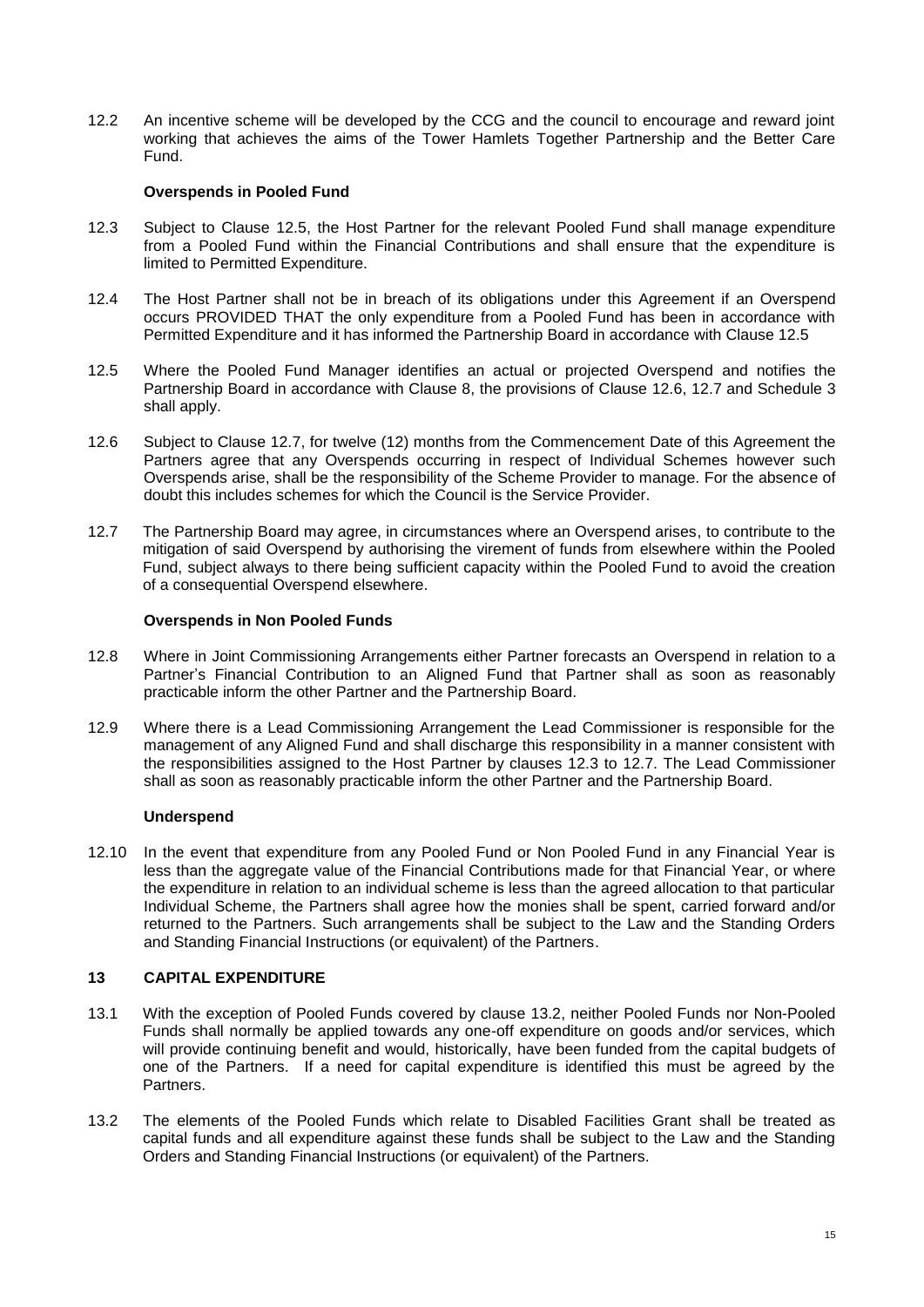12.2 An incentive scheme will be developed by the CCG and the council to encourage and reward joint working that achieves the aims of the Tower Hamlets Together Partnership and the Better Care Fund.

**Overspends in Pooled Fund**

12.3 Subject to Clause 12.5, the Host Partner for the relevant Pooled Fund shall manage expenditure from a Pooled Fund within the Financial Contributions and shall ensure that the expenditure is limited to Permitted Expenditure.

12.4 The Host Partner shall not be in breach of its obligations under this Agreement if an Overspend occurs PROVIDED THAT the only expenditure from a Pooled Fund has been in accordance with Permitted Expenditure and it has informed the Partnership Board in accordance with Clause 12.5

12.5 Where the Pooled Fund Manager identifies an actual or projected Overspend and notifies the Partnership Board in accordance with Clause 8, the provisions of Clause 12.6, 12.7 and Schedule 3 shall apply.

12.6 Subject to Clause 12.7, for twelve (12) months from the Commencement Date of this Agreement the Partners agree that any Overspends occurring in respect of Individual Schemes however such Overspends arise, shall be the responsibility of the Scheme Provider to manage. For the absence of doubt this includes schemes for which the Council is the Service Provider.

12.7 The Partnership Board may agree, in circumstances where an Overspend arises, to contribute to the mitigation of said Overspend by authorising the virement of funds from elsewhere within the Pooled Fund, subject always to there being sufficient capacity within the Pooled Fund to avoid the creation of a consequential Overspend elsewhere.

**Overspends in Non Pooled Funds**

12.8 Where in Joint Commissioning Arrangements either Partner forecasts an Overspend in relation to a Partner's Financial Contribution to an Aligned Fund that Partner shall as soon as reasonably practicable inform the other Partner and the Partnership Board.

12.9 Where there is a Lead Commissioning Arrangement the Lead Commissioner is responsible for the management of any Aligned Fund and shall discharge this responsibility in a manner consistent with the responsibilities assigned to the Host Partner by clauses 12.3 to 12.7. The Lead Commissioner shall as soon as reasonably practicable inform the other Partner and the Partnership Board.

**Underspend**

12.10 In the event that expenditure from any Pooled Fund or Non Pooled Fund in any Financial Year is less than the aggregate value of the Financial Contributions made for that Financial Year, or where the expenditure in relation to an individual scheme is less than the agreed allocation to that particular Individual Scheme, the Partners shall agree how the monies shall be spent, carried forward and/or returned to the Partners. Such arrangements shall be subject to the Law and the Standing Orders and Standing Financial Instructions (or equivalent) of the Partners.

## 13 CAPITAL EXPENDITURE

13.1 With the exception of Pooled Funds covered by clause 13.2, neither Pooled Funds nor Non-Pooled Funds shall normally be applied towards any one-off expenditure on goods and/or services, which will provide continuing benefit and would, historically, have been funded from the capital budgets of one of the Partners. If a need for capital expenditure is identified this must be agreed by the Partners.

13.2 The elements of the Pooled Funds which relate to Disabled Facilities Grant shall be treated as capital funds and all expenditure against these funds shall be subject to the Law and the Standing Orders and Standing Financial Instructions (or equivalent) of the Partners.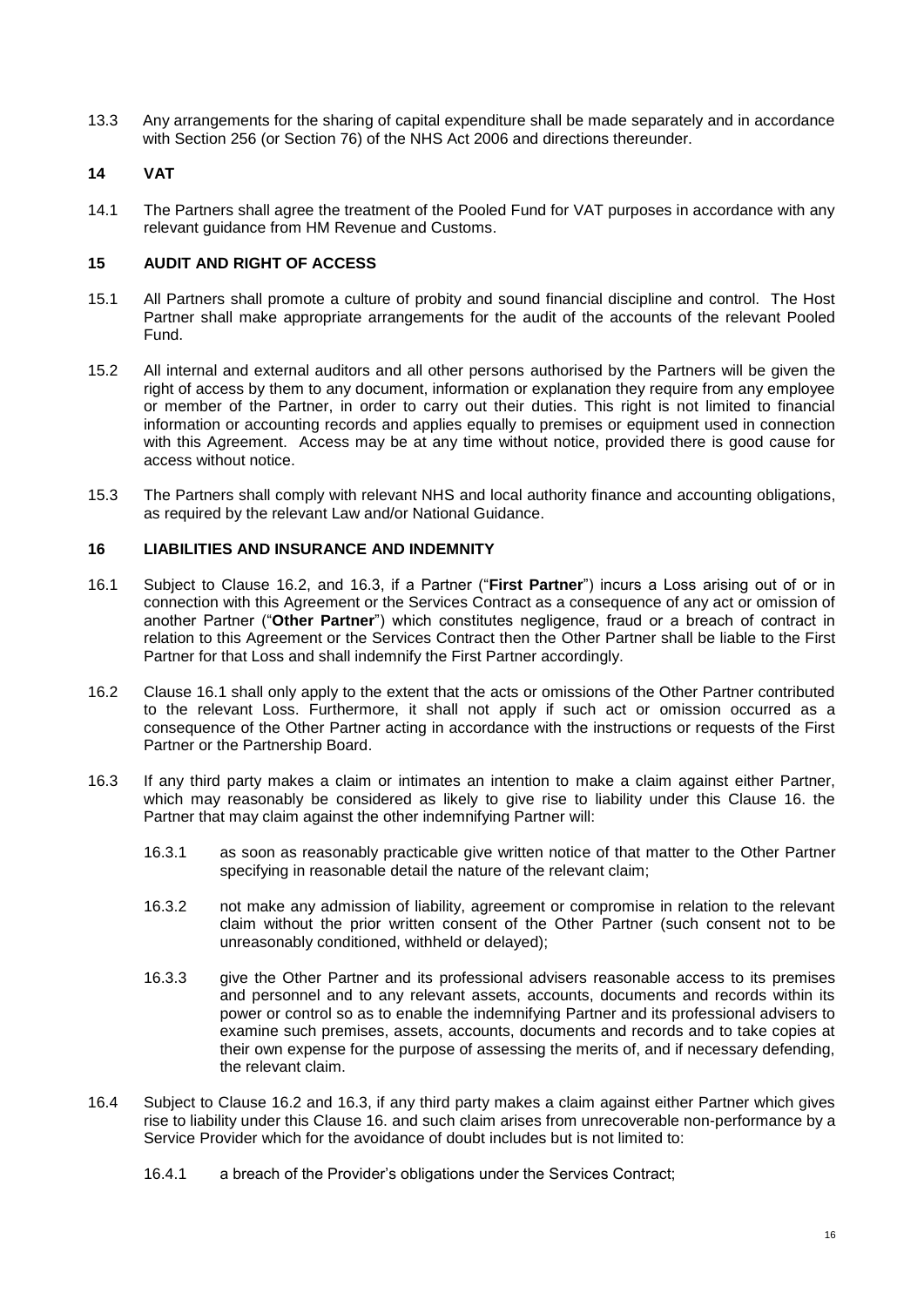13.3 Any arrangements for the sharing of capital expenditure shall be made separately and in accordance with Section 256 (or Section 76) of the NHS Act 2006 and directions thereunder.

## 14 VAT

14.1 The Partners shall agree the treatment of the Pooled Fund for VAT purposes in accordance with any relevant guidance from HM Revenue and Customs.

## 15 AUDIT AND RIGHT OF ACCESS

15.1 All Partners shall promote a culture of probity and sound financial discipline and control. The Host Partner shall make appropriate arrangements for the audit of the accounts of the relevant Pooled Fund.

15.2 All internal and external auditors and all other persons authorised by the Partners will be given the right of access by them to any document, information or explanation they require from any employee or member of the Partner, in order to carry out their duties. This right is not limited to financial information or accounting records and applies equally to premises or equipment used in connection with this Agreement. Access may be at any time without notice, provided there is good cause for access without notice.

15.3 The Partners shall comply with relevant NHS and local authority finance and accounting obligations, as required by the relevant Law and/or National Guidance.

## 16 LIABILITIES AND INSURANCE AND INDEMNITY

16.1 Subject to Clause 16.2, and 16.3, if a Partner ("**First Partner**") incurs a Loss arising out of or in connection with this Agreement or the Services Contract as a consequence of any act or omission of another Partner ("**Other Partner**") which constitutes negligence, fraud or a breach of contract in relation to this Agreement or the Services Contract then the Other Partner shall be liable to the First Partner for that Loss and shall indemnify the First Partner accordingly.

16.2 Clause 16.1 shall only apply to the extent that the acts or omissions of the Other Partner contributed to the relevant Loss. Furthermore, it shall not apply if such act or omission occurred as a consequence of the Other Partner acting in accordance with the instructions or requests of the First Partner or the Partnership Board.

16.3 If any third party makes a claim or intimates an intention to make a claim against either Partner, which may reasonably be considered as likely to give rise to liability under this Clause 16. the Partner that may claim against the other indemnifying Partner will:

16.3.1 as soon as reasonably practicable give written notice of that matter to the Other Partner specifying in reasonable detail the nature of the relevant claim;

16.3.2 not make any admission of liability, agreement or compromise in relation to the relevant claim without the prior written consent of the Other Partner (such consent not to be unreasonably conditioned, withheld or delayed);

16.3.3 give the Other Partner and its professional advisers reasonable access to its premises and personnel and to any relevant assets, accounts, documents and records within its power or control so as to enable the indemnifying Partner and its professional advisers to examine such premises, assets, accounts, documents and records and to take copies at their own expense for the purpose of assessing the merits of, and if necessary defending, the relevant claim.

16.4 Subject to Clause 16.2 and 16.3, if any third party makes a claim against either Partner which gives rise to liability under this Clause 16. and such claim arises from unrecoverable non-performance by a Service Provider which for the avoidance of doubt includes but is not limited to:

16.4.1 a breach of the Provider's obligations under the Services Contract;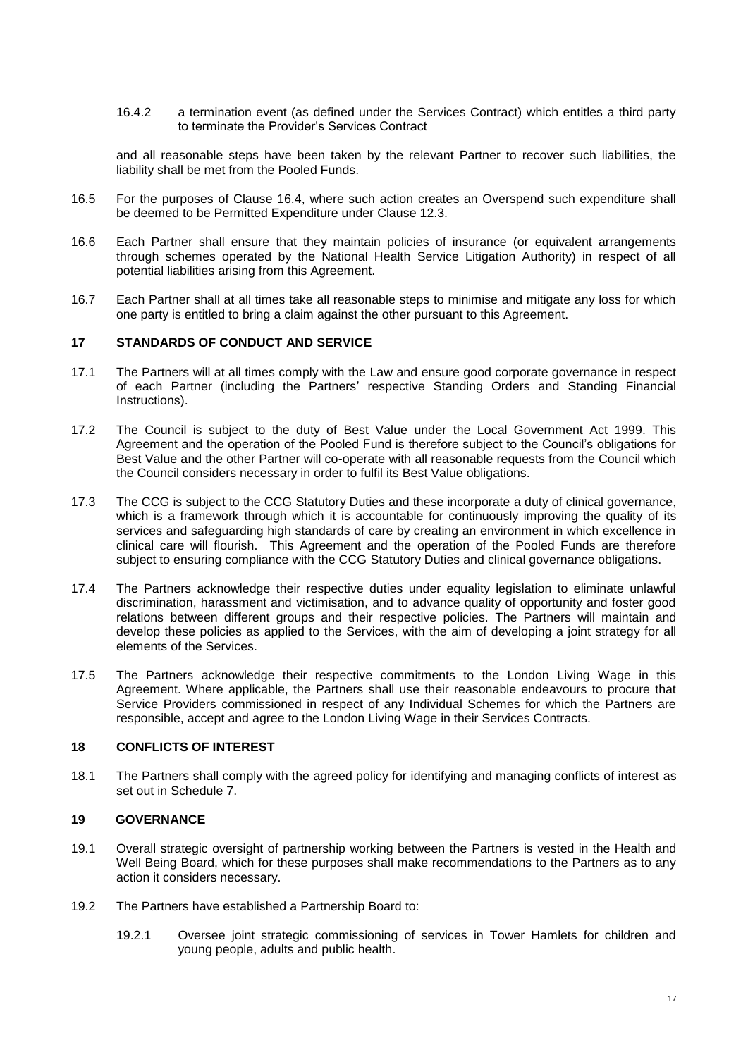16.4.2 a termination event (as defined under the Services Contract) which entitles a third party to terminate the Provider's Services Contract

and all reasonable steps have been taken by the relevant Partner to recover such liabilities, the liability shall be met from the Pooled Funds.

16.5 For the purposes of Clause 16.4, where such action creates an Overspend such expenditure shall be deemed to be Permitted Expenditure under Clause 12.3.

16.6 Each Partner shall ensure that they maintain policies of insurance (or equivalent arrangements through schemes operated by the National Health Service Litigation Authority) in respect of all potential liabilities arising from this Agreement.

16.7 Each Partner shall at all times take all reasonable steps to minimise and mitigate any loss for which one party is entitled to bring a claim against the other pursuant to this Agreement.

## 17 STANDARDS OF CONDUCT AND SERVICE

17.1 The Partners will at all times comply with the Law and ensure good corporate governance in respect of each Partner (including the Partners' respective Standing Orders and Standing Financial Instructions).

17.2 The Council is subject to the duty of Best Value under the Local Government Act 1999. This Agreement and the operation of the Pooled Fund is therefore subject to the Council's obligations for Best Value and the other Partner will co-operate with all reasonable requests from the Council which the Council considers necessary in order to fulfil its Best Value obligations.

17.3 The CCG is subject to the CCG Statutory Duties and these incorporate a duty of clinical governance, which is a framework through which it is accountable for continuously improving the quality of its services and safeguarding high standards of care by creating an environment in which excellence in clinical care will flourish. This Agreement and the operation of the Pooled Funds are therefore subject to ensuring compliance with the CCG Statutory Duties and clinical governance obligations.

17.4 The Partners acknowledge their respective duties under equality legislation to eliminate unlawful discrimination, harassment and victimisation, and to advance quality of opportunity and foster good relations between different groups and their respective policies. The Partners will maintain and develop these policies as applied to the Services, with the aim of developing a joint strategy for all elements of the Services.

17.5 The Partners acknowledge their respective commitments to the London Living Wage in this Agreement. Where applicable, the Partners shall use their reasonable endeavours to procure that Service Providers commissioned in respect of any Individual Schemes for which the Partners are responsible, accept and agree to the London Living Wage in their Services Contracts.

## 18 CONFLICTS OF INTEREST

18.1 The Partners shall comply with the agreed policy for identifying and managing conflicts of interest as set out in Schedule 7.

## 19 GOVERNANCE

19.1 Overall strategic oversight of partnership working between the Partners is vested in the Health and Well Being Board, which for these purposes shall make recommendations to the Partners as to any action it considers necessary.

19.2 The Partners have established a Partnership Board to:

19.2.1 Oversee joint strategic commissioning of services in Tower Hamlets for children and young people, adults and public health.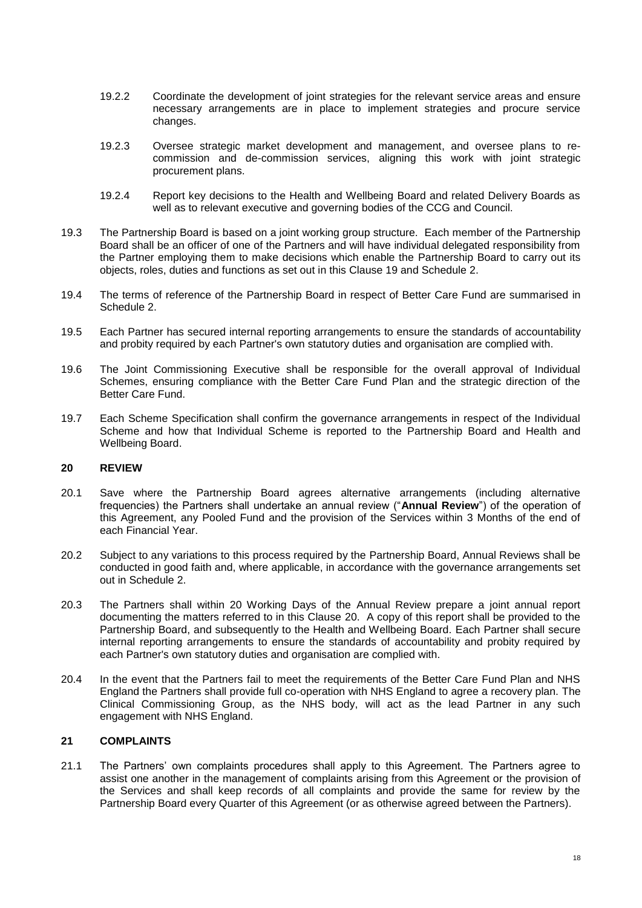19.2.2 Coordinate the development of joint strategies for the relevant service areas and ensure necessary arrangements are in place to implement strategies and procure service changes.

19.2.3 Oversee strategic market development and management, and oversee plans to re-commission and de-commission services, aligning this work with joint strategic procurement plans.

19.2.4 Report key decisions to the Health and Wellbeing Board and related Delivery Boards as well as to relevant executive and governing bodies of the CCG and Council.

19.3 The Partnership Board is based on a joint working group structure. Each member of the Partnership Board shall be an officer of one of the Partners and will have individual delegated responsibility from the Partner employing them to make decisions which enable the Partnership Board to carry out its objects, roles, duties and functions as set out in this Clause 19 and Schedule 2.

19.4 The terms of reference of the Partnership Board in respect of Better Care Fund are summarised in Schedule 2.

19.5 Each Partner has secured internal reporting arrangements to ensure the standards of accountability and probity required by each Partner's own statutory duties and organisation are complied with.

19.6 The Joint Commissioning Executive shall be responsible for the overall approval of Individual Schemes, ensuring compliance with the Better Care Fund Plan and the strategic direction of the Better Care Fund.

19.7 Each Scheme Specification shall confirm the governance arrangements in respect of the Individual Scheme and how that Individual Scheme is reported to the Partnership Board and Health and Wellbeing Board.

## 20 REVIEW

20.1 Save where the Partnership Board agrees alternative arrangements (including alternative frequencies) the Partners shall undertake an annual review ("**Annual Review**") of the operation of this Agreement, any Pooled Fund and the provision of the Services within 3 Months of the end of each Financial Year.

20.2 Subject to any variations to this process required by the Partnership Board, Annual Reviews shall be conducted in good faith and, where applicable, in accordance with the governance arrangements set out in Schedule 2.

20.3 The Partners shall within 20 Working Days of the Annual Review prepare a joint annual report documenting the matters referred to in this Clause 20. A copy of this report shall be provided to the Partnership Board, and subsequently to the Health and Wellbeing Board. Each Partner shall secure internal reporting arrangements to ensure the standards of accountability and probity required by each Partner's own statutory duties and organisation are complied with.

20.4 In the event that the Partners fail to meet the requirements of the Better Care Fund Plan and NHS England the Partners shall provide full co-operation with NHS England to agree a recovery plan. The Clinical Commissioning Group, as the NHS body, will act as the lead Partner in any such engagement with NHS England.

## 21 COMPLAINTS

21.1 The Partners' own complaints procedures shall apply to this Agreement. The Partners agree to assist one another in the management of complaints arising from this Agreement or the provision of the Services and shall keep records of all complaints and provide the same for review by the Partnership Board every Quarter of this Agreement (or as otherwise agreed between the Partners).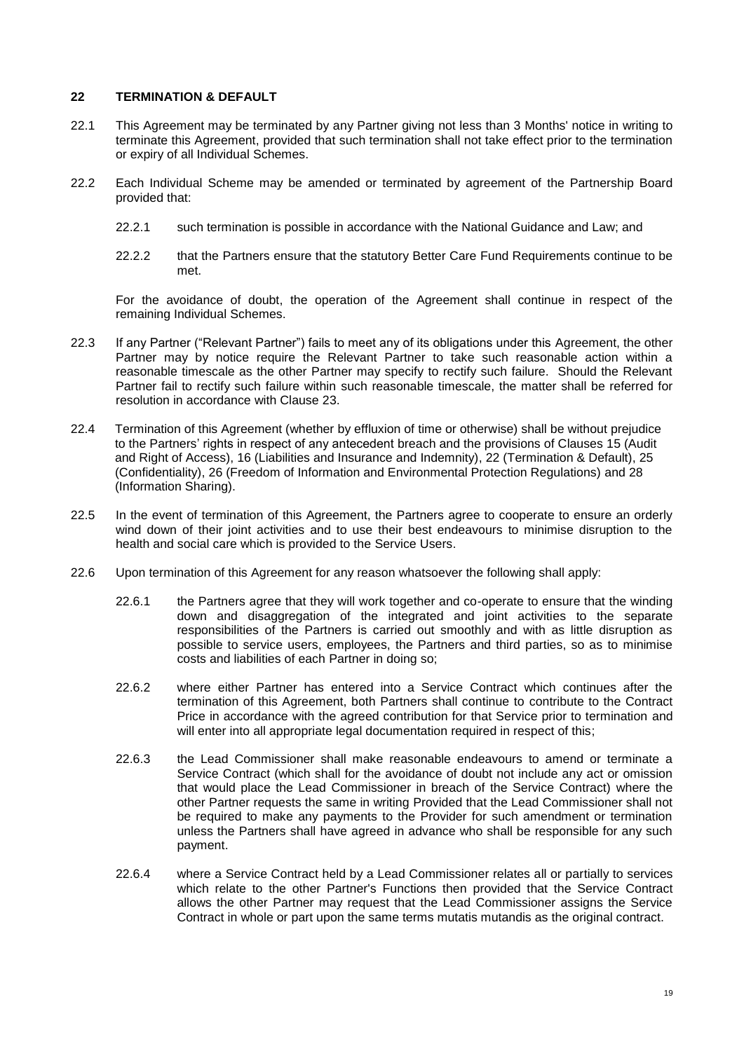## 22 TERMINATION & DEFAULT

22.1 This Agreement may be terminated by any Partner giving not less than 3 Months' notice in writing to terminate this Agreement, provided that such termination shall not take effect prior to the termination or expiry of all Individual Schemes.

22.2 Each Individual Scheme may be amended or terminated by agreement of the Partnership Board provided that:

22.2.1 such termination is possible in accordance with the National Guidance and Law; and

22.2.2 that the Partners ensure that the statutory Better Care Fund Requirements continue to be met.

For the avoidance of doubt, the operation of the Agreement shall continue in respect of the remaining Individual Schemes.

22.3 If any Partner ("Relevant Partner") fails to meet any of its obligations under this Agreement, the other Partner may by notice require the Relevant Partner to take such reasonable action within a reasonable timescale as the other Partner may specify to rectify such failure. Should the Relevant Partner fail to rectify such failure within such reasonable timescale, the matter shall be referred for resolution in accordance with Clause 23.

22.4 Termination of this Agreement (whether by effluxion of time or otherwise) shall be without prejudice to the Partners' rights in respect of any antecedent breach and the provisions of Clauses 15 (Audit and Right of Access), 16 (Liabilities and Insurance and Indemnity), 22 (Termination & Default), 25 (Confidentiality), 26 (Freedom of Information and Environmental Protection Regulations) and 28 (Information Sharing).

22.5 In the event of termination of this Agreement, the Partners agree to cooperate to ensure an orderly wind down of their joint activities and to use their best endeavours to minimise disruption to the health and social care which is provided to the Service Users.

22.6 Upon termination of this Agreement for any reason whatsoever the following shall apply:

22.6.1 the Partners agree that they will work together and co-operate to ensure that the winding down and disaggregation of the integrated and joint activities to the separate responsibilities of the Partners is carried out smoothly and with as little disruption as possible to service users, employees, the Partners and third parties, so as to minimise costs and liabilities of each Partner in doing so;

22.6.2 where either Partner has entered into a Service Contract which continues after the termination of this Agreement, both Partners shall continue to contribute to the Contract Price in accordance with the agreed contribution for that Service prior to termination and will enter into all appropriate legal documentation required in respect of this;

22.6.3 the Lead Commissioner shall make reasonable endeavours to amend or terminate a Service Contract (which shall for the avoidance of doubt not include any act or omission that would place the Lead Commissioner in breach of the Service Contract) where the other Partner requests the same in writing Provided that the Lead Commissioner shall not be required to make any payments to the Provider for such amendment or termination unless the Partners shall have agreed in advance who shall be responsible for any such payment.

22.6.4 where a Service Contract held by a Lead Commissioner relates all or partially to services which relate to the other Partner's Functions then provided that the Service Contract allows the other Partner may request that the Lead Commissioner assigns the Service Contract in whole or part upon the same terms mutatis mutandis as the original contract.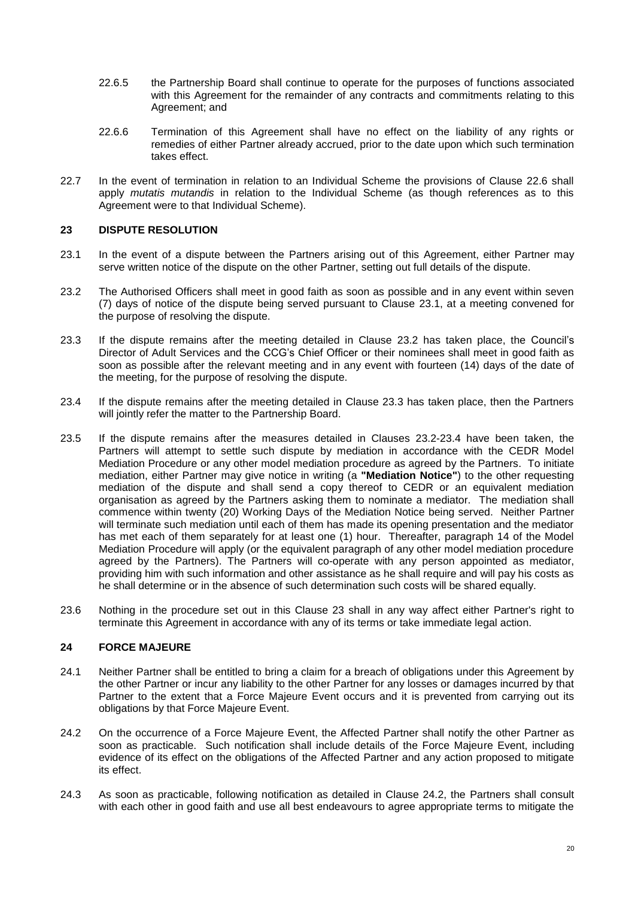22.6.5 the Partnership Board shall continue to operate for the purposes of functions associated with this Agreement for the remainder of any contracts and commitments relating to this Agreement; and

22.6.6 Termination of this Agreement shall have no effect on the liability of any rights or remedies of either Partner already accrued, prior to the date upon which such termination takes effect.

22.7 In the event of termination in relation to an Individual Scheme the provisions of Clause 22.6 shall apply *mutatis mutandis* in relation to the Individual Scheme (as though references as to this Agreement were to that Individual Scheme).

## 23 DISPUTE RESOLUTION

23.1 In the event of a dispute between the Partners arising out of this Agreement, either Partner may serve written notice of the dispute on the other Partner, setting out full details of the dispute.

23.2 The Authorised Officers shall meet in good faith as soon as possible and in any event within seven (7) days of notice of the dispute being served pursuant to Clause 23.1, at a meeting convened for the purpose of resolving the dispute.

23.3 If the dispute remains after the meeting detailed in Clause 23.2 has taken place, the Council's Director of Adult Services and the CCG's Chief Officer or their nominees shall meet in good faith as soon as possible after the relevant meeting and in any event with fourteen (14) days of the date of the meeting, for the purpose of resolving the dispute.

23.4 If the dispute remains after the meeting detailed in Clause 23.3 has taken place, then the Partners will jointly refer the matter to the Partnership Board.

23.5 If the dispute remains after the measures detailed in Clauses 23.2-23.4 have been taken, the Partners will attempt to settle such dispute by mediation in accordance with the CEDR Model Mediation Procedure or any other model mediation procedure as agreed by the Partners. To initiate mediation, either Partner may give notice in writing (a **"Mediation Notice"**) to the other requesting mediation of the dispute and shall send a copy thereof to CEDR or an equivalent mediation organisation as agreed by the Partners asking them to nominate a mediator. The mediation shall commence within twenty (20) Working Days of the Mediation Notice being served. Neither Partner will terminate such mediation until each of them has made its opening presentation and the mediator has met each of them separately for at least one (1) hour. Thereafter, paragraph 14 of the Model Mediation Procedure will apply (or the equivalent paragraph of any other model mediation procedure agreed by the Partners). The Partners will co-operate with any person appointed as mediator, providing him with such information and other assistance as he shall require and will pay his costs as he shall determine or in the absence of such determination such costs will be shared equally.

23.6 Nothing in the procedure set out in this Clause 23 shall in any way affect either Partner's right to terminate this Agreement in accordance with any of its terms or take immediate legal action.

## 24 FORCE MAJEURE

24.1 Neither Partner shall be entitled to bring a claim for a breach of obligations under this Agreement by the other Partner or incur any liability to the other Partner for any losses or damages incurred by that Partner to the extent that a Force Majeure Event occurs and it is prevented from carrying out its obligations by that Force Majeure Event.

24.2 On the occurrence of a Force Majeure Event, the Affected Partner shall notify the other Partner as soon as practicable. Such notification shall include details of the Force Majeure Event, including evidence of its effect on the obligations of the Affected Partner and any action proposed to mitigate its effect.

24.3 As soon as practicable, following notification as detailed in Clause 24.2, the Partners shall consult with each other in good faith and use all best endeavours to agree appropriate terms to mitigate the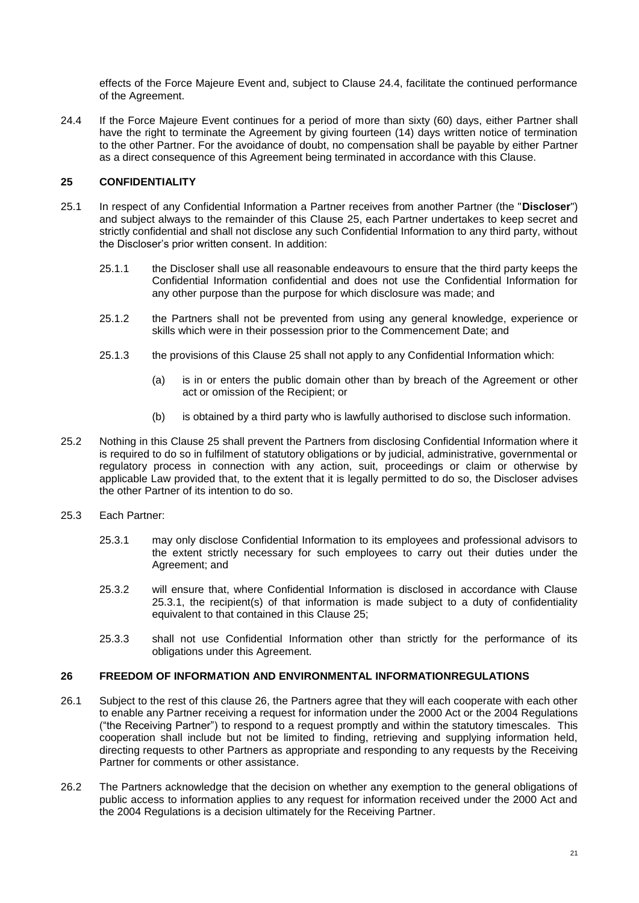effects of the Force Majeure Event and, subject to Clause 24.4, facilitate the continued performance of the Agreement.

24.4 If the Force Majeure Event continues for a period of more than sixty (60) days, either Partner shall have the right to terminate the Agreement by giving fourteen (14) days written notice of termination to the other Partner. For the avoidance of doubt, no compensation shall be payable by either Partner as a direct consequence of this Agreement being terminated in accordance with this Clause.

## 25 CONFIDENTIALITY

25.1 In respect of any Confidential Information a Partner receives from another Partner (the "**Discloser**") and subject always to the remainder of this Clause 25, each Partner undertakes to keep secret and strictly confidential and shall not disclose any such Confidential Information to any third party, without the Discloser's prior written consent. In addition:

25.1.1 the Discloser shall use all reasonable endeavours to ensure that the third party keeps the Confidential Information confidential and does not use the Confidential Information for any other purpose than the purpose for which disclosure was made; and

25.1.2 the Partners shall not be prevented from using any general knowledge, experience or skills which were in their possession prior to the Commencement Date; and

25.1.3 the provisions of this Clause 25 shall not apply to any Confidential Information which:

(a) is in or enters the public domain other than by breach of the Agreement or other act or omission of the Recipient; or

(b) is obtained by a third party who is lawfully authorised to disclose such information.

25.2 Nothing in this Clause 25 shall prevent the Partners from disclosing Confidential Information where it is required to do so in fulfilment of statutory obligations or by judicial, administrative, governmental or regulatory process in connection with any action, suit, proceedings or claim or otherwise by applicable Law provided that, to the extent that it is legally permitted to do so, the Discloser advises the other Partner of its intention to do so.

25.3 Each Partner:

25.3.1 may only disclose Confidential Information to its employees and professional advisors to the extent strictly necessary for such employees to carry out their duties under the Agreement; and

25.3.2 will ensure that, where Confidential Information is disclosed in accordance with Clause 25.3.1, the recipient(s) of that information is made subject to a duty of confidentiality equivalent to that contained in this Clause 25;

25.3.3 shall not use Confidential Information other than strictly for the performance of its obligations under this Agreement.

## 26 FREEDOM OF INFORMATION AND ENVIRONMENTAL INFORMATIONREGULATIONS

26.1 Subject to the rest of this clause 26, the Partners agree that they will each cooperate with each other to enable any Partner receiving a request for information under the 2000 Act or the 2004 Regulations ("the Receiving Partner") to respond to a request promptly and within the statutory timescales. This cooperation shall include but not be limited to finding, retrieving and supplying information held, directing requests to other Partners as appropriate and responding to any requests by the Receiving Partner for comments or other assistance.

26.2 The Partners acknowledge that the decision on whether any exemption to the general obligations of public access to information applies to any request for information received under the 2000 Act and the 2004 Regulations is a decision ultimately for the Receiving Partner.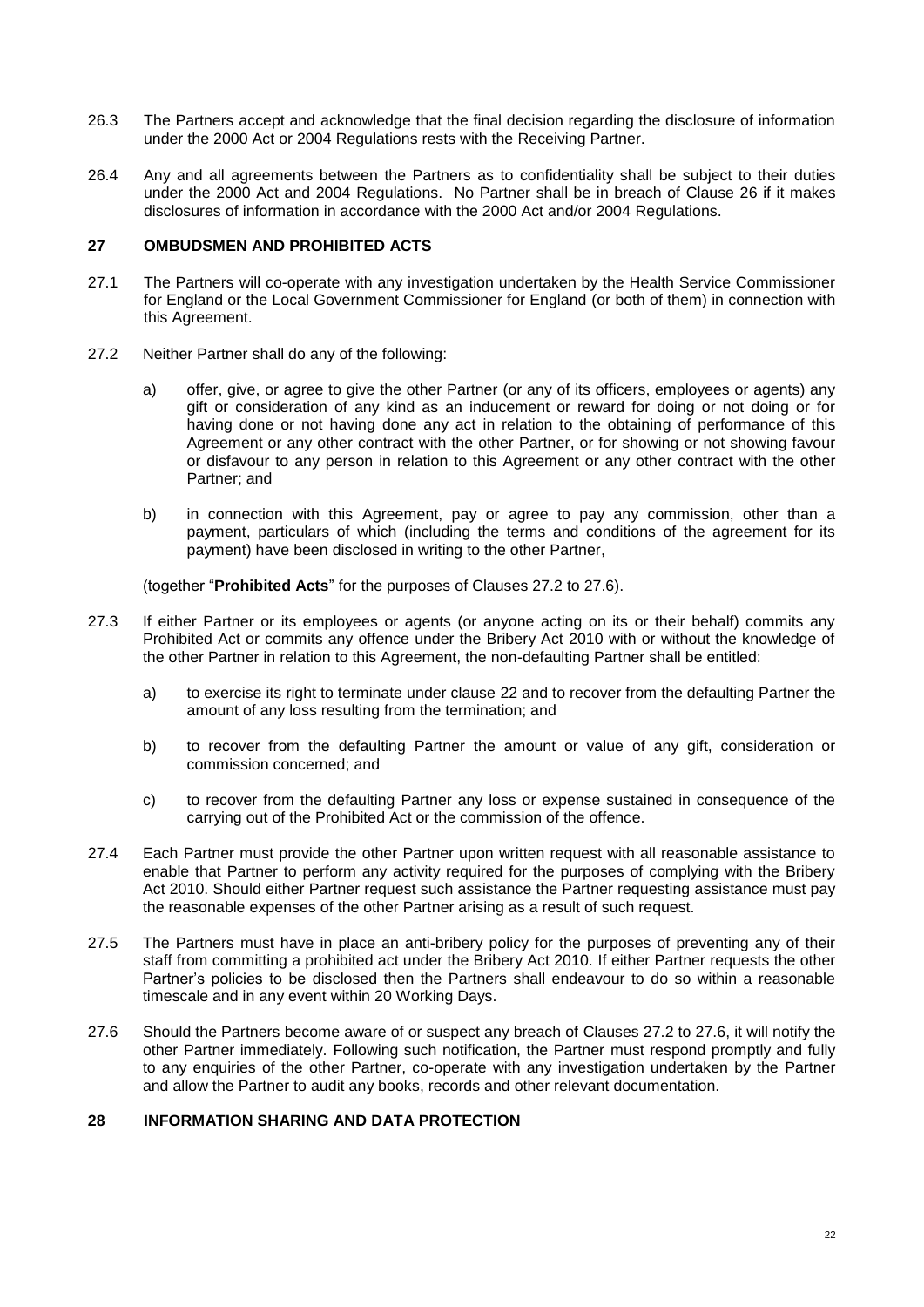26.3 The Partners accept and acknowledge that the final decision regarding the disclosure of information under the 2000 Act or 2004 Regulations rests with the Receiving Partner.

26.4 Any and all agreements between the Partners as to confidentiality shall be subject to their duties under the 2000 Act and 2004 Regulations. No Partner shall be in breach of Clause 26 if it makes disclosures of information in accordance with the 2000 Act and/or 2004 Regulations.

## 27 OMBUDSMEN AND PROHIBITED ACTS

27.1 The Partners will co-operate with any investigation undertaken by the Health Service Commissioner for England or the Local Government Commissioner for England (or both of them) in connection with this Agreement.

27.2 Neither Partner shall do any of the following:

a) offer, give, or agree to give the other Partner (or any of its officers, employees or agents) any gift or consideration of any kind as an inducement or reward for doing or not doing or for having done or not having done any act in relation to the obtaining of performance of this Agreement or any other contract with the other Partner, or for showing or not showing favour or disfavour to any person in relation to this Agreement or any other contract with the other Partner; and

b) in connection with this Agreement, pay or agree to pay any commission, other than a payment, particulars of which (including the terms and conditions of the agreement for its payment) have been disclosed in writing to the other Partner,

(together "**Prohibited Acts**" for the purposes of Clauses 27.2 to 27.6).

27.3 If either Partner or its employees or agents (or anyone acting on its or their behalf) commits any Prohibited Act or commits any offence under the Bribery Act 2010 with or without the knowledge of the other Partner in relation to this Agreement, the non-defaulting Partner shall be entitled:

a) to exercise its right to terminate under clause 22 and to recover from the defaulting Partner the amount of any loss resulting from the termination; and

b) to recover from the defaulting Partner the amount or value of any gift, consideration or commission concerned; and

c) to recover from the defaulting Partner any loss or expense sustained in consequence of the carrying out of the Prohibited Act or the commission of the offence.

27.4 Each Partner must provide the other Partner upon written request with all reasonable assistance to enable that Partner to perform any activity required for the purposes of complying with the Bribery Act 2010. Should either Partner request such assistance the Partner requesting assistance must pay the reasonable expenses of the other Partner arising as a result of such request.

27.5 The Partners must have in place an anti-bribery policy for the purposes of preventing any of their staff from committing a prohibited act under the Bribery Act 2010. If either Partner requests the other Partner's policies to be disclosed then the Partners shall endeavour to do so within a reasonable timescale and in any event within 20 Working Days.

27.6 Should the Partners become aware of or suspect any breach of Clauses 27.2 to 27.6, it will notify the other Partner immediately. Following such notification, the Partner must respond promptly and fully to any enquiries of the other Partner, co-operate with any investigation undertaken by the Partner and allow the Partner to audit any books, records and other relevant documentation.

## 28 INFORMATION SHARING AND DATA PROTECTION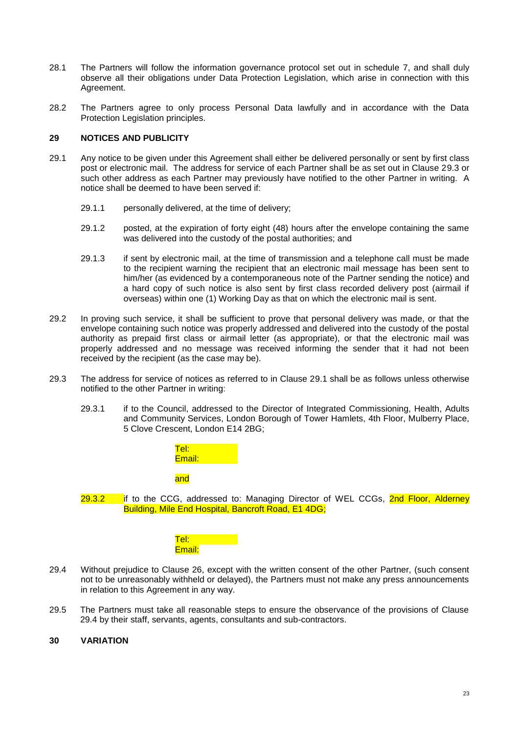28.1 The Partners will follow the information governance protocol set out in schedule 7, and shall duly observe all their obligations under Data Protection Legislation, which arise in connection with this Agreement.

28.2 The Partners agree to only process Personal Data lawfully and in accordance with the Data Protection Legislation principles.

## 29 NOTICES AND PUBLICITY

29.1 Any notice to be given under this Agreement shall either be delivered personally or sent by first class post or electronic mail. The address for service of each Partner shall be as set out in Clause 29.3 or such other address as each Partner may previously have notified to the other Partner in writing. A notice shall be deemed to have been served if:

29.1.1 personally delivered, at the time of delivery;

29.1.2 posted, at the expiration of forty eight (48) hours after the envelope containing the same was delivered into the custody of the postal authorities; and

29.1.3 if sent by electronic mail, at the time of transmission and a telephone call must be made to the recipient warning the recipient that an electronic mail message has been sent to him/her (as evidenced by a contemporaneous note of the Partner sending the notice) and a hard copy of such notice is also sent by first class recorded delivery post (airmail if overseas) within one (1) Working Day as that on which the electronic mail is sent.

29.2 In proving such service, it shall be sufficient to prove that personal delivery was made, or that the envelope containing such notice was properly addressed and delivered into the custody of the postal authority as prepaid first class or airmail letter (as appropriate), or that the electronic mail was properly addressed and no message was received informing the sender that it had not been received by the recipient (as the case may be).

29.3 The address for service of notices as referred to in Clause 29.1 shall be as follows unless otherwise notified to the other Partner in writing:

29.3.1 if to the Council, addressed to the Director of Integrated Commissioning, Health, Adults and Community Services, London Borough of Tower Hamlets, 4th Floor, Mulberry Place, 5 Clove Crescent, London E14 2BG;

Tel:
Email:

and

29.3.2 if to the CCG, addressed to: Managing Director of WEL CCGs, 2nd Floor, Alderney Building, Mile End Hospital, Bancroft Road, E1 4DG;

Tel:
Email:

29.4 Without prejudice to Clause 26, except with the written consent of the other Partner, (such consent not to be unreasonably withheld or delayed), the Partners must not make any press announcements in relation to this Agreement in any way.

29.5 The Partners must take all reasonable steps to ensure the observance of the provisions of Clause 29.4 by their staff, servants, agents, consultants and sub-contractors.

## 30 VARIATION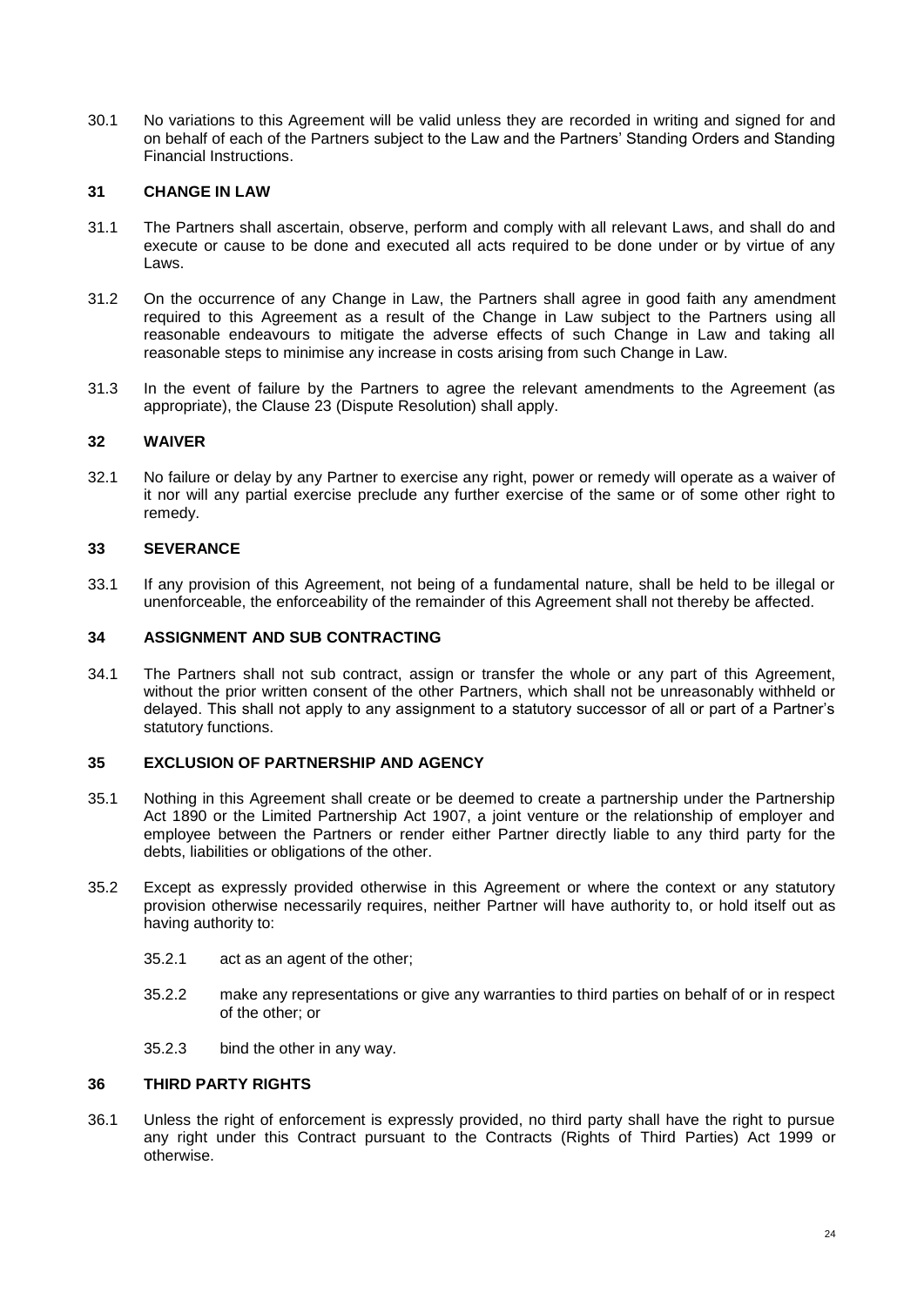30.1 No variations to this Agreement will be valid unless they are recorded in writing and signed for and on behalf of each of the Partners subject to the Law and the Partners' Standing Orders and Standing Financial Instructions.

## 31 CHANGE IN LAW

31.1 The Partners shall ascertain, observe, perform and comply with all relevant Laws, and shall do and execute or cause to be done and executed all acts required to be done under or by virtue of any Laws.

31.2 On the occurrence of any Change in Law, the Partners shall agree in good faith any amendment required to this Agreement as a result of the Change in Law subject to the Partners using all reasonable endeavours to mitigate the adverse effects of such Change in Law and taking all reasonable steps to minimise any increase in costs arising from such Change in Law.

31.3 In the event of failure by the Partners to agree the relevant amendments to the Agreement (as appropriate), the Clause 23 (Dispute Resolution) shall apply.

## 32 WAIVER

32.1 No failure or delay by any Partner to exercise any right, power or remedy will operate as a waiver of it nor will any partial exercise preclude any further exercise of the same or of some other right to remedy.

## 33 SEVERANCE

33.1 If any provision of this Agreement, not being of a fundamental nature, shall be held to be illegal or unenforceable, the enforceability of the remainder of this Agreement shall not thereby be affected.

## 34 ASSIGNMENT AND SUB CONTRACTING

34.1 The Partners shall not sub contract, assign or transfer the whole or any part of this Agreement, without the prior written consent of the other Partners, which shall not be unreasonably withheld or delayed. This shall not apply to any assignment to a statutory successor of all or part of a Partner's statutory functions.

## 35 EXCLUSION OF PARTNERSHIP AND AGENCY

35.1 Nothing in this Agreement shall create or be deemed to create a partnership under the Partnership Act 1890 or the Limited Partnership Act 1907, a joint venture or the relationship of employer and employee between the Partners or render either Partner directly liable to any third party for the debts, liabilities or obligations of the other.

35.2 Except as expressly provided otherwise in this Agreement or where the context or any statutory provision otherwise necessarily requires, neither Partner will have authority to, or hold itself out as having authority to:

35.2.1 act as an agent of the other;

35.2.2 make any representations or give any warranties to third parties on behalf of or in respect of the other; or

35.2.3 bind the other in any way.

## 36 THIRD PARTY RIGHTS

36.1 Unless the right of enforcement is expressly provided, no third party shall have the right to pursue any right under this Contract pursuant to the Contracts (Rights of Third Parties) Act 1999 or otherwise.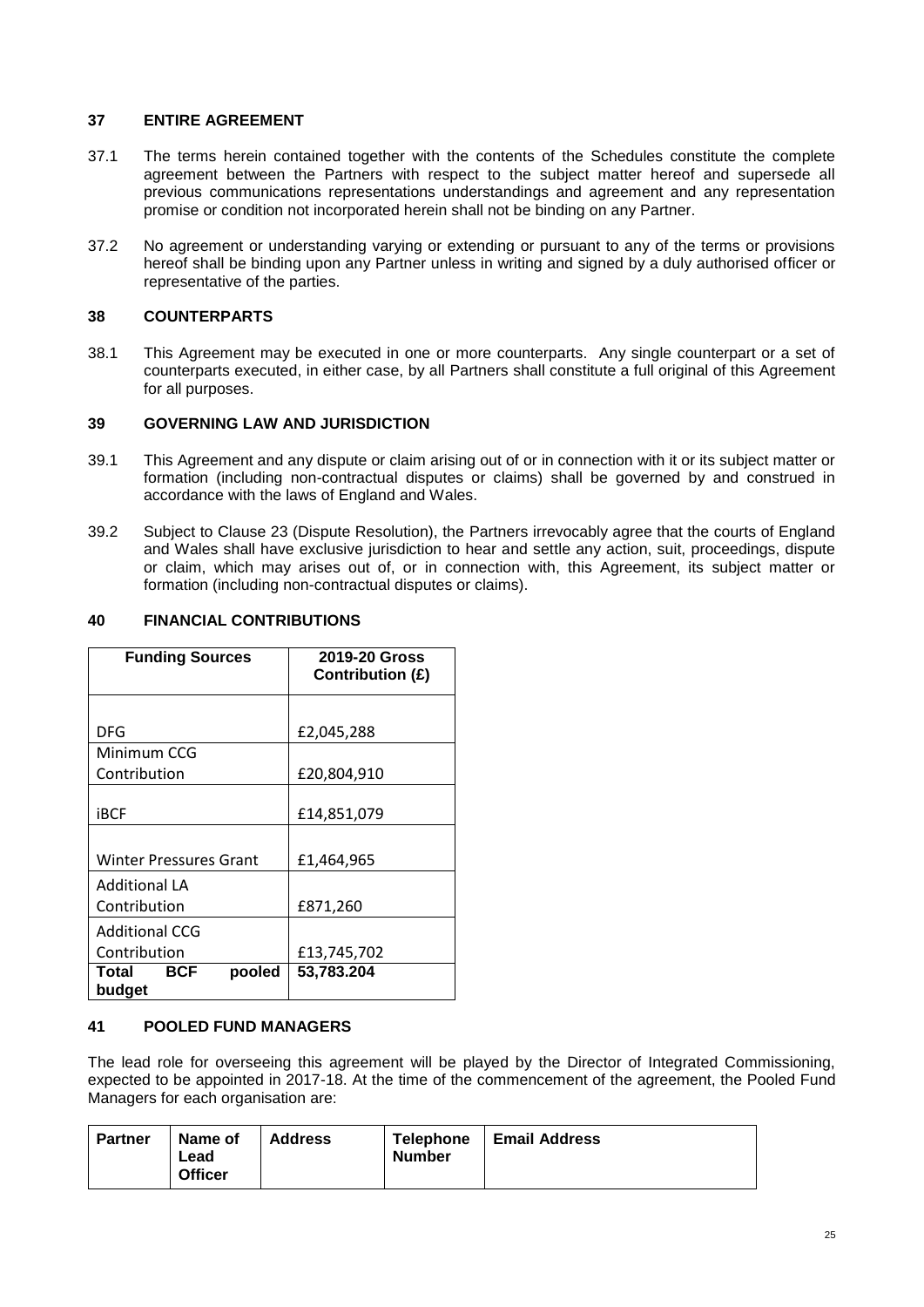## 37 ENTIRE AGREEMENT

37.1 The terms herein contained together with the contents of the Schedules constitute the complete agreement between the Partners with respect to the subject matter hereof and supersede all previous communications representations understandings and agreement and any representation promise or condition not incorporated herein shall not be binding on any Partner.

37.2 No agreement or understanding varying or extending or pursuant to any of the terms or provisions hereof shall be binding upon any Partner unless in writing and signed by a duly authorised officer or representative of the parties.

## 38 COUNTERPARTS

38.1 This Agreement may be executed in one or more counterparts. Any single counterpart or a set of counterparts executed, in either case, by all Partners shall constitute a full original of this Agreement for all purposes.

## 39 GOVERNING LAW AND JURISDICTION

39.1 This Agreement and any dispute or claim arising out of or in connection with it or its subject matter or formation (including non-contractual disputes or claims) shall be governed by and construed in accordance with the laws of England and Wales.

39.2 Subject to Clause 23 (Dispute Resolution), the Partners irrevocably agree that the courts of England and Wales shall have exclusive jurisdiction to hear and settle any action, suit, proceedings, dispute or claim, which may arises out of, or in connection with, this Agreement, its subject matter or formation (including non-contractual disputes or claims).

## 40 FINANCIAL CONTRIBUTIONS

| Funding Sources | 2019-20 Gross Contribution (£) |
|---|---|
| DFG | £2,045,288 |
| Minimum CCG Contribution | £20,804,910 |
| iBCF | £14,851,079 |
| Winter Pressures Grant | £1,464,965 |
| Additional LA Contribution | £871,260 |
| Additional CCG Contribution | £13,745,702 |
| **Total BCF pooled budget** | **53,783.204** |

## 41 POOLED FUND MANAGERS

The lead role for overseeing this agreement will be played by the Director of Integrated Commissioning, expected to be appointed in 2017-18. At the time of the commencement of the agreement, the Pooled Fund Managers for each organisation are:

| Partner | Name of Lead Officer | Address | Telephone Number | Email Address |
|---|---|---|---|---|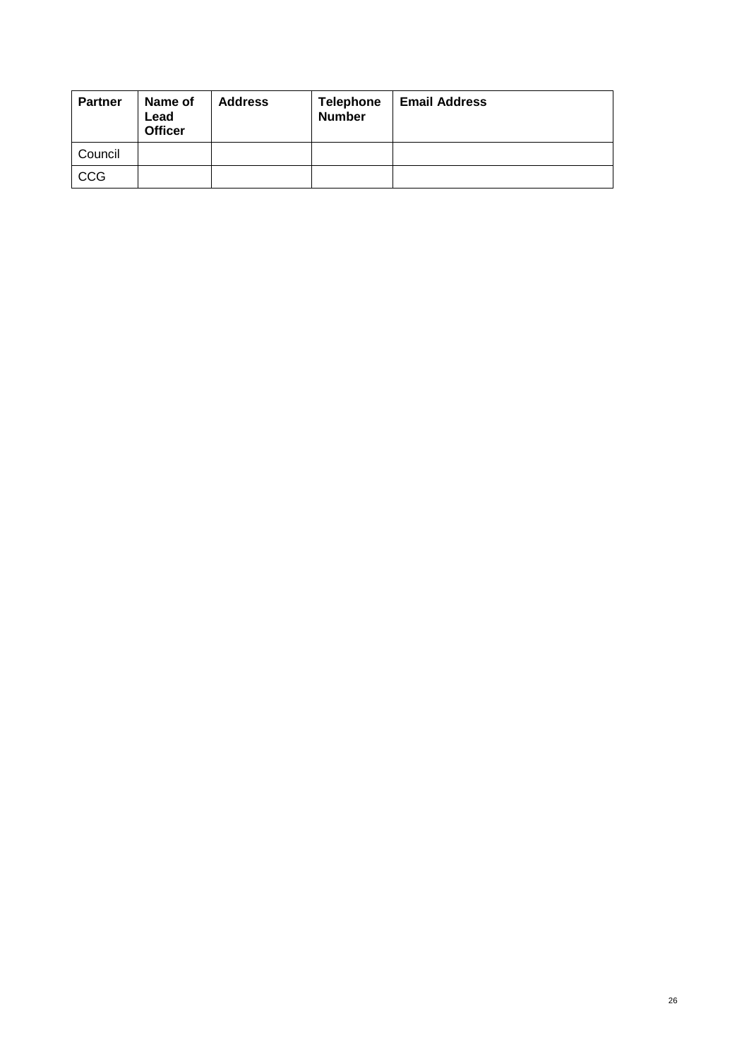| Partner | Name of Lead Officer | Address | Telephone Number | Email Address |
|---|---|---|---|---|
| Council | | | | |
| CCG | | | | |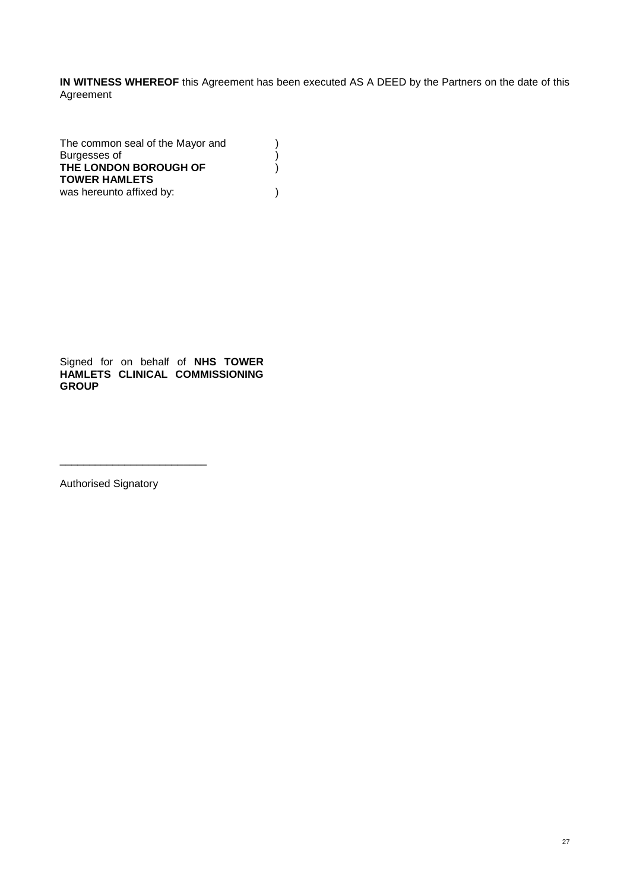**IN WITNESS WHEREOF** this Agreement has been executed AS A DEED by the Partners on the date of this Agreement

The common seal of the Mayor and )
Burgesses of )
**THE LONDON BOROUGH OF** )
**TOWER HAMLETS**
was hereunto affixed by: )

Signed for on behalf of **NHS TOWER HAMLETS CLINICAL COMMISSIONING GROUP**

_________________________

Authorised Signatory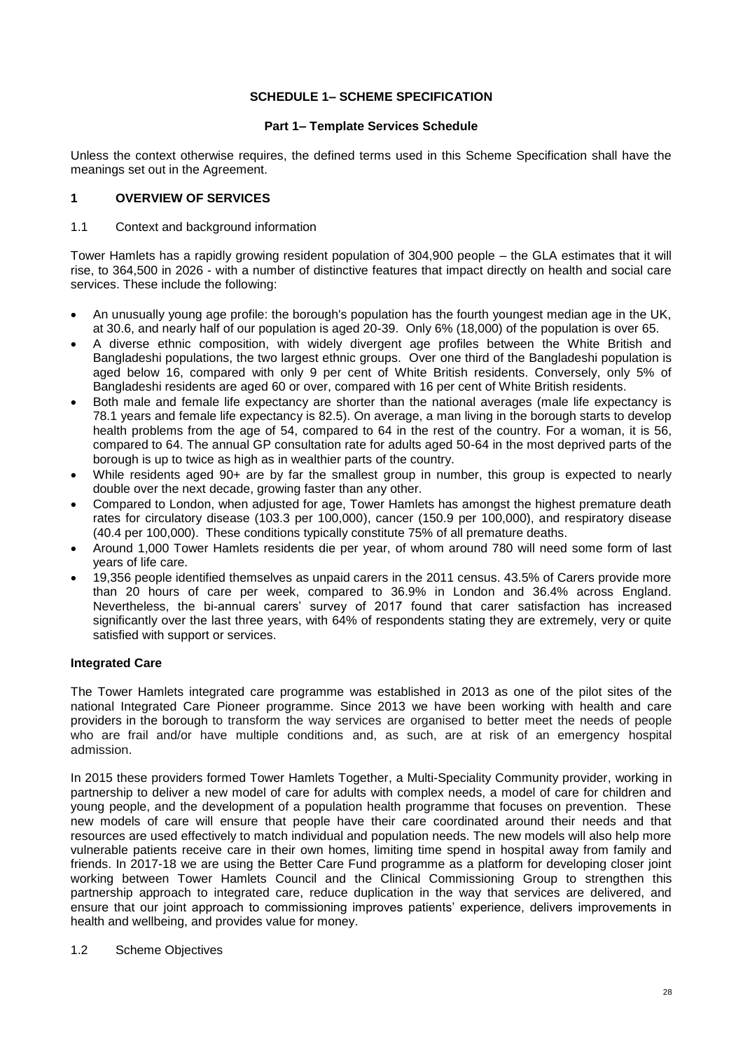**SCHEDULE 1– SCHEME SPECIFICATION**

**Part 1– Template Services Schedule**

Unless the context otherwise requires, the defined terms used in this Scheme Specification shall have the meanings set out in the Agreement.

## 1 OVERVIEW OF SERVICES

1.1 Context and background information

Tower Hamlets has a rapidly growing resident population of 304,900 people – the GLA estimates that it will rise, to 364,500 in 2026 - with a number of distinctive features that impact directly on health and social care services. These include the following:

- An unusually young age profile: the borough's population has the fourth youngest median age in the UK, at 30.6, and nearly half of our population is aged 20-39. Only 6% (18,000) of the population is over 65.
- A diverse ethnic composition, with widely divergent age profiles between the White British and Bangladeshi populations, the two largest ethnic groups. Over one third of the Bangladeshi population is aged below 16, compared with only 9 per cent of White British residents. Conversely, only 5% of Bangladeshi residents are aged 60 or over, compared with 16 per cent of White British residents.
- Both male and female life expectancy are shorter than the national averages (male life expectancy is 78.1 years and female life expectancy is 82.5). On average, a man living in the borough starts to develop health problems from the age of 54, compared to 64 in the rest of the country. For a woman, it is 56, compared to 64. The annual GP consultation rate for adults aged 50-64 in the most deprived parts of the borough is up to twice as high as in wealthier parts of the country.
- While residents aged 90+ are by far the smallest group in number, this group is expected to nearly double over the next decade, growing faster than any other.
- Compared to London, when adjusted for age, Tower Hamlets has amongst the highest premature death rates for circulatory disease (103.3 per 100,000), cancer (150.9 per 100,000), and respiratory disease (40.4 per 100,000). These conditions typically constitute 75% of all premature deaths.
- Around 1,000 Tower Hamlets residents die per year, of whom around 780 will need some form of last years of life care.
- 19,356 people identified themselves as unpaid carers in the 2011 census. 43.5% of Carers provide more than 20 hours of care per week, compared to 36.9% in London and 36.4% across England. Nevertheless, the bi-annual carers' survey of 2017 found that carer satisfaction has increased significantly over the last three years, with 64% of respondents stating they are extremely, very or quite satisfied with support or services.

**Integrated Care**

The Tower Hamlets integrated care programme was established in 2013 as one of the pilot sites of the national Integrated Care Pioneer programme. Since 2013 we have been working with health and care providers in the borough to transform the way services are organised to better meet the needs of people who are frail and/or have multiple conditions and, as such, are at risk of an emergency hospital admission.

In 2015 these providers formed Tower Hamlets Together, a Multi-Speciality Community provider, working in partnership to deliver a new model of care for adults with complex needs, a model of care for children and young people, and the development of a population health programme that focuses on prevention. These new models of care will ensure that people have their care coordinated around their needs and that resources are used effectively to match individual and population needs. The new models will also help more vulnerable patients receive care in their own homes, limiting time spend in hospital away from family and friends. In 2017-18 we are using the Better Care Fund programme as a platform for developing closer joint working between Tower Hamlets Council and the Clinical Commissioning Group to strengthen this partnership approach to integrated care, reduce duplication in the way that services are delivered, and ensure that our joint approach to commissioning improves patients' experience, delivers improvements in health and wellbeing, and provides value for money.

1.2 Scheme Objectives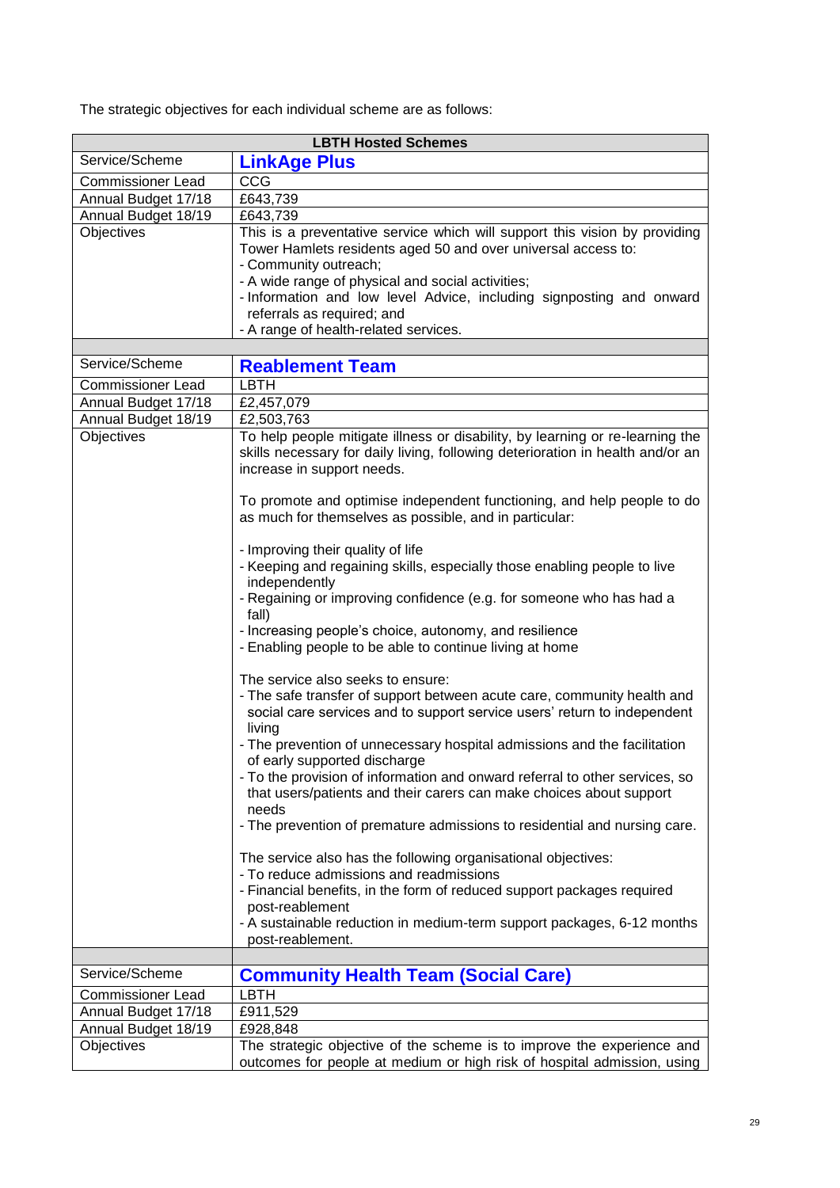The strategic objectives for each individual scheme are as follows:

| LBTH Hosted Schemes | |
|---|---|
| Service/Scheme | **LinkAge Plus** |
| Commissioner Lead | CCG |
| Annual Budget 17/18 | £643,739 |
| Annual Budget 18/19 | £643,739 |
| Objectives | This is a preventative service which will support this vision by providing Tower Hamlets residents aged 50 and over universal access to:<br>- Community outreach;<br>- A wide range of physical and social activities;<br>- Information and low level Advice, including signposting and onward referrals as required; and<br>- A range of health-related services. |
| | |
| Service/Scheme | **Reablement Team** |
| Commissioner Lead | LBTH |
| Annual Budget 17/18 | £2,457,079 |
| Annual Budget 18/19 | £2,503,763 |
| Objectives | To help people mitigate illness or disability, by learning or re-learning the skills necessary for daily living, following deterioration in health and/or an increase in support needs.<br><br>To promote and optimise independent functioning, and help people to do as much for themselves as possible, and in particular:<br><br>- Improving their quality of life<br>- Keeping and regaining skills, especially those enabling people to live independently<br>- Regaining or improving confidence (e.g. for someone who has had a fall)<br>- Increasing people's choice, autonomy, and resilience<br>- Enabling people to be able to continue living at home<br><br>The service also seeks to ensure:<br>- The safe transfer of support between acute care, community health and social care services and to support service users' return to independent living<br>- The prevention of unnecessary hospital admissions and the facilitation of early supported discharge<br>- To the provision of information and onward referral to other services, so that users/patients and their carers can make choices about support needs<br>- The prevention of premature admissions to residential and nursing care.<br><br>The service also has the following organisational objectives:<br>- To reduce admissions and readmissions<br>- Financial benefits, in the form of reduced support packages required post-reablement<br>- A sustainable reduction in medium-term support packages, 6-12 months post-reablement. |
| | |
| Service/Scheme | **Community Health Team (Social Care)** |
| Commissioner Lead | LBTH |
| Annual Budget 17/18 | £911,529 |
| Annual Budget 18/19 | £928,848 |
| Objectives | The strategic objective of the scheme is to improve the experience and outcomes for people at medium or high risk of hospital admission, using |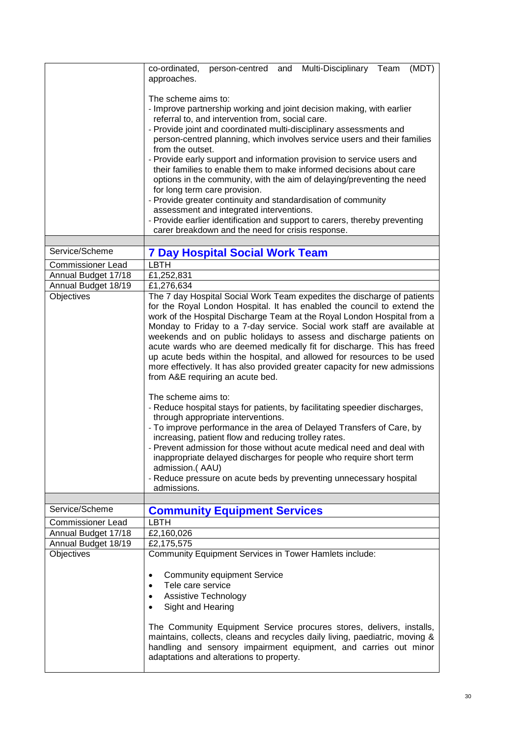| | |
|---|---|
| | co-ordinated, person-centred and Multi-Disciplinary Team (MDT) approaches.<br><br>The scheme aims to:<br>- Improve partnership working and joint decision making, with earlier referral to, and intervention from, social care.<br>- Provide joint and coordinated multi-disciplinary assessments and person-centred planning, which involves service users and their families from the outset.<br>- Provide early support and information provision to service users and their families to enable them to make informed decisions about care options in the community, with the aim of delaying/preventing the need for long term care provision.<br>- Provide greater continuity and standardisation of community assessment and integrated interventions.<br>- Provide earlier identification and support to carers, thereby preventing carer breakdown and the need for crisis response. |
| | |
| Service/Scheme | **7 Day Hospital Social Work Team** |
| Commissioner Lead | LBTH |
| Annual Budget 17/18 | £1,252,831 |
| Annual Budget 18/19 | £1,276,634 |
| Objectives | The 7 day Hospital Social Work Team expedites the discharge of patients for the Royal London Hospital. It has enabled the council to extend the work of the Hospital Discharge Team at the Royal London Hospital from a Monday to Friday to a 7-day service. Social work staff are available at weekends and on public holidays to assess and discharge patients on acute wards who are deemed medically fit for discharge. This has freed up acute beds within the hospital, and allowed for resources to be used more effectively. It has also provided greater capacity for new admissions from A&E requiring an acute bed.<br><br>The scheme aims to:<br>- Reduce hospital stays for patients, by facilitating speedier discharges, through appropriate interventions.<br>- To improve performance in the area of Delayed Transfers of Care, by increasing, patient flow and reducing trolley rates.<br>- Prevent admission for those without acute medical need and deal with inappropriate delayed discharges for people who require short term admission.( AAU)<br>- Reduce pressure on acute beds by preventing unnecessary hospital admissions. |
| | |
| Service/Scheme | **Community Equipment Services** |
| Commissioner Lead | LBTH |
| Annual Budget 17/18 | £2,160,026 |
| Annual Budget 18/19 | £2,175,575 |
| Objectives | Community Equipment Services in Tower Hamlets include:<br><br>• Community equipment Service<br>• Tele care service<br>• Assistive Technology<br>• Sight and Hearing<br><br>The Community Equipment Service procures stores, delivers, installs, maintains, collects, cleans and recycles daily living, paediatric, moving & handling and sensory impairment equipment, and carries out minor adaptations and alterations to property. |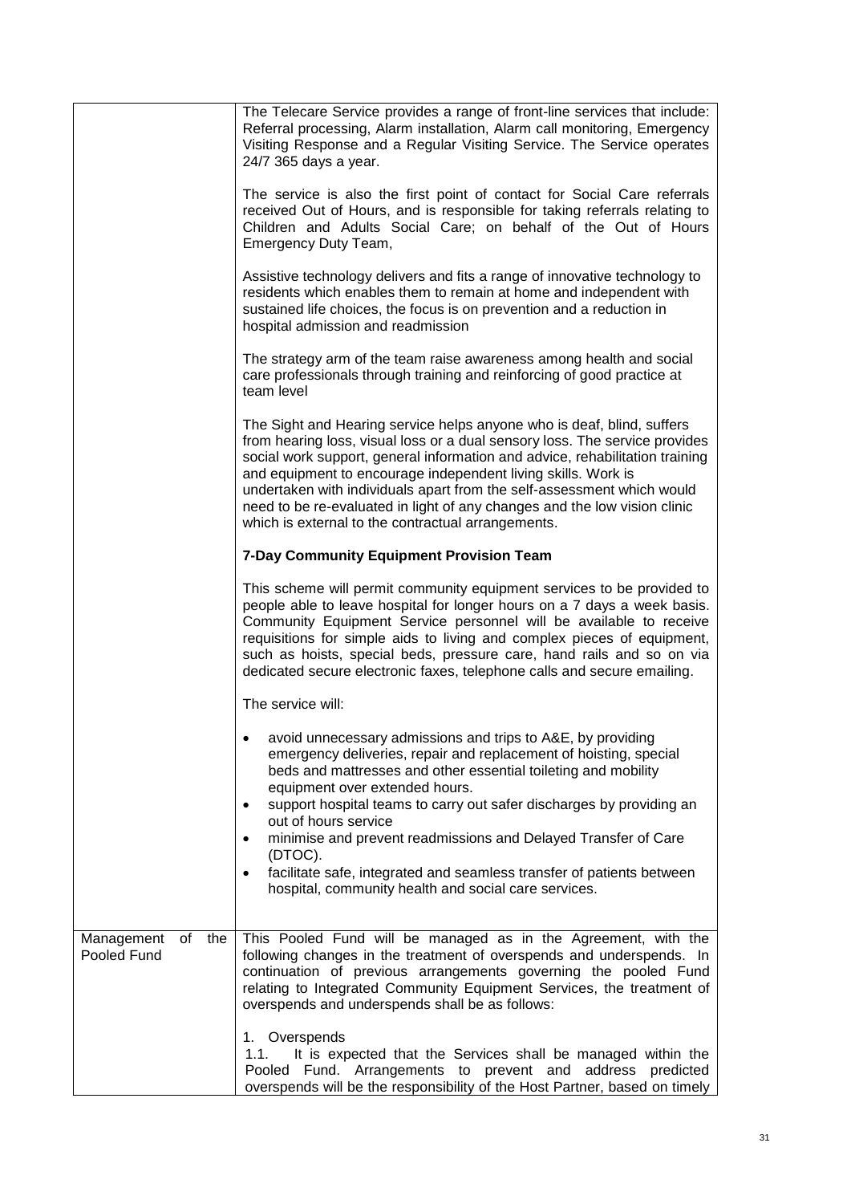| | |
|---|---|
| | The Telecare Service provides a range of front-line services that include: Referral processing, Alarm installation, Alarm call monitoring, Emergency Visiting Response and a Regular Visiting Service. The Service operates 24/7 365 days a year.<br><br>The service is also the first point of contact for Social Care referrals received Out of Hours, and is responsible for taking referrals relating to Children and Adults Social Care; on behalf of the Out of Hours Emergency Duty Team,<br><br>Assistive technology delivers and fits a range of innovative technology to residents which enables them to remain at home and independent with sustained life choices, the focus is on prevention and a reduction in hospital admission and readmission<br><br>The strategy arm of the team raise awareness among health and social care professionals through training and reinforcing of good practice at team level<br><br>The Sight and Hearing service helps anyone who is deaf, blind, suffers from hearing loss, visual loss or a dual sensory loss. The service provides social work support, general information and advice, rehabilitation training and equipment to encourage independent living skills. Work is undertaken with individuals apart from the self-assessment which would need to be re-evaluated in light of any changes and the low vision clinic which is external to the contractual arrangements.<br><br>**7-Day Community Equipment Provision Team**<br><br>This scheme will permit community equipment services to be provided to people able to leave hospital for longer hours on a 7 days a week basis. Community Equipment Service personnel will be available to receive requisitions for simple aids to living and complex pieces of equipment, such as hoists, special beds, pressure care, hand rails and so on via dedicated secure electronic faxes, telephone calls and secure emailing.<br><br>The service will:<br><br>• avoid unnecessary admissions and trips to A&E, by providing emergency deliveries, repair and replacement of hoisting, special beds and mattresses and other essential toileting and mobility equipment over extended hours.<br>• support hospital teams to carry out safer discharges by providing an out of hours service<br>• minimise and prevent readmissions and Delayed Transfer of Care (DTOC).<br>• facilitate safe, integrated and seamless transfer of patients between hospital, community health and social care services. |
| Management of the Pooled Fund | This Pooled Fund will be managed as in the Agreement, with the following changes in the treatment of overspends and underspends. In continuation of previous arrangements governing the pooled Fund relating to Integrated Community Equipment Services, the treatment of overspends and underspends shall be as follows:<br><br>1. Overspends<br>1.1. It is expected that the Services shall be managed within the Pooled Fund. Arrangements to prevent and address predicted overspends will be the responsibility of the Host Partner, based on timely |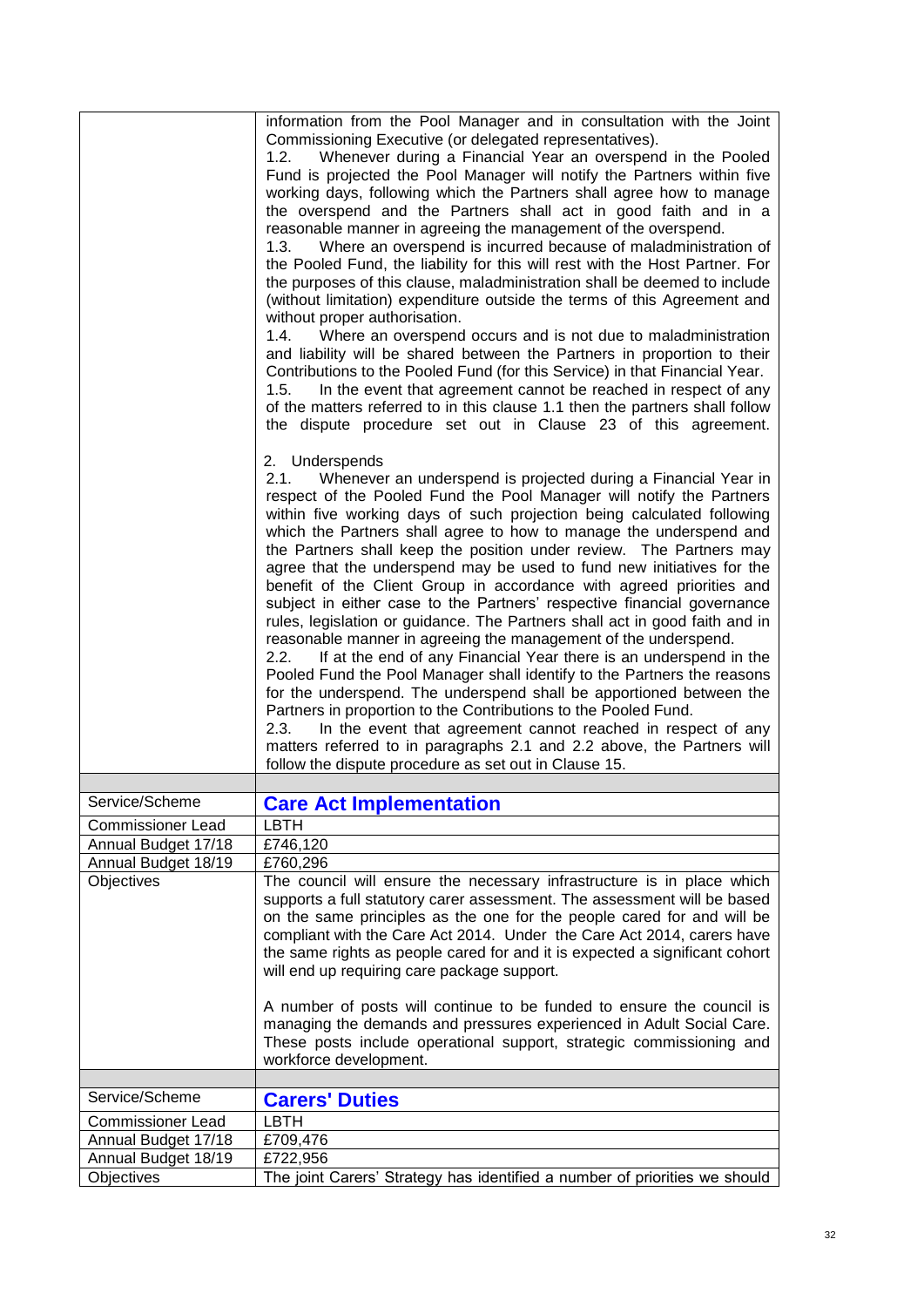| | |
|---|---|
| | information from the Pool Manager and in consultation with the Joint Commissioning Executive (or delegated representatives).<br>1.2. Whenever during a Financial Year an overspend in the Pooled Fund is projected the Pool Manager will notify the Partners within five working days, following which the Partners shall agree how to manage the overspend and the Partners shall act in good faith and in a reasonable manner in agreeing the management of the overspend.<br>1.3. Where an overspend is incurred because of maladministration of the Pooled Fund, the liability for this will rest with the Host Partner. For the purposes of this clause, maladministration shall be deemed to include (without limitation) expenditure outside the terms of this Agreement and without proper authorisation.<br>1.4. Where an overspend occurs and is not due to maladministration and liability will be shared between the Partners in proportion to their Contributions to the Pooled Fund (for this Service) in that Financial Year.<br>1.5. In the event that agreement cannot be reached in respect of any of the matters referred to in this clause 1.1 then the partners shall follow the dispute procedure set out in Clause 23 of this agreement.<br><br>2. Underspends<br>2.1. Whenever an underspend is projected during a Financial Year in respect of the Pooled Fund the Pool Manager will notify the Partners within five working days of such projection being calculated following which the Partners shall agree to how to manage the underspend and the Partners shall keep the position under review. The Partners may agree that the underspend may be used to fund new initiatives for the benefit of the Client Group in accordance with agreed priorities and subject in either case to the Partners' respective financial governance rules, legislation or guidance. The Partners shall act in good faith and in reasonable manner in agreeing the management of the underspend.<br>2.2. If at the end of any Financial Year there is an underspend in the Pooled Fund the Pool Manager shall identify to the Partners the reasons for the underspend. The underspend shall be apportioned between the Partners in proportion to the Contributions to the Pooled Fund.<br>2.3. In the event that agreement cannot reached in respect of any matters referred to in paragraphs 2.1 and 2.2 above, the Partners will follow the dispute procedure as set out in Clause 15. |
| | |
| Service/Scheme | **Care Act Implementation** |
| Commissioner Lead | LBTH |
| Annual Budget 17/18 | £746,120 |
| Annual Budget 18/19 | £760,296 |
| Objectives | The council will ensure the necessary infrastructure is in place which supports a full statutory carer assessment. The assessment will be based on the same principles as the one for the people cared for and will be compliant with the Care Act 2014. Under the Care Act 2014, carers have the same rights as people cared for and it is expected a significant cohort will end up requiring care package support.<br><br>A number of posts will continue to be funded to ensure the council is managing the demands and pressures experienced in Adult Social Care. These posts include operational support, strategic commissioning and workforce development. |
| | |
| Service/Scheme | **Carers' Duties** |
| Commissioner Lead | LBTH |
| Annual Budget 17/18 | £709,476 |
| Annual Budget 18/19 | £722,956 |
| Objectives | The joint Carers' Strategy has identified a number of priorities we should |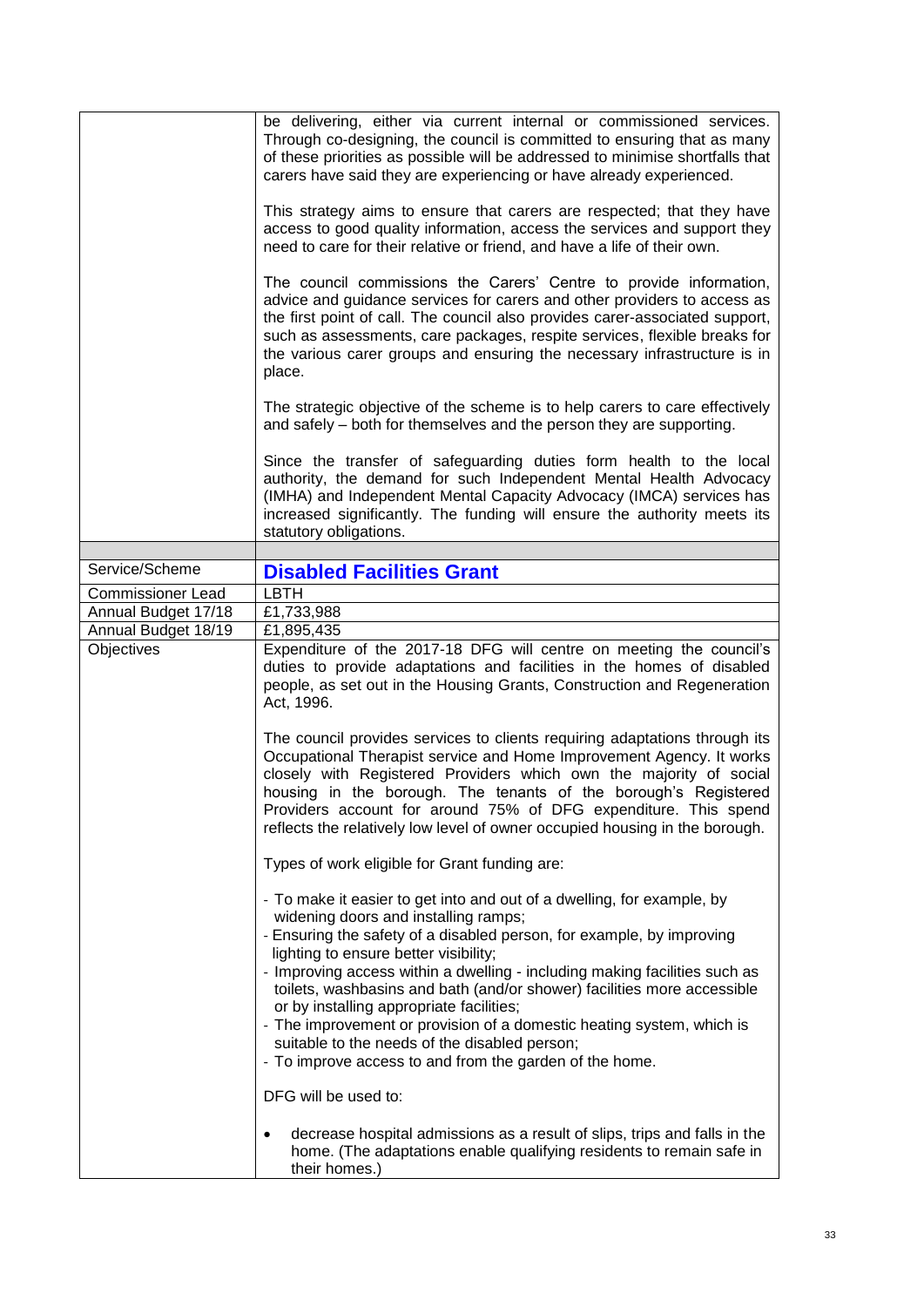| | |
|---|---|
| | be delivering, either via current internal or commissioned services. Through co-designing, the council is committed to ensuring that as many of these priorities as possible will be addressed to minimise shortfalls that carers have said they are experiencing or have already experienced.<br><br>This strategy aims to ensure that carers are respected; that they have access to good quality information, access the services and support they need to care for their relative or friend, and have a life of their own.<br><br>The council commissions the Carers' Centre to provide information, advice and guidance services for carers and other providers to access as the first point of call. The council also provides carer-associated support, such as assessments, care packages, respite services, flexible breaks for the various carer groups and ensuring the necessary infrastructure is in place.<br><br>The strategic objective of the scheme is to help carers to care effectively and safely – both for themselves and the person they are supporting.<br><br>Since the transfer of safeguarding duties form health to the local authority, the demand for such Independent Mental Health Advocacy (IMHA) and Independent Mental Capacity Advocacy (IMCA) services has increased significantly. The funding will ensure the authority meets its statutory obligations. |
| | |
| Service/Scheme | **Disabled Facilities Grant** |
| Commissioner Lead | LBTH |
| Annual Budget 17/18 | £1,733,988 |
| Annual Budget 18/19 | £1,895,435 |
| Objectives | Expenditure of the 2017-18 DFG will centre on meeting the council's duties to provide adaptations and facilities in the homes of disabled people, as set out in the Housing Grants, Construction and Regeneration Act, 1996.<br><br>The council provides services to clients requiring adaptations through its Occupational Therapist service and Home Improvement Agency. It works closely with Registered Providers which own the majority of social housing in the borough. The tenants of the borough's Registered Providers account for around 75% of DFG expenditure. This spend reflects the relatively low level of owner occupied housing in the borough.<br><br>Types of work eligible for Grant funding are:<br><br>- To make it easier to get into and out of a dwelling, for example, by widening doors and installing ramps;<br>- Ensuring the safety of a disabled person, for example, by improving lighting to ensure better visibility;<br>- Improving access within a dwelling - including making facilities such as toilets, washbasins and bath (and/or shower) facilities more accessible or by installing appropriate facilities;<br>- The improvement or provision of a domestic heating system, which is suitable to the needs of the disabled person;<br>- To improve access to and from the garden of the home.<br><br>DFG will be used to:<br><br>• decrease hospital admissions as a result of slips, trips and falls in the home. (The adaptations enable qualifying residents to remain safe in their homes.) |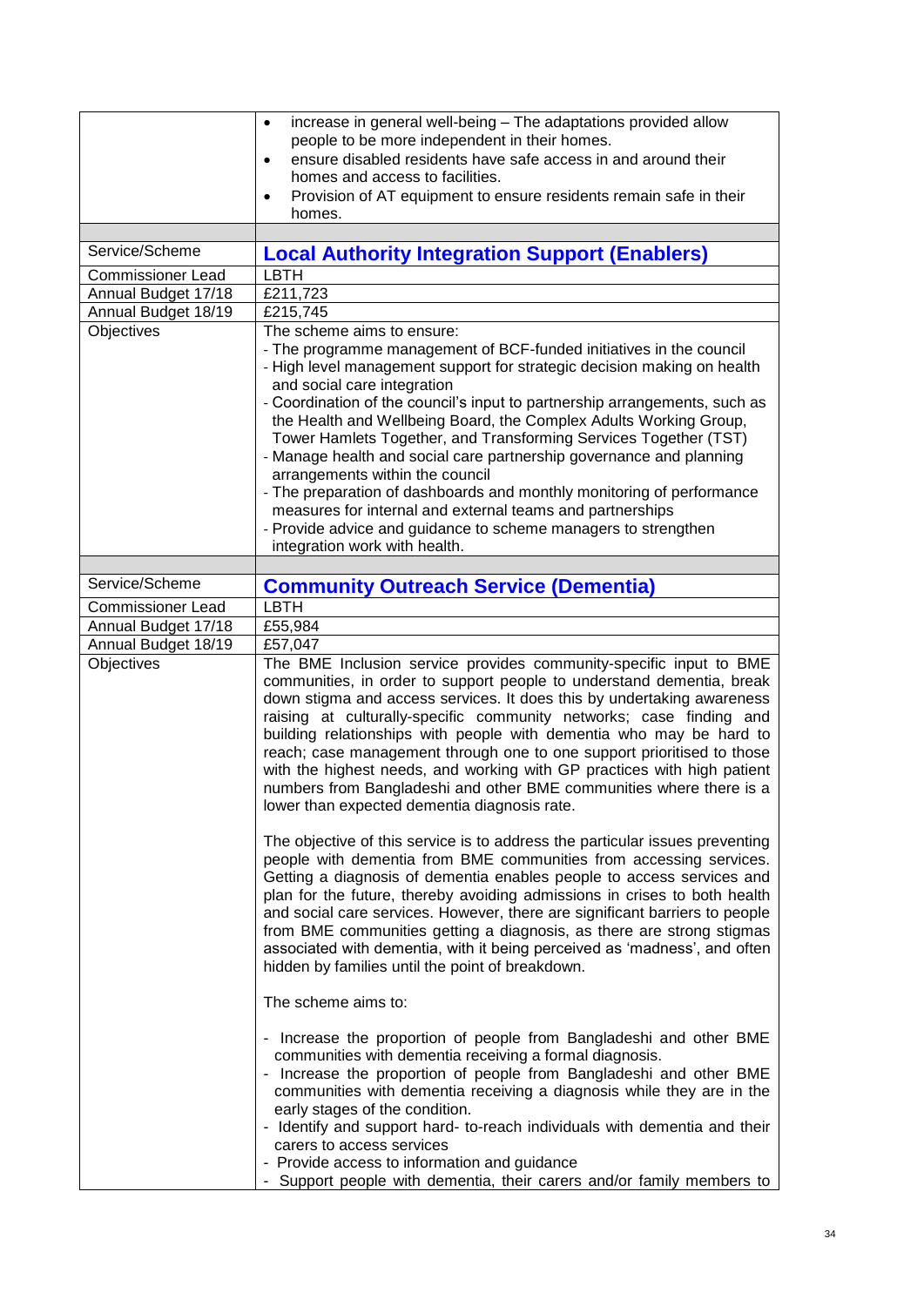| | |
|---|---|
| | • increase in general well-being – The adaptations provided allow people to be more independent in their homes.<br>• ensure disabled residents have safe access in and around their homes and access to facilities.<br>• Provision of AT equipment to ensure residents remain safe in their homes. |
| | |
| Service/Scheme | **Local Authority Integration Support (Enablers)** |
| Commissioner Lead | LBTH |
| Annual Budget 17/18 | £211,723 |
| Annual Budget 18/19 | £215,745 |
| Objectives | The scheme aims to ensure:<br>- The programme management of BCF-funded initiatives in the council<br>- High level management support for strategic decision making on health and social care integration<br>- Coordination of the council's input to partnership arrangements, such as the Health and Wellbeing Board, the Complex Adults Working Group, Tower Hamlets Together, and Transforming Services Together (TST)<br>- Manage health and social care partnership governance and planning arrangements within the council<br>- The preparation of dashboards and monthly monitoring of performance measures for internal and external teams and partnerships<br>- Provide advice and guidance to scheme managers to strengthen integration work with health. |
| | |
| Service/Scheme | **Community Outreach Service (Dementia)** |
| Commissioner Lead | LBTH |
| Annual Budget 17/18 | £55,984 |
| Annual Budget 18/19 | £57,047 |
| Objectives | The BME Inclusion service provides community-specific input to BME communities, in order to support people to understand dementia, break down stigma and access services. It does this by undertaking awareness raising at culturally-specific community networks; case finding and building relationships with people with dementia who may be hard to reach; case management through one to one support prioritised to those with the highest needs, and working with GP practices with high patient numbers from Bangladeshi and other BME communities where there is a lower than expected dementia diagnosis rate.<br><br>The objective of this service is to address the particular issues preventing people with dementia from BME communities from accessing services. Getting a diagnosis of dementia enables people to access services and plan for the future, thereby avoiding admissions in crises to both health and social care services. However, there are significant barriers to people from BME communities getting a diagnosis, as there are strong stigmas associated with dementia, with it being perceived as 'madness', and often hidden by families until the point of breakdown.<br><br>The scheme aims to:<br><br>- Increase the proportion of people from Bangladeshi and other BME communities with dementia receiving a formal diagnosis.<br>- Increase the proportion of people from Bangladeshi and other BME communities with dementia receiving a diagnosis while they are in the early stages of the condition.<br>- Identify and support hard- to-reach individuals with dementia and their carers to access services<br>- Provide access to information and guidance<br>- Support people with dementia, their carers and/or family members to |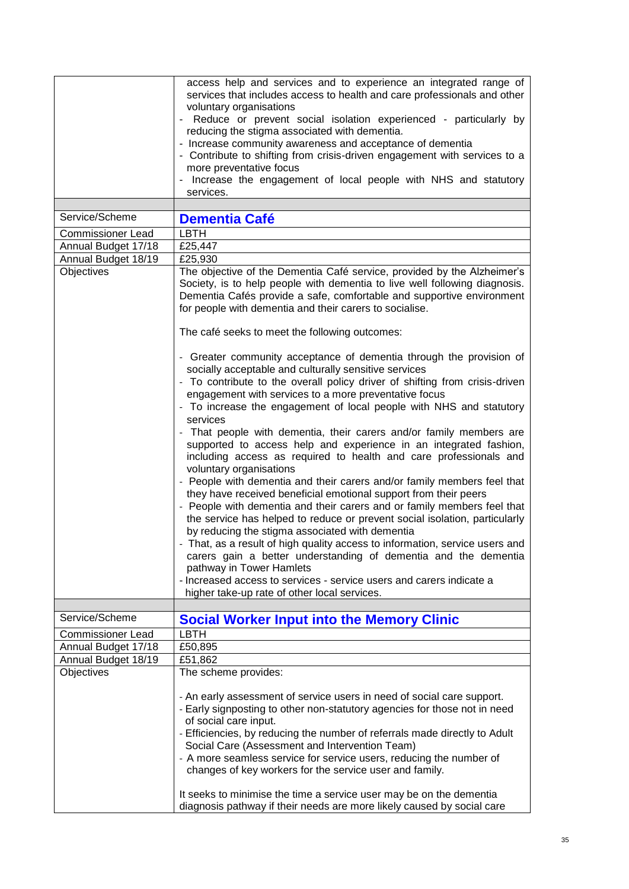| | |
|---|---|
| | access help and services and to experience an integrated range of services that includes access to health and care professionals and other voluntary organisations<br>- Reduce or prevent social isolation experienced - particularly by reducing the stigma associated with dementia.<br>- Increase community awareness and acceptance of dementia<br>- Contribute to shifting from crisis-driven engagement with services to a more preventative focus<br>- Increase the engagement of local people with NHS and statutory services. |
| | |
| Service/Scheme | **Dementia Café** |
| Commissioner Lead | LBTH |
| Annual Budget 17/18 | £25,447 |
| Annual Budget 18/19 | £25,930 |
| Objectives | The objective of the Dementia Café service, provided by the Alzheimer's Society, is to help people with dementia to live well following diagnosis. Dementia Cafés provide a safe, comfortable and supportive environment for people with dementia and their carers to socialise.<br><br>The café seeks to meet the following outcomes:<br><br>- Greater community acceptance of dementia through the provision of socially acceptable and culturally sensitive services<br>- To contribute to the overall policy driver of shifting from crisis-driven engagement with services to a more preventative focus<br>- To increase the engagement of local people with NHS and statutory services<br>- That people with dementia, their carers and/or family members are supported to access help and experience in an integrated fashion, including access as required to health and care professionals and voluntary organisations<br>- People with dementia and their carers and/or family members feel that they have received beneficial emotional support from their peers<br>- People with dementia and their carers and or family members feel that the service has helped to reduce or prevent social isolation, particularly by reducing the stigma associated with dementia<br>- That, as a result of high quality access to information, service users and carers gain a better understanding of dementia and the dementia pathway in Tower Hamlets<br>- Increased access to services - service users and carers indicate a higher take-up rate of other local services. |
| | |
| Service/Scheme | **Social Worker Input into the Memory Clinic** |
| Commissioner Lead | LBTH |
| Annual Budget 17/18 | £50,895 |
| Annual Budget 18/19 | £51,862 |
| Objectives | The scheme provides:<br><br>- An early assessment of service users in need of social care support.<br>- Early signposting to other non-statutory agencies for those not in need of social care input.<br>- Efficiencies, by reducing the number of referrals made directly to Adult Social Care (Assessment and Intervention Team)<br>- A more seamless service for service users, reducing the number of changes of key workers for the service user and family.<br><br>It seeks to minimise the time a service user may be on the dementia diagnosis pathway if their needs are more likely caused by social care |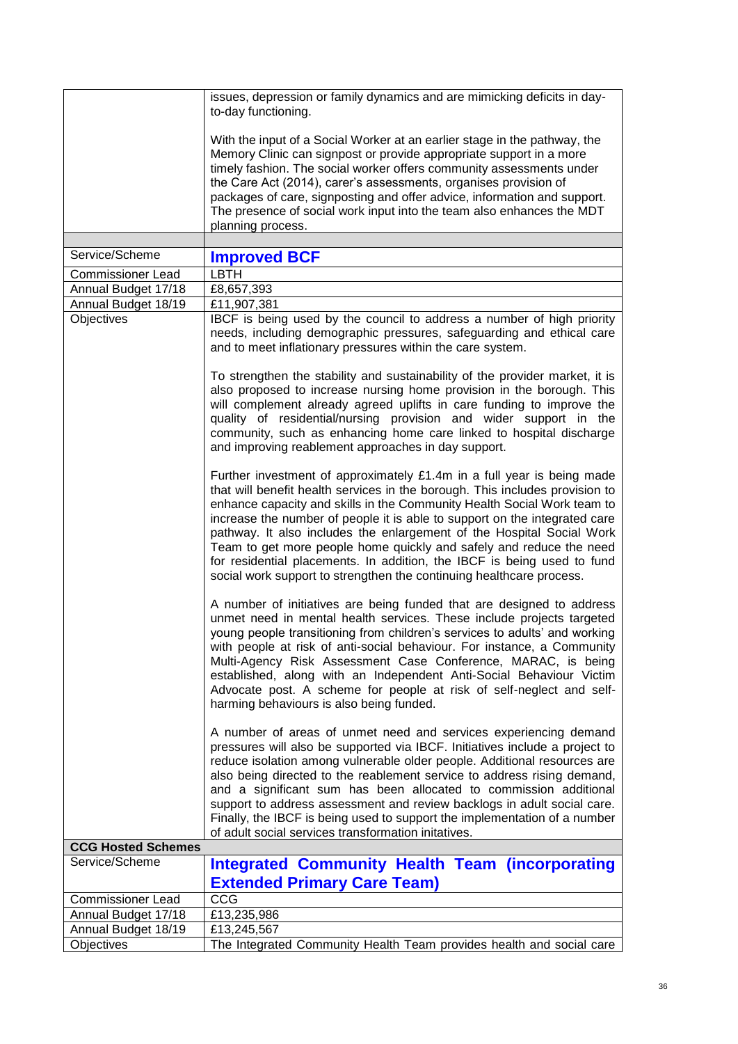| | |
|---|---|
| | issues, depression or family dynamics and are mimicking deficits in day-to-day functioning.<br><br>With the input of a Social Worker at an earlier stage in the pathway, the Memory Clinic can signpost or provide appropriate support in a more timely fashion. The social worker offers community assessments under the Care Act (2014), carer's assessments, organises provision of packages of care, signposting and offer advice, information and support. The presence of social work input into the team also enhances the MDT planning process. |
| | |
| Service/Scheme | **Improved BCF** |
| Commissioner Lead | LBTH |
| Annual Budget 17/18 | £8,657,393 |
| Annual Budget 18/19 | £11,907,381 |
| Objectives | IBCF is being used by the council to address a number of high priority needs, including demographic pressures, safeguarding and ethical care and to meet inflationary pressures within the care system.<br><br>To strengthen the stability and sustainability of the provider market, it is also proposed to increase nursing home provision in the borough. This will complement already agreed uplifts in care funding to improve the quality of residential/nursing provision and wider support in the community, such as enhancing home care linked to hospital discharge and improving reablement approaches in day support.<br><br>Further investment of approximately £1.4m in a full year is being made that will benefit health services in the borough. This includes provision to enhance capacity and skills in the Community Health Social Work team to increase the number of people it is able to support on the integrated care pathway. It also includes the enlargement of the Hospital Social Work Team to get more people home quickly and safely and reduce the need for residential placements. In addition, the IBCF is being used to fund social work support to strengthen the continuing healthcare process.<br><br>A number of initiatives are being funded that are designed to address unmet need in mental health services. These include projects targeted young people transitioning from children's services to adults' and working with people at risk of anti-social behaviour. For instance, a Community Multi-Agency Risk Assessment Case Conference, MARAC, is being established, along with an Independent Anti-Social Behaviour Victim Advocate post. A scheme for people at risk of self-neglect and self-harming behaviours is also being funded.<br><br>A number of areas of unmet need and services experiencing demand pressures will also be supported via IBCF. Initiatives include a project to reduce isolation among vulnerable older people. Additional resources are also being directed to the reablement service to address rising demand, and a significant sum has been allocated to commission additional support to address assessment and review backlogs in adult social care. Finally, the IBCF is being used to support the implementation of a number of adult social services transformation initatives. |
| **CCG Hosted Schemes** | |
| Service/Scheme | **Integrated Community Health Team (incorporating Extended Primary Care Team)** |
| Commissioner Lead | CCG |
| Annual Budget 17/18 | £13,235,986 |
| Annual Budget 18/19 | £13,245,567 |
| Objectives | The Integrated Community Health Team provides health and social care |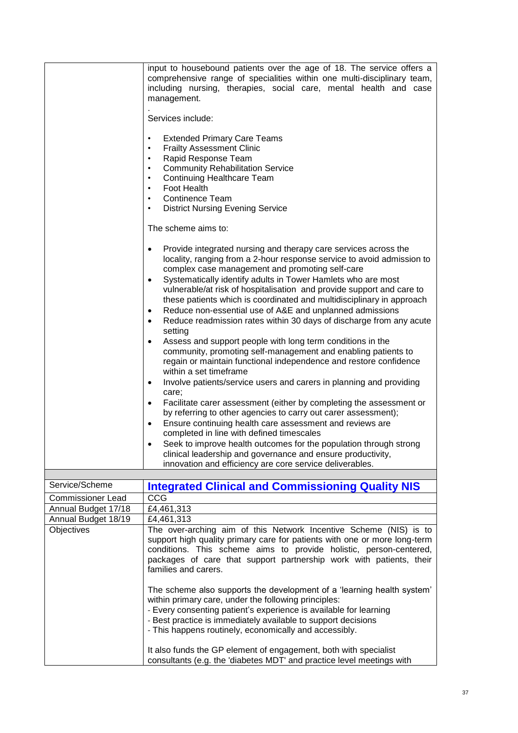| | |
|---|---|
| | input to housebound patients over the age of 18. The service offers a comprehensive range of specialities within one multi-disciplinary team, including nursing, therapies, social care, mental health and case management.<br><br>.<br>Services include:<br><br>• Extended Primary Care Teams<br>• Frailty Assessment Clinic<br>• Rapid Response Team<br>• Community Rehabilitation Service<br>• Continuing Healthcare Team<br>• Foot Health<br>• Continence Team<br>• District Nursing Evening Service<br><br>The scheme aims to:<br><br>• Provide integrated nursing and therapy care services across the locality, ranging from a 2-hour response service to avoid admission to complex case management and promoting self-care<br>• Systematically identify adults in Tower Hamlets who are most vulnerable/at risk of hospitalisation and provide support and care to these patients which is coordinated and multidisciplinary in approach<br>• Reduce non-essential use of A&E and unplanned admissions<br>• Reduce readmission rates within 30 days of discharge from any acute setting<br>• Assess and support people with long term conditions in the community, promoting self-management and enabling patients to regain or maintain functional independence and restore confidence within a set timeframe<br>• Involve patients/service users and carers in planning and providing care;<br>• Facilitate carer assessment (either by completing the assessment or by referring to other agencies to carry out carer assessment);<br>• Ensure continuing health care assessment and reviews are completed in line with defined timescales<br>• Seek to improve health outcomes for the population through strong clinical leadership and governance and ensure productivity, innovation and efficiency are core service deliverables. |
| | |
| Service/Scheme | **Integrated Clinical and Commissioning Quality NIS** |
| Commissioner Lead | CCG |
| Annual Budget 17/18 | £4,461,313 |
| Annual Budget 18/19 | £4,461,313 |
| Objectives | The over-arching aim of this Network Incentive Scheme (NIS) is to support high quality primary care for patients with one or more long-term conditions. This scheme aims to provide holistic, person-centered, packages of care that support partnership work with patients, their families and carers.<br><br>The scheme also supports the development of a 'learning health system' within primary care, under the following principles:<br>- Every consenting patient's experience is available for learning<br>- Best practice is immediately available to support decisions<br>- This happens routinely, economically and accessibly.<br><br>It also funds the GP element of engagement, both with specialist consultants (e.g. the 'diabetes MDT' and practice level meetings with |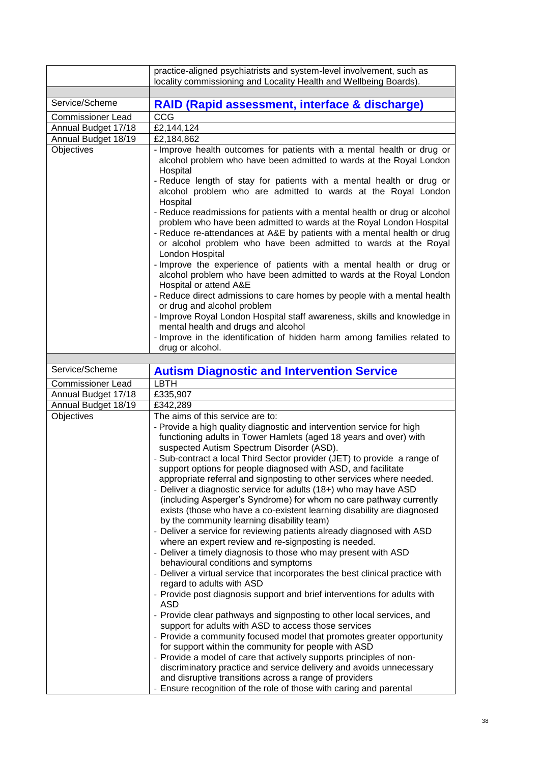| | practice-aligned psychiatrists and system-level involvement, such as locality commissioning and Locality Health and Wellbeing Boards). |
|---|---|
| | |
| Service/Scheme | **RAID (Rapid assessment, interface & discharge)** |
| Commissioner Lead | CCG |
| Annual Budget 17/18 | £2,144,124 |
| Annual Budget 18/19 | £2,184,862 |
| Objectives | - Improve health outcomes for patients with a mental health or drug or alcohol problem who have been admitted to wards at the Royal London Hospital<br>- Reduce length of stay for patients with a mental health or drug or alcohol problem who are admitted to wards at the Royal London Hospital<br>- Reduce readmissions for patients with a mental health or drug or alcohol problem who have been admitted to wards at the Royal London Hospital<br>- Reduce re-attendances at A&E by patients with a mental health or drug or alcohol problem who have been admitted to wards at the Royal London Hospital<br>- Improve the experience of patients with a mental health or drug or alcohol problem who have been admitted to wards at the Royal London Hospital or attend A&E<br>- Reduce direct admissions to care homes by people with a mental health or drug and alcohol problem<br>- Improve Royal London Hospital staff awareness, skills and knowledge in mental health and drugs and alcohol<br>- Improve in the identification of hidden harm among families related to drug or alcohol. |
| | |
| Service/Scheme | **Autism Diagnostic and Intervention Service** |
| Commissioner Lead | LBTH |
| Annual Budget 17/18 | £335,907 |
| Annual Budget 18/19 | £342,289 |
| Objectives | The aims of this service are to:<br>- Provide a high quality diagnostic and intervention service for high functioning adults in Tower Hamlets (aged 18 years and over) with suspected Autism Spectrum Disorder (ASD).<br>- Sub-contract a local Third Sector provider (JET) to provide a range of support options for people diagnosed with ASD, and facilitate appropriate referral and signposting to other services where needed.<br>- Deliver a diagnostic service for adults (18+) who may have ASD (including Asperger's Syndrome) for whom no care pathway currently exists (those who have a co-existent learning disability are diagnosed by the community learning disability team)<br>- Deliver a service for reviewing patients already diagnosed with ASD where an expert review and re-signposting is needed.<br>- Deliver a timely diagnosis to those who may present with ASD behavioural conditions and symptoms<br>- Deliver a virtual service that incorporates the best clinical practice with regard to adults with ASD<br>- Provide post diagnosis support and brief interventions for adults with ASD<br>- Provide clear pathways and signposting to other local services, and support for adults with ASD to access those services<br>- Provide a community focused model that promotes greater opportunity for support within the community for people with ASD<br>- Provide a model of care that actively supports principles of non-discriminatory practice and service delivery and avoids unnecessary and disruptive transitions across a range of providers<br>- Ensure recognition of the role of those with caring and parental |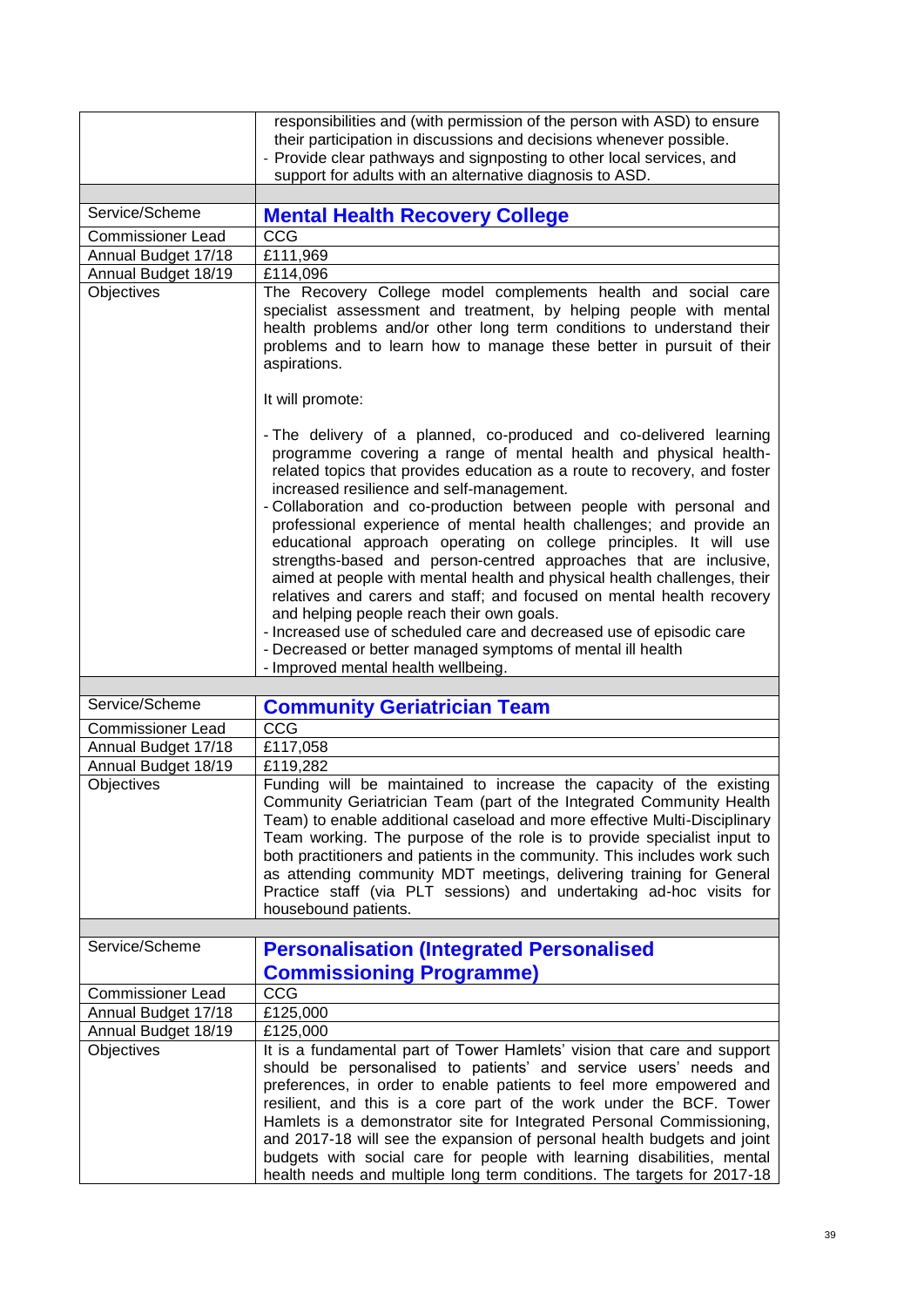| | |
|---|---|
| | responsibilities and (with permission of the person with ASD) to ensure their participation in discussions and decisions whenever possible.<br>- Provide clear pathways and signposting to other local services, and support for adults with an alternative diagnosis to ASD. |
| | |
| Service/Scheme | **Mental Health Recovery College** |
| Commissioner Lead | CCG |
| Annual Budget 17/18 | £111,969 |
| Annual Budget 18/19 | £114,096 |
| Objectives | The Recovery College model complements health and social care specialist assessment and treatment, by helping people with mental health problems and/or other long term conditions to understand their problems and to learn how to manage these better in pursuit of their aspirations.<br><br>It will promote:<br><br>- The delivery of a planned, co-produced and co-delivered learning programme covering a range of mental health and physical health-related topics that provides education as a route to recovery, and foster increased resilience and self-management.<br>- Collaboration and co-production between people with personal and professional experience of mental health challenges; and provide an educational approach operating on college principles. It will use strengths-based and person-centred approaches that are inclusive, aimed at people with mental health and physical health challenges, their relatives and carers and staff; and focused on mental health recovery and helping people reach their own goals.<br>- Increased use of scheduled care and decreased use of episodic care<br>- Decreased or better managed symptoms of mental ill health<br>- Improved mental health wellbeing. |
| | |
| Service/Scheme | **Community Geriatrician Team** |
| Commissioner Lead | CCG |
| Annual Budget 17/18 | £117,058 |
| Annual Budget 18/19 | £119,282 |
| Objectives | Funding will be maintained to increase the capacity of the existing Community Geriatrician Team (part of the Integrated Community Health Team) to enable additional caseload and more effective Multi-Disciplinary Team working. The purpose of the role is to provide specialist input to both practitioners and patients in the community. This includes work such as attending community MDT meetings, delivering training for General Practice staff (via PLT sessions) and undertaking ad-hoc visits for housebound patients. |
| | |
| Service/Scheme | **Personalisation (Integrated Personalised Commissioning Programme)** |
| Commissioner Lead | CCG |
| Annual Budget 17/18 | £125,000 |
| Annual Budget 18/19 | £125,000 |
| Objectives | It is a fundamental part of Tower Hamlets' vision that care and support should be personalised to patients' and service users' needs and preferences, in order to enable patients to feel more empowered and resilient, and this is a core part of the work under the BCF. Tower Hamlets is a demonstrator site for Integrated Personal Commissioning, and 2017-18 will see the expansion of personal health budgets and joint budgets with social care for people with learning disabilities, mental health needs and multiple long term conditions. The targets for 2017-18 |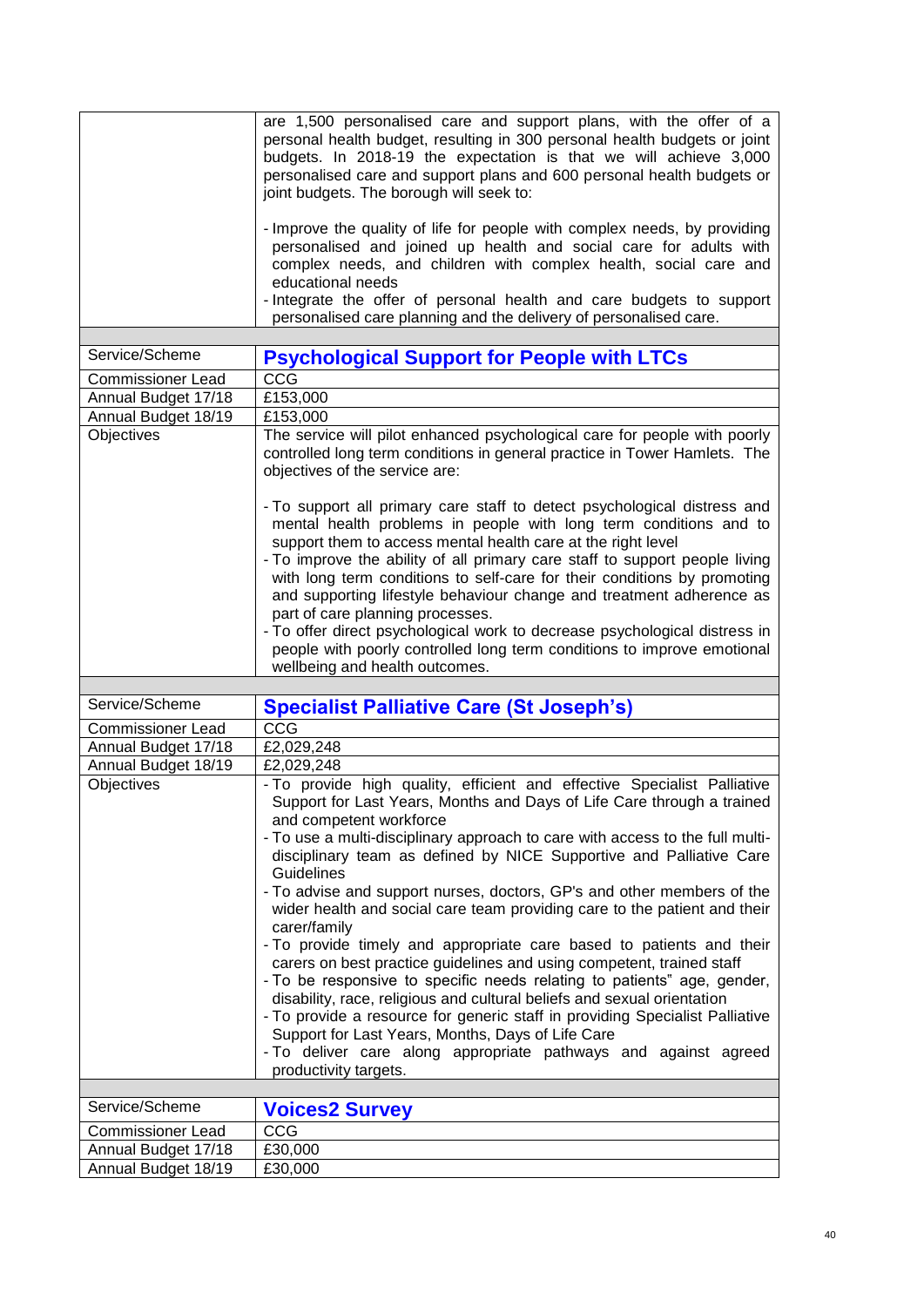| | |
|---|---|
| | are 1,500 personalised care and support plans, with the offer of a personal health budget, resulting in 300 personal health budgets or joint budgets. In 2018-19 the expectation is that we will achieve 3,000 personalised care and support plans and 600 personal health budgets or joint budgets. The borough will seek to:<br><br>- Improve the quality of life for people with complex needs, by providing personalised and joined up health and social care for adults with complex needs, and children with complex health, social care and educational needs<br>- Integrate the offer of personal health and care budgets to support personalised care planning and the delivery of personalised care. |
| | |
| Service/Scheme | **Psychological Support for People with LTCs** |
| Commissioner Lead | CCG |
| Annual Budget 17/18 | £153,000 |
| Annual Budget 18/19 | £153,000 |
| Objectives | The service will pilot enhanced psychological care for people with poorly controlled long term conditions in general practice in Tower Hamlets. The objectives of the service are:<br><br>- To support all primary care staff to detect psychological distress and mental health problems in people with long term conditions and to support them to access mental health care at the right level<br>- To improve the ability of all primary care staff to support people living with long term conditions to self-care for their conditions by promoting and supporting lifestyle behaviour change and treatment adherence as part of care planning processes.<br>- To offer direct psychological work to decrease psychological distress in people with poorly controlled long term conditions to improve emotional wellbeing and health outcomes. |
| | |
| Service/Scheme | **Specialist Palliative Care (St Joseph's)** |
| Commissioner Lead | CCG |
| Annual Budget 17/18 | £2,029,248 |
| Annual Budget 18/19 | £2,029,248 |
| Objectives | - To provide high quality, efficient and effective Specialist Palliative Support for Last Years, Months and Days of Life Care through a trained and competent workforce<br>- To use a multi-disciplinary approach to care with access to the full multi-disciplinary team as defined by NICE Supportive and Palliative Care Guidelines<br>- To advise and support nurses, doctors, GP's and other members of the wider health and social care team providing care to the patient and their carer/family<br>- To provide timely and appropriate care based to patients and their carers on best practice guidelines and using competent, trained staff<br>- To be responsive to specific needs relating to patients" age, gender, disability, race, religious and cultural beliefs and sexual orientation<br>- To provide a resource for generic staff in providing Specialist Palliative Support for Last Years, Months, Days of Life Care<br>- To deliver care along appropriate pathways and against agreed productivity targets. |
| | |
| Service/Scheme | **Voices2 Survey** |
| Commissioner Lead | CCG |
| Annual Budget 17/18 | £30,000 |
| Annual Budget 18/19 | £30,000 |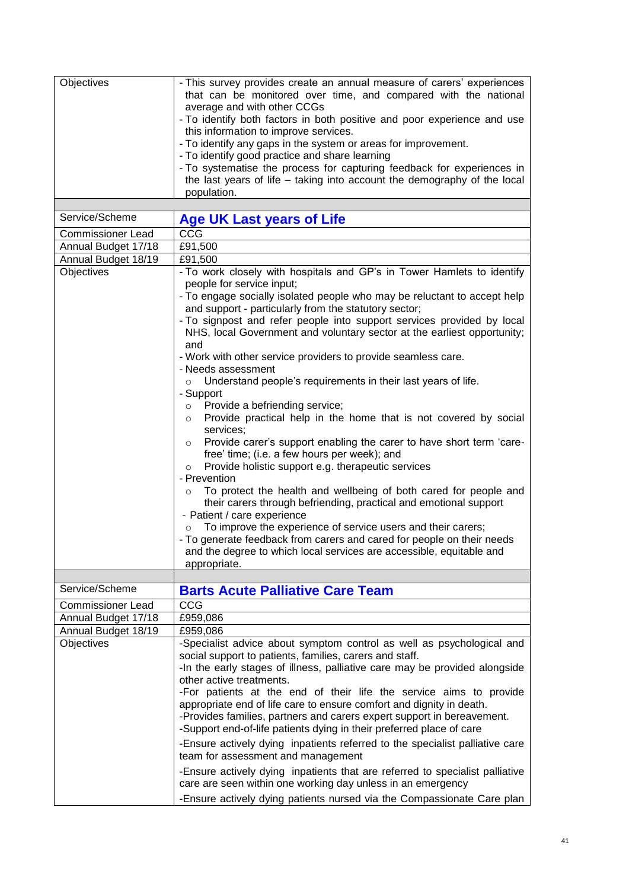| | |
|---|---|
| Objectives | - This survey provides create an annual measure of carers' experiences that can be monitored over time, and compared with the national average and with other CCGs<br>- To identify both factors in both positive and poor experience and use this information to improve services.<br>- To identify any gaps in the system or areas for improvement.<br>- To identify good practice and share learning<br>- To systematise the process for capturing feedback for experiences in the last years of life – taking into account the demography of the local population. |
| | |
| Service/Scheme | **Age UK Last years of Life** |
| Commissioner Lead | CCG |
| Annual Budget 17/18 | £91,500 |
| Annual Budget 18/19 | £91,500 |
| Objectives | - To work closely with hospitals and GP's in Tower Hamlets to identify people for service input;<br>- To engage socially isolated people who may be reluctant to accept help and support - particularly from the statutory sector;<br>- To signpost and refer people into support services provided by local NHS, local Government and voluntary sector at the earliest opportunity; and<br>- Work with other service providers to provide seamless care.<br>- Needs assessment<br>○ Understand people's requirements in their last years of life.<br>- Support<br>○ Provide a befriending service;<br>○ Provide practical help in the home that is not covered by social services;<br>○ Provide carer's support enabling the carer to have short term 'care-free' time; (i.e. a few hours per week); and<br>○ Provide holistic support e.g. therapeutic services<br>- Prevention<br>○ To protect the health and wellbeing of both cared for people and their carers through befriending, practical and emotional support<br>- Patient / care experience<br>○ To improve the experience of service users and their carers;<br>- To generate feedback from carers and cared for people on their needs and the degree to which local services are accessible, equitable and appropriate. |
| | |
| Service/Scheme | **Barts Acute Palliative Care Team** |
| Commissioner Lead | CCG |
| Annual Budget 17/18 | £959,086 |
| Annual Budget 18/19 | £959,086 |
| Objectives | -Specialist advice about symptom control as well as psychological and social support to patients, families, carers and staff.<br>-In the early stages of illness, palliative care may be provided alongside other active treatments.<br>-For patients at the end of their life the service aims to provide appropriate end of life care to ensure comfort and dignity in death.<br>-Provides families, partners and carers expert support in bereavement.<br>-Support end-of-life patients dying in their preferred place of care<br>-Ensure actively dying inpatients referred to the specialist palliative care team for assessment and management<br>-Ensure actively dying inpatients that are referred to specialist palliative care are seen within one working day unless in an emergency<br>-Ensure actively dying patients nursed via the Compassionate Care plan |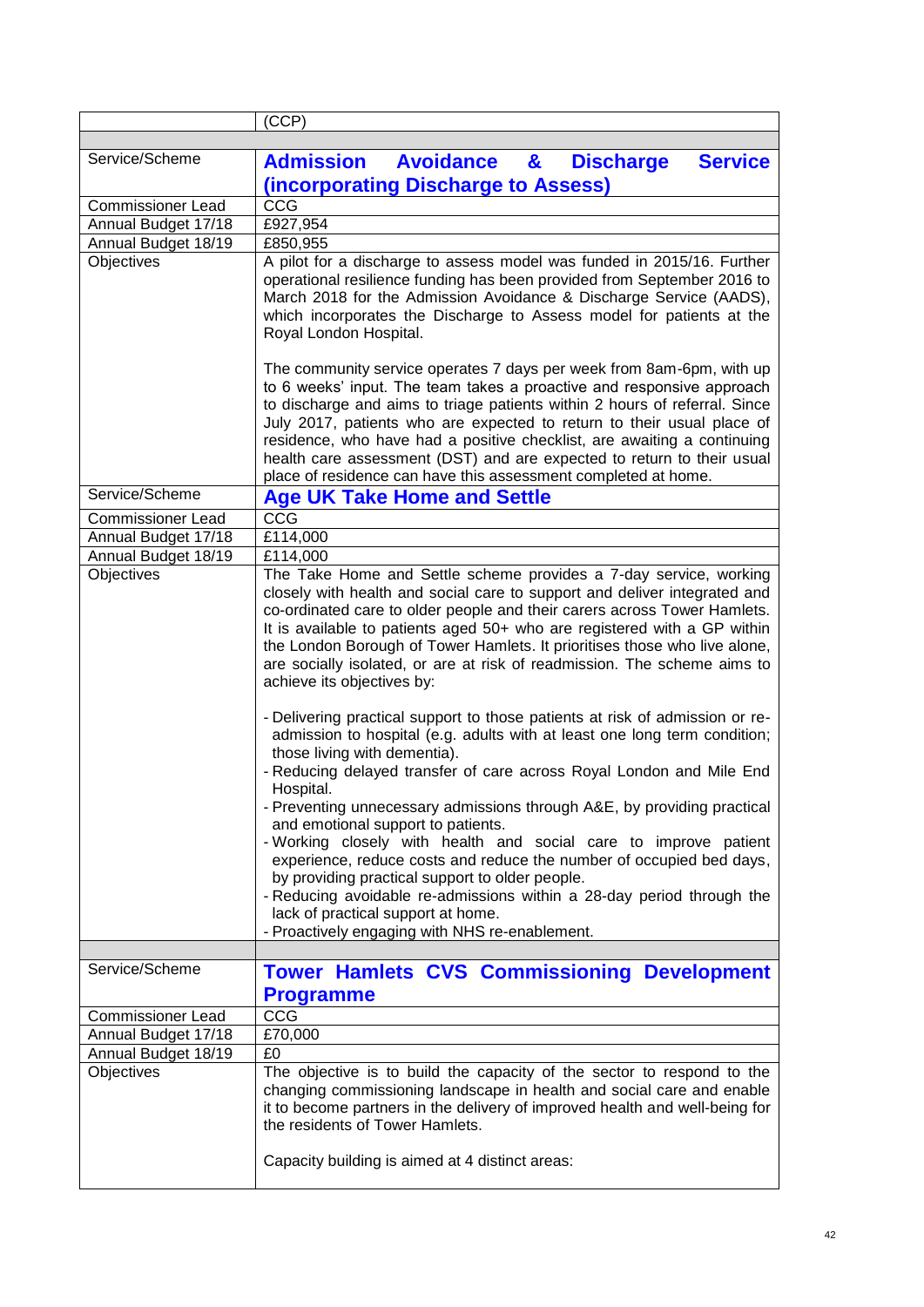| | (CCP) |
|---|---|
| | |
| Service/Scheme | **Admission Avoidance & Discharge Service (incorporating Discharge to Assess)** |
| Commissioner Lead | CCG |
| Annual Budget 17/18 | £927,954 |
| Annual Budget 18/19 | £850,955 |
| Objectives | A pilot for a discharge to assess model was funded in 2015/16. Further operational resilience funding has been provided from September 2016 to March 2018 for the Admission Avoidance & Discharge Service (AADS), which incorporates the Discharge to Assess model for patients at the Royal London Hospital.<br><br>The community service operates 7 days per week from 8am-6pm, with up to 6 weeks' input. The team takes a proactive and responsive approach to discharge and aims to triage patients within 2 hours of referral. Since July 2017, patients who are expected to return to their usual place of residence, who have had a positive checklist, are awaiting a continuing health care assessment (DST) and are expected to return to their usual place of residence can have this assessment completed at home. |
| Service/Scheme | **Age UK Take Home and Settle** |
| Commissioner Lead | CCG |
| Annual Budget 17/18 | £114,000 |
| Annual Budget 18/19 | £114,000 |
| Objectives | The Take Home and Settle scheme provides a 7-day service, working closely with health and social care to support and deliver integrated and co-ordinated care to older people and their carers across Tower Hamlets. It is available to patients aged 50+ who are registered with a GP within the London Borough of Tower Hamlets. It prioritises those who live alone, are socially isolated, or are at risk of readmission. The scheme aims to achieve its objectives by:<br><br>- Delivering practical support to those patients at risk of admission or re-admission to hospital (e.g. adults with at least one long term condition; those living with dementia).<br>- Reducing delayed transfer of care across Royal London and Mile End Hospital.<br>- Preventing unnecessary admissions through A&E, by providing practical and emotional support to patients.<br>- Working closely with health and social care to improve patient experience, reduce costs and reduce the number of occupied bed days, by providing practical support to older people.<br>- Reducing avoidable re-admissions within a 28-day period through the lack of practical support at home.<br>- Proactively engaging with NHS re-enablement. |
| | |
| Service/Scheme | **Tower Hamlets CVS Commissioning Development Programme** |
| Commissioner Lead | CCG |
| Annual Budget 17/18 | £70,000 |
| Annual Budget 18/19 | £0 |
| Objectives | The objective is to build the capacity of the sector to respond to the changing commissioning landscape in health and social care and enable it to become partners in the delivery of improved health and well-being for the residents of Tower Hamlets.<br><br>Capacity building is aimed at 4 distinct areas: |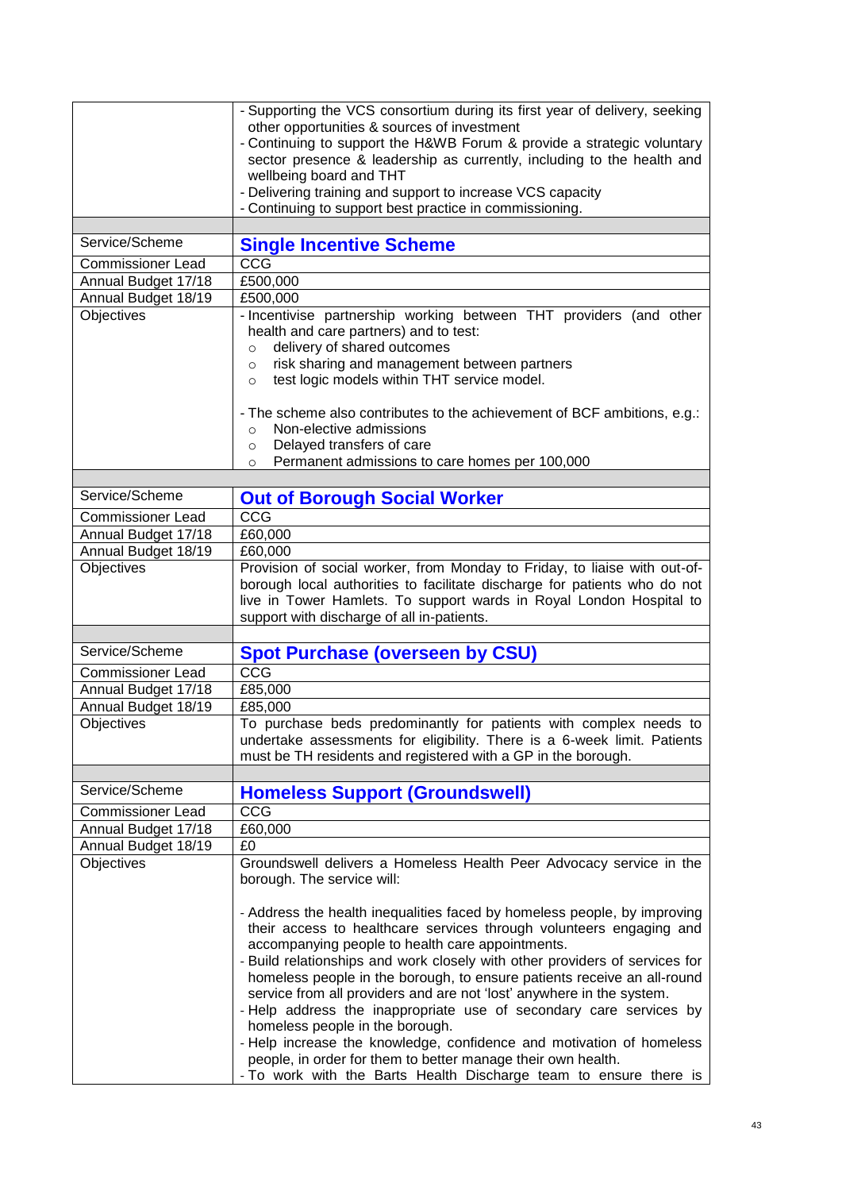| | |
|---|---|
| | - Supporting the VCS consortium during its first year of delivery, seeking other opportunities & sources of investment<br>- Continuing to support the H&WB Forum & provide a strategic voluntary sector presence & leadership as currently, including to the health and wellbeing board and THT<br>- Delivering training and support to increase VCS capacity<br>- Continuing to support best practice in commissioning. |
| | |
| Service/Scheme | **Single Incentive Scheme** |
| Commissioner Lead | CCG |
| Annual Budget 17/18 | £500,000 |
| Annual Budget 18/19 | £500,000 |
| Objectives | - Incentivise partnership working between THT providers (and other health and care partners) and to test:<br>○ delivery of shared outcomes<br>○ risk sharing and management between partners<br>○ test logic models within THT service model.<br><br>- The scheme also contributes to the achievement of BCF ambitions, e.g.:<br>○ Non-elective admissions<br>○ Delayed transfers of care<br>○ Permanent admissions to care homes per 100,000 |
| | |
| Service/Scheme | **Out of Borough Social Worker** |
| Commissioner Lead | CCG |
| Annual Budget 17/18 | £60,000 |
| Annual Budget 18/19 | £60,000 |
| Objectives | Provision of social worker, from Monday to Friday, to liaise with out-of-borough local authorities to facilitate discharge for patients who do not live in Tower Hamlets. To support wards in Royal London Hospital to support with discharge of all in-patients. |
| | |
| Service/Scheme | **Spot Purchase (overseen by CSU)** |
| Commissioner Lead | CCG |
| Annual Budget 17/18 | £85,000 |
| Annual Budget 18/19 | £85,000 |
| Objectives | To purchase beds predominantly for patients with complex needs to undertake assessments for eligibility. There is a 6-week limit. Patients must be TH residents and registered with a GP in the borough. |
| | |
| Service/Scheme | **Homeless Support (Groundswell)** |
| Commissioner Lead | CCG |
| Annual Budget 17/18 | £60,000 |
| Annual Budget 18/19 | £0 |
| Objectives | Groundswell delivers a Homeless Health Peer Advocacy service in the borough. The service will:<br><br>- Address the health inequalities faced by homeless people, by improving their access to healthcare services through volunteers engaging and accompanying people to health care appointments.<br>- Build relationships and work closely with other providers of services for homeless people in the borough, to ensure patients receive an all-round service from all providers and are not 'lost' anywhere in the system.<br>- Help address the inappropriate use of secondary care services by homeless people in the borough.<br>- Help increase the knowledge, confidence and motivation of homeless people, in order for them to better manage their own health.<br>- To work with the Barts Health Discharge team to ensure there is |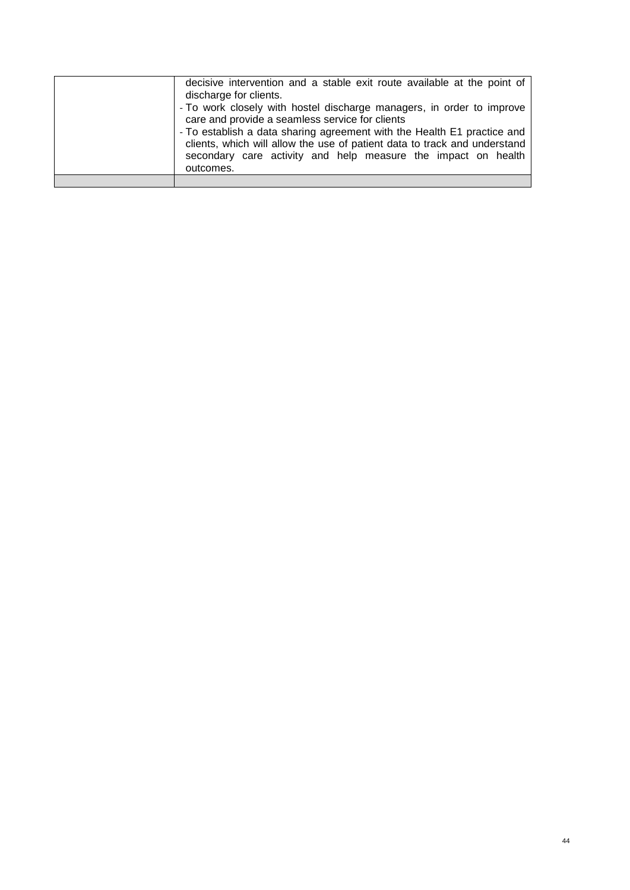| | |
|---|---|
| | decisive intervention and a stable exit route available at the point of discharge for clients.<br>- To work closely with hostel discharge managers, in order to improve care and provide a seamless service for clients<br>- To establish a data sharing agreement with the Health E1 practice and clients, which will allow the use of patient data to track and understand secondary care activity and help measure the impact on health outcomes. |
| | |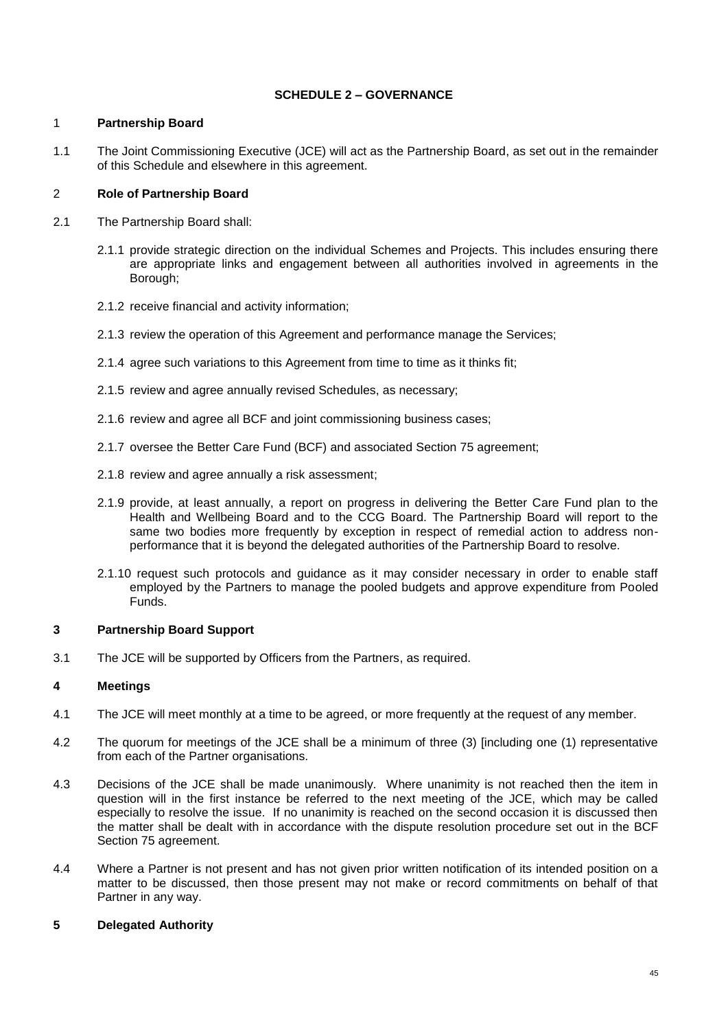## SCHEDULE 2 – GOVERNANCE

### 1 Partnership Board

1.1 The Joint Commissioning Executive (JCE) will act as the Partnership Board, as set out in the remainder of this Schedule and elsewhere in this agreement.

### 2 Role of Partnership Board

2.1 The Partnership Board shall:

2.1.1 provide strategic direction on the individual Schemes and Projects. This includes ensuring there are appropriate links and engagement between all authorities involved in agreements in the Borough;

2.1.2 receive financial and activity information;

2.1.3 review the operation of this Agreement and performance manage the Services;

2.1.4 agree such variations to this Agreement from time to time as it thinks fit;

2.1.5 review and agree annually revised Schedules, as necessary;

2.1.6 review and agree all BCF and joint commissioning business cases;

2.1.7 oversee the Better Care Fund (BCF) and associated Section 75 agreement;

2.1.8 review and agree annually a risk assessment;

2.1.9 provide, at least annually, a report on progress in delivering the Better Care Fund plan to the Health and Wellbeing Board and to the CCG Board. The Partnership Board will report to the same two bodies more frequently by exception in respect of remedial action to address non-performance that it is beyond the delegated authorities of the Partnership Board to resolve.

2.1.10 request such protocols and guidance as it may consider necessary in order to enable staff employed by the Partners to manage the pooled budgets and approve expenditure from Pooled Funds.

### 3 Partnership Board Support

3.1 The JCE will be supported by Officers from the Partners, as required.

### 4 Meetings

4.1 The JCE will meet monthly at a time to be agreed, or more frequently at the request of any member.

4.2 The quorum for meetings of the JCE shall be a minimum of three (3) [including one (1) representative from each of the Partner organisations.

4.3 Decisions of the JCE shall be made unanimously. Where unanimity is not reached then the item in question will in the first instance be referred to the next meeting of the JCE, which may be called especially to resolve the issue. If no unanimity is reached on the second occasion it is discussed then the matter shall be dealt with in accordance with the dispute resolution procedure set out in the BCF Section 75 agreement.

4.4 Where a Partner is not present and has not given prior written notification of its intended position on a matter to be discussed, then those present may not make or record commitments on behalf of that Partner in any way.

### 5 Delegated Authority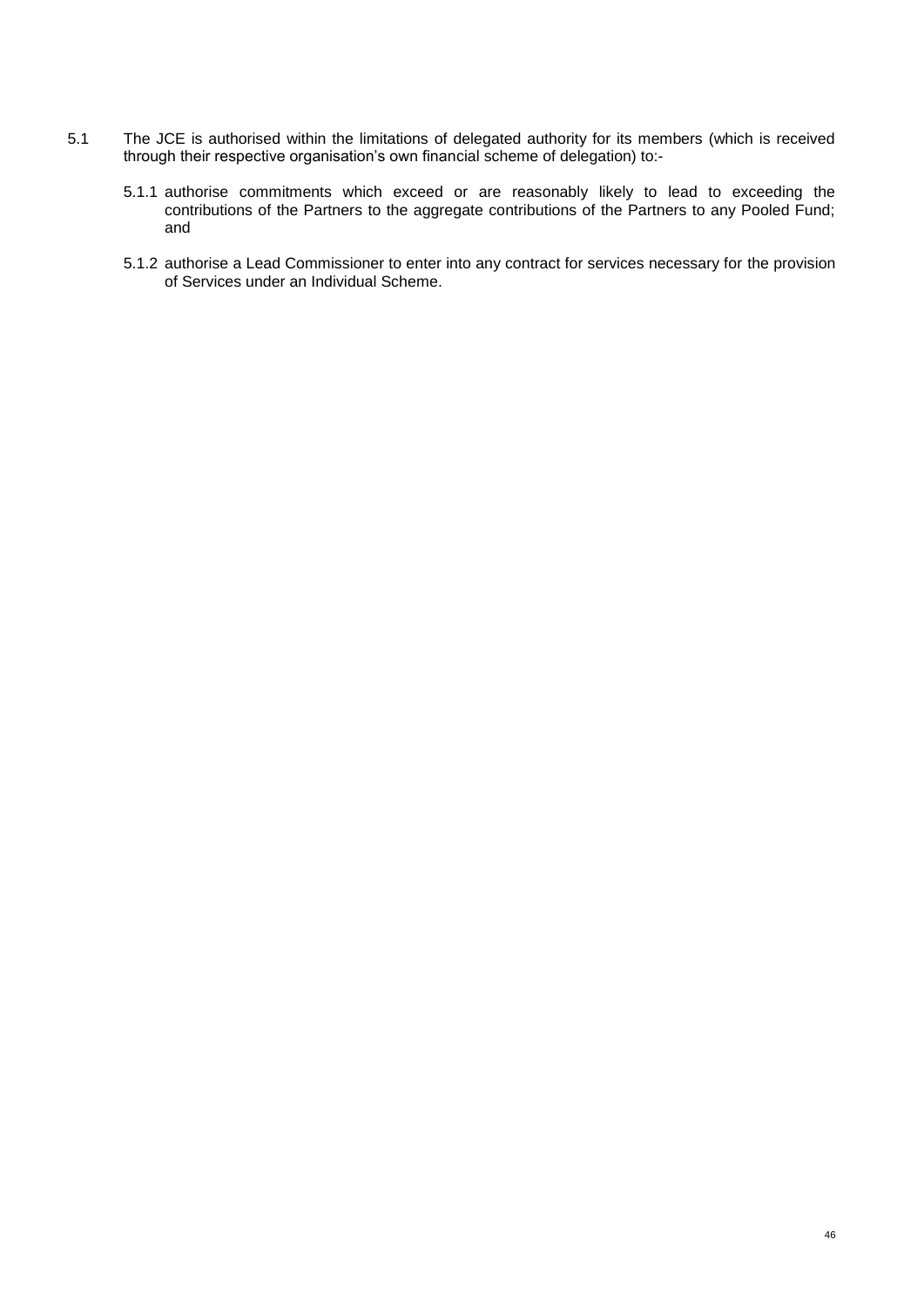5.1 The JCE is authorised within the limitations of delegated authority for its members (which is received through their respective organisation's own financial scheme of delegation) to:-

5.1.1 authorise commitments which exceed or are reasonably likely to lead to exceeding the contributions of the Partners to the aggregate contributions of the Partners to any Pooled Fund; and

5.1.2 authorise a Lead Commissioner to enter into any contract for services necessary for the provision of Services under an Individual Scheme.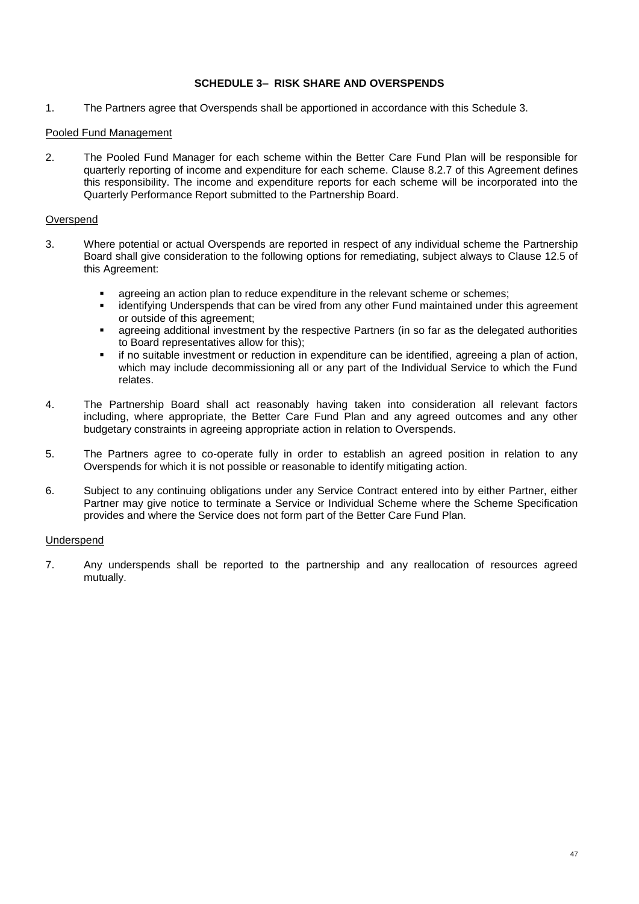## SCHEDULE 3– RISK SHARE AND OVERSPENDS

1. The Partners agree that Overspends shall be apportioned in accordance with this Schedule 3.

Pooled Fund Management

2. The Pooled Fund Manager for each scheme within the Better Care Fund Plan will be responsible for quarterly reporting of income and expenditure for each scheme. Clause 8.2.7 of this Agreement defines this responsibility. The income and expenditure reports for each scheme will be incorporated into the Quarterly Performance Report submitted to the Partnership Board.

Overspend

3. Where potential or actual Overspends are reported in respect of any individual scheme the Partnership Board shall give consideration to the following options for remediating, subject always to Clause 12.5 of this Agreement:

   - agreeing an action plan to reduce expenditure in the relevant scheme or schemes;
   - identifying Underspends that can be vired from any other Fund maintained under this agreement or outside of this agreement;
   - agreeing additional investment by the respective Partners (in so far as the delegated authorities to Board representatives allow for this);
   - if no suitable investment or reduction in expenditure can be identified, agreeing a plan of action, which may include decommissioning all or any part of the Individual Service to which the Fund relates.

4. The Partnership Board shall act reasonably having taken into consideration all relevant factors including, where appropriate, the Better Care Fund Plan and any agreed outcomes and any other budgetary constraints in agreeing appropriate action in relation to Overspends.

5. The Partners agree to co-operate fully in order to establish an agreed position in relation to any Overspends for which it is not possible or reasonable to identify mitigating action.

6. Subject to any continuing obligations under any Service Contract entered into by either Partner, either Partner may give notice to terminate a Service or Individual Scheme where the Scheme Specification provides and where the Service does not form part of the Better Care Fund Plan.

Underspend

7. Any underspends shall be reported to the partnership and any reallocation of resources agreed mutually.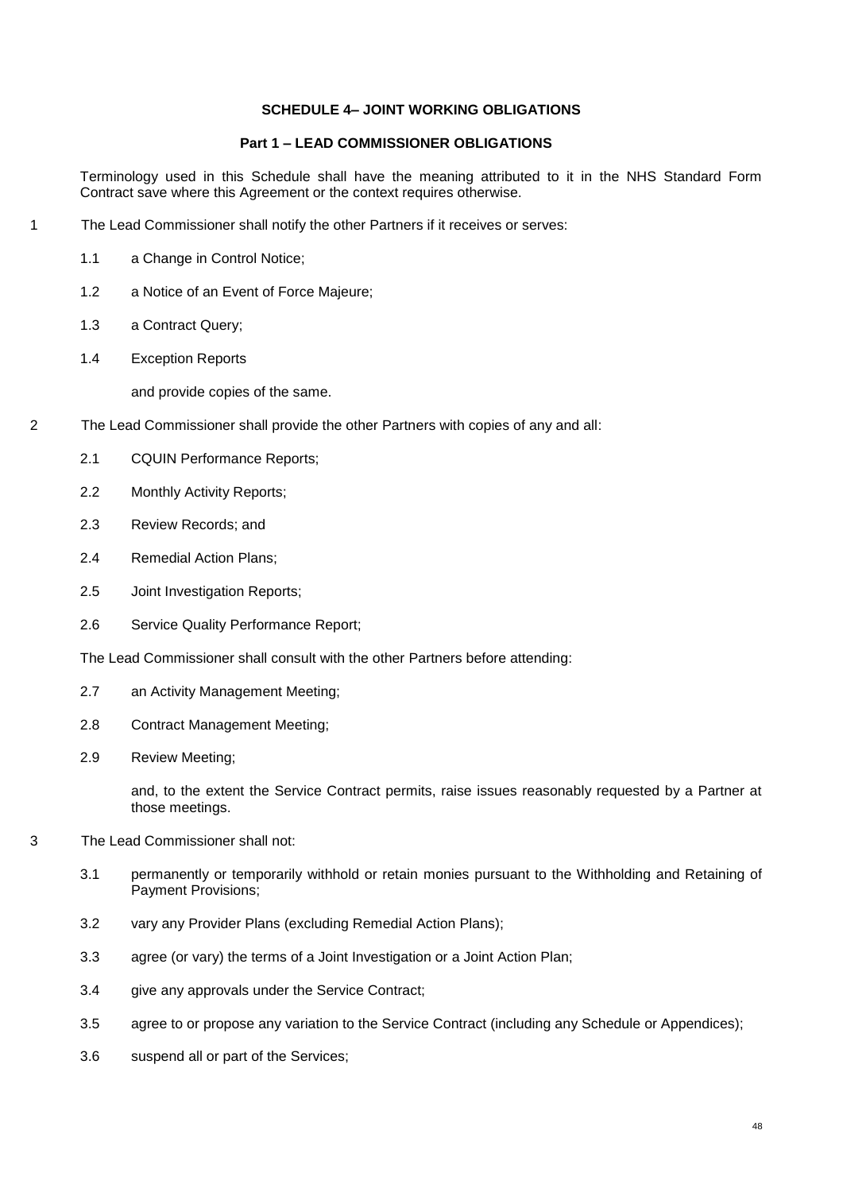## SCHEDULE 4– JOINT WORKING OBLIGATIONS

### Part 1 – LEAD COMMISSIONER OBLIGATIONS

Terminology used in this Schedule shall have the meaning attributed to it in the NHS Standard Form Contract save where this Agreement or the context requires otherwise.

1 The Lead Commissioner shall notify the other Partners if it receives or serves:

  1.1 a Change in Control Notice;

  1.2 a Notice of an Event of Force Majeure;

  1.3 a Contract Query;

  1.4 Exception Reports

  and provide copies of the same.

2 The Lead Commissioner shall provide the other Partners with copies of any and all:

  2.1 CQUIN Performance Reports;

  2.2 Monthly Activity Reports;

  2.3 Review Records; and

  2.4 Remedial Action Plans;

  2.5 Joint Investigation Reports;

  2.6 Service Quality Performance Report;

The Lead Commissioner shall consult with the other Partners before attending:

  2.7 an Activity Management Meeting;

  2.8 Contract Management Meeting;

  2.9 Review Meeting;

  and, to the extent the Service Contract permits, raise issues reasonably requested by a Partner at those meetings.

3 The Lead Commissioner shall not:

  3.1 permanently or temporarily withhold or retain monies pursuant to the Withholding and Retaining of Payment Provisions;

  3.2 vary any Provider Plans (excluding Remedial Action Plans);

  3.3 agree (or vary) the terms of a Joint Investigation or a Joint Action Plan;

  3.4 give any approvals under the Service Contract;

  3.5 agree to or propose any variation to the Service Contract (including any Schedule or Appendices);

  3.6 suspend all or part of the Services;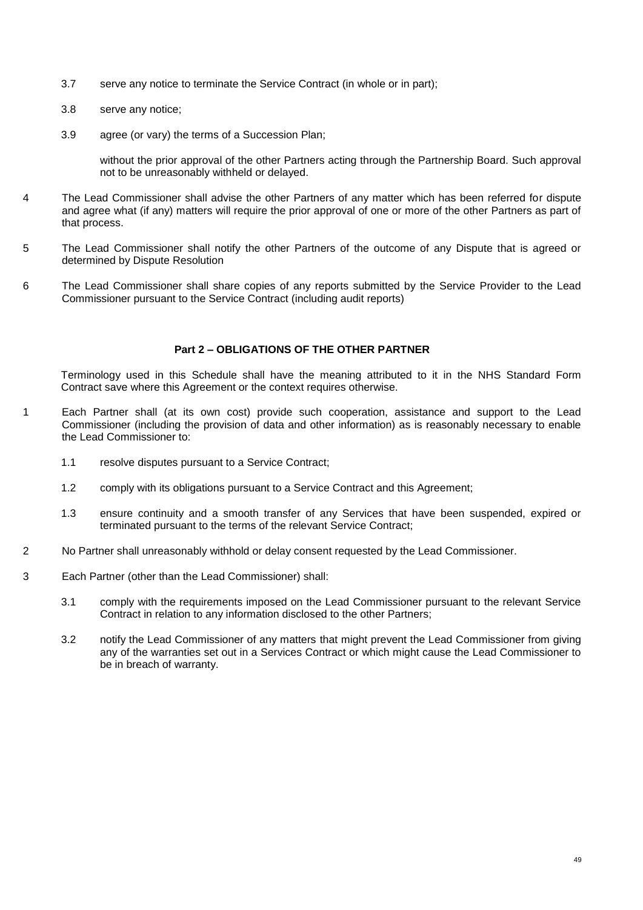3.7 serve any notice to terminate the Service Contract (in whole or in part);

3.8 serve any notice;

3.9 agree (or vary) the terms of a Succession Plan;

without the prior approval of the other Partners acting through the Partnership Board. Such approval not to be unreasonably withheld or delayed.

4 The Lead Commissioner shall advise the other Partners of any matter which has been referred for dispute and agree what (if any) matters will require the prior approval of one or more of the other Partners as part of that process.

5 The Lead Commissioner shall notify the other Partners of the outcome of any Dispute that is agreed or determined by Dispute Resolution

6 The Lead Commissioner shall share copies of any reports submitted by the Service Provider to the Lead Commissioner pursuant to the Service Contract (including audit reports)

**Part 2 – OBLIGATIONS OF THE OTHER PARTNER**

Terminology used in this Schedule shall have the meaning attributed to it in the NHS Standard Form Contract save where this Agreement or the context requires otherwise.

1 Each Partner shall (at its own cost) provide such cooperation, assistance and support to the Lead Commissioner (including the provision of data and other information) as is reasonably necessary to enable the Lead Commissioner to:

1.1 resolve disputes pursuant to a Service Contract;

1.2 comply with its obligations pursuant to a Service Contract and this Agreement;

1.3 ensure continuity and a smooth transfer of any Services that have been suspended, expired or terminated pursuant to the terms of the relevant Service Contract;

2 No Partner shall unreasonably withhold or delay consent requested by the Lead Commissioner.

3 Each Partner (other than the Lead Commissioner) shall:

3.1 comply with the requirements imposed on the Lead Commissioner pursuant to the relevant Service Contract in relation to any information disclosed to the other Partners;

3.2 notify the Lead Commissioner of any matters that might prevent the Lead Commissioner from giving any of the warranties set out in a Services Contract or which might cause the Lead Commissioner to be in breach of warranty.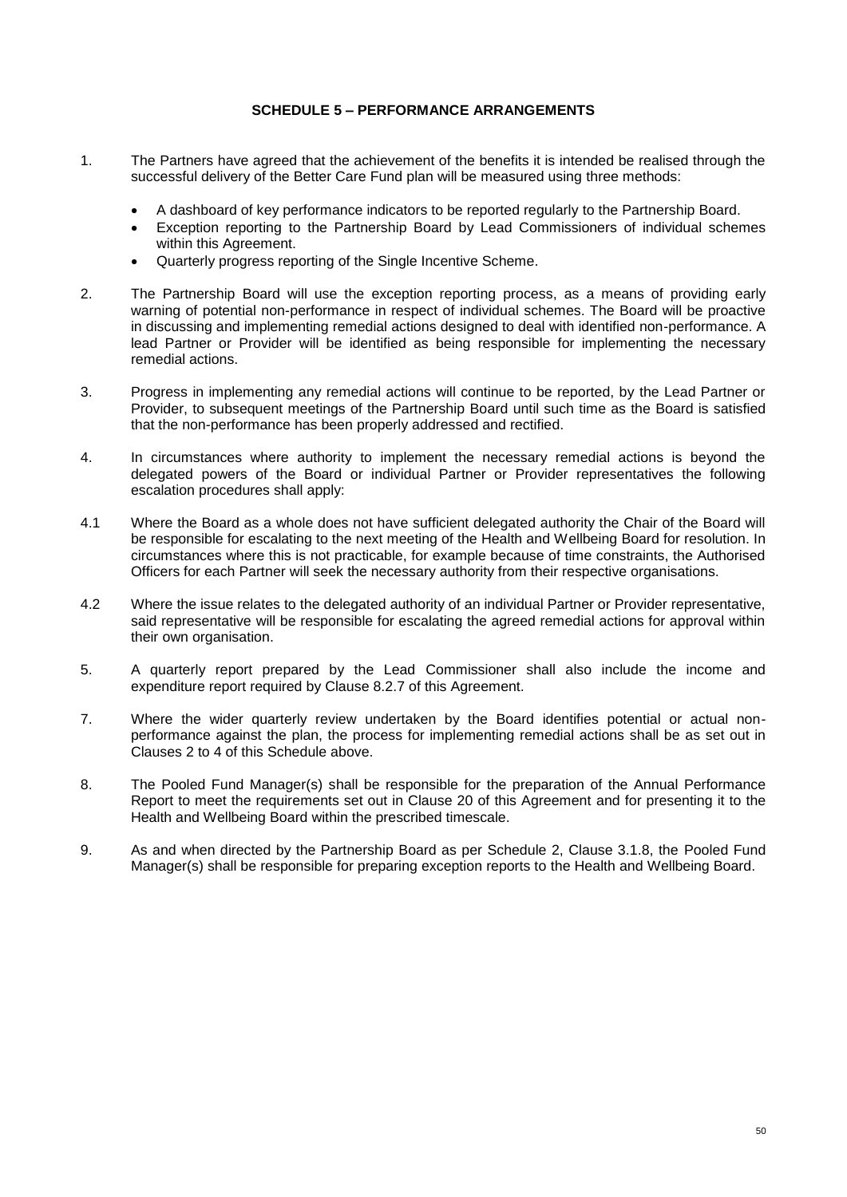**SCHEDULE 5 – PERFORMANCE ARRANGEMENTS**

1. The Partners have agreed that the achievement of the benefits it is intended be realised through the successful delivery of the Better Care Fund plan will be measured using three methods:

   - A dashboard of key performance indicators to be reported regularly to the Partnership Board.
   - Exception reporting to the Partnership Board by Lead Commissioners of individual schemes within this Agreement.
   - Quarterly progress reporting of the Single Incentive Scheme.

2. The Partnership Board will use the exception reporting process, as a means of providing early warning of potential non-performance in respect of individual schemes. The Board will be proactive in discussing and implementing remedial actions designed to deal with identified non-performance. A lead Partner or Provider will be identified as being responsible for implementing the necessary remedial actions.

3. Progress in implementing any remedial actions will continue to be reported, by the Lead Partner or Provider, to subsequent meetings of the Partnership Board until such time as the Board is satisfied that the non-performance has been properly addressed and rectified.

4. In circumstances where authority to implement the necessary remedial actions is beyond the delegated powers of the Board or individual Partner or Provider representatives the following escalation procedures shall apply:

4.1 Where the Board as a whole does not have sufficient delegated authority the Chair of the Board will be responsible for escalating to the next meeting of the Health and Wellbeing Board for resolution. In circumstances where this is not practicable, for example because of time constraints, the Authorised Officers for each Partner will seek the necessary authority from their respective organisations.

4.2 Where the issue relates to the delegated authority of an individual Partner or Provider representative, said representative will be responsible for escalating the agreed remedial actions for approval within their own organisation.

5. A quarterly report prepared by the Lead Commissioner shall also include the income and expenditure report required by Clause 8.2.7 of this Agreement.

7. Where the wider quarterly review undertaken by the Board identifies potential or actual non-performance against the plan, the process for implementing remedial actions shall be as set out in Clauses 2 to 4 of this Schedule above.

8. The Pooled Fund Manager(s) shall be responsible for the preparation of the Annual Performance Report to meet the requirements set out in Clause 20 of this Agreement and for presenting it to the Health and Wellbeing Board within the prescribed timescale.

9. As and when directed by the Partnership Board as per Schedule 2, Clause 3.1.8, the Pooled Fund Manager(s) shall be responsible for preparing exception reports to the Health and Wellbeing Board.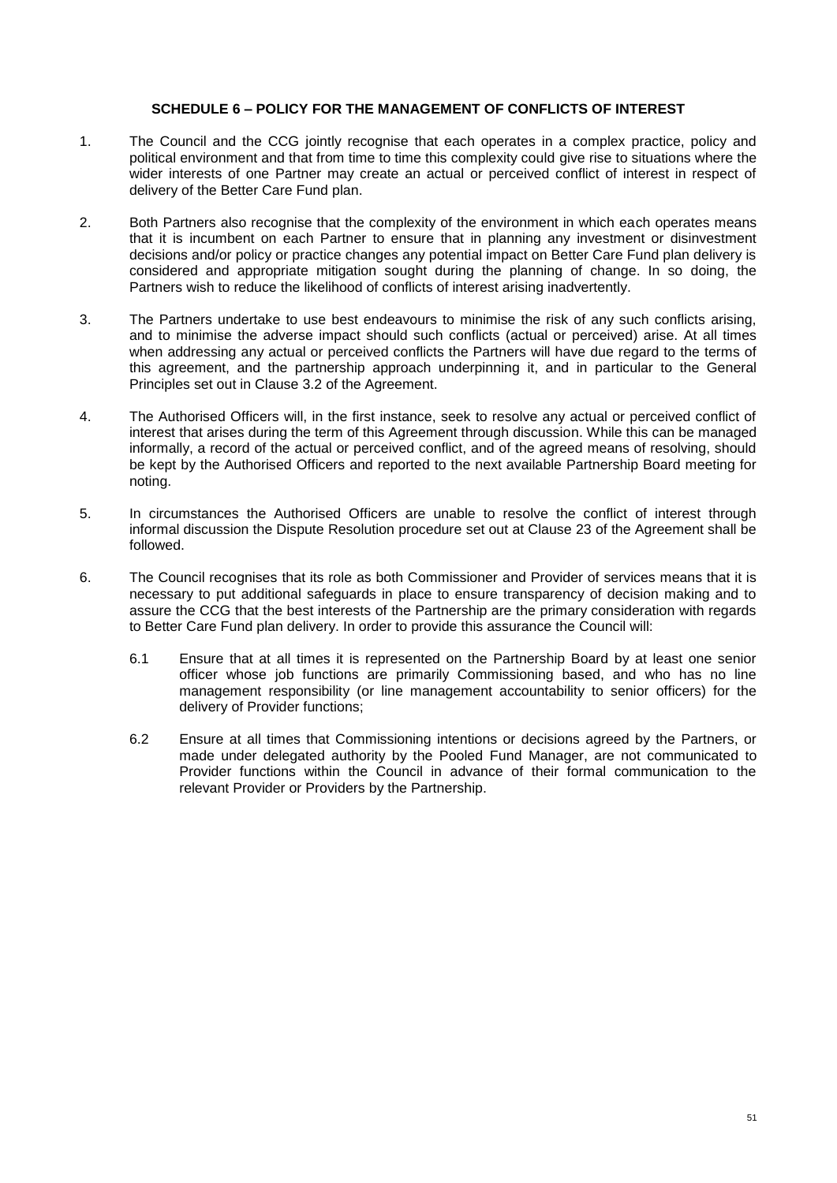## SCHEDULE 6 – POLICY FOR THE MANAGEMENT OF CONFLICTS OF INTEREST

1. The Council and the CCG jointly recognise that each operates in a complex practice, policy and political environment and that from time to time this complexity could give rise to situations where the wider interests of one Partner may create an actual or perceived conflict of interest in respect of delivery of the Better Care Fund plan.

2. Both Partners also recognise that the complexity of the environment in which each operates means that it is incumbent on each Partner to ensure that in planning any investment or disinvestment decisions and/or policy or practice changes any potential impact on Better Care Fund plan delivery is considered and appropriate mitigation sought during the planning of change. In so doing, the Partners wish to reduce the likelihood of conflicts of interest arising inadvertently.

3. The Partners undertake to use best endeavours to minimise the risk of any such conflicts arising, and to minimise the adverse impact should such conflicts (actual or perceived) arise. At all times when addressing any actual or perceived conflicts the Partners will have due regard to the terms of this agreement, and the partnership approach underpinning it, and in particular to the General Principles set out in Clause 3.2 of the Agreement.

4. The Authorised Officers will, in the first instance, seek to resolve any actual or perceived conflict of interest that arises during the term of this Agreement through discussion. While this can be managed informally, a record of the actual or perceived conflict, and of the agreed means of resolving, should be kept by the Authorised Officers and reported to the next available Partnership Board meeting for noting.

5. In circumstances the Authorised Officers are unable to resolve the conflict of interest through informal discussion the Dispute Resolution procedure set out at Clause 23 of the Agreement shall be followed.

6. The Council recognises that its role as both Commissioner and Provider of services means that it is necessary to put additional safeguards in place to ensure transparency of decision making and to assure the CCG that the best interests of the Partnership are the primary consideration with regards to Better Care Fund plan delivery. In order to provide this assurance the Council will:

   6.1 Ensure that at all times it is represented on the Partnership Board by at least one senior officer whose job functions are primarily Commissioning based, and who has no line management responsibility (or line management accountability to senior officers) for the delivery of Provider functions;

   6.2 Ensure at all times that Commissioning intentions or decisions agreed by the Partners, or made under delegated authority by the Pooled Fund Manager, are not communicated to Provider functions within the Council in advance of their formal communication to the relevant Provider or Providers by the Partnership.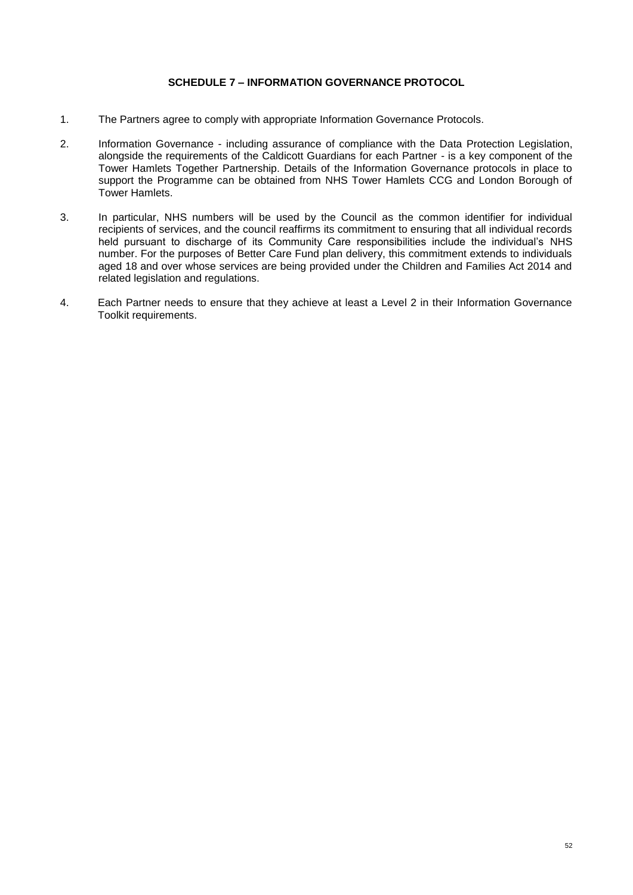**SCHEDULE 7 – INFORMATION GOVERNANCE PROTOCOL**

1. The Partners agree to comply with appropriate Information Governance Protocols.

2. Information Governance - including assurance of compliance with the Data Protection Legislation, alongside the requirements of the Caldicott Guardians for each Partner - is a key component of the Tower Hamlets Together Partnership. Details of the Information Governance protocols in place to support the Programme can be obtained from NHS Tower Hamlets CCG and London Borough of Tower Hamlets.

3. In particular, NHS numbers will be used by the Council as the common identifier for individual recipients of services, and the council reaffirms its commitment to ensuring that all individual records held pursuant to discharge of its Community Care responsibilities include the individual's NHS number. For the purposes of Better Care Fund plan delivery, this commitment extends to individuals aged 18 and over whose services are being provided under the Children and Families Act 2014 and related legislation and regulations.

4. Each Partner needs to ensure that they achieve at least a Level 2 in their Information Governance Toolkit requirements.